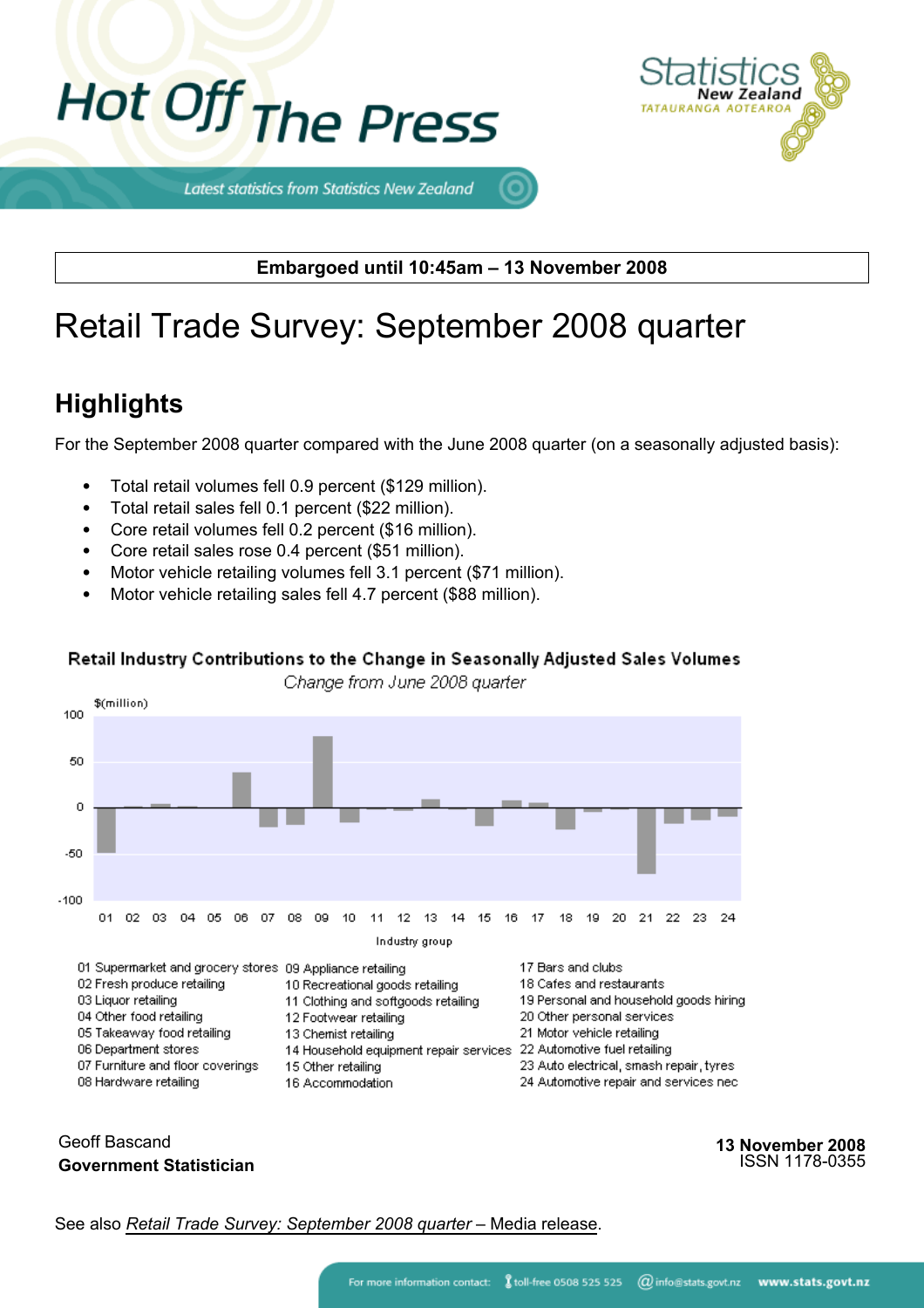# Hot Off The Press

Latest statistics from Statistics New Zealand

Statistics New Zealand
TATAURANGA AOTEAROA

**Embargoed until 10:45am – 13 November 2008**

# Retail Trade Survey: September 2008 quarter

## Highlights

For the September 2008 quarter compared with the June 2008 quarter (on a seasonally adjusted basis):

- Total retail volumes fell 0.9 percent ($129 million).
- Total retail sales fell 0.1 percent ($22 million).
- Core retail volumes fell 0.2 percent ($16 million).
- Core retail sales rose 0.4 percent ($51 million).
- Motor vehicle retailing volumes fell 3.1 percent ($71 million).
- Motor vehicle retailing sales fell 4.7 percent ($88 million).

**Retail Industry Contributions to the Change in Seasonally Adjusted Sales Volumes**

*Change from June 2008 quarter*

$(million)

Industry group

| | | |
|---|---|---|
| 01 Supermarket and grocery stores | 09 Appliance retailing | 17 Bars and clubs |
| 02 Fresh produce retailing | 10 Recreational goods retailing | 18 Cafes and restaurants |
| 03 Liquor retailing | 11 Clothing and softgoods retailing | 19 Personal and household goods hiring |
| 04 Other food retailing | 12 Footwear retailing | 20 Other personal services |
| 05 Takeaway food retailing | 13 Chemist retailing | 21 Motor vehicle retailing |
| 06 Department stores | 14 Household equipment repair services | 22 Automotive fuel retailing |
| 07 Furniture and floor coverings | 15 Other retailing | 23 Auto electrical, smash repair, tyres |
| 08 Hardware retailing | 16 Accommodation | 24 Automotive repair and services nec |

Geoff Bascand
**Government Statistician**

**13 November 2008**
ISSN 1178-0355

See also *Retail Trade Survey: September 2008 quarter* – Media release.

For more information contact: toll-free 0508 525 525 info@stats.govt.nz **www.stats.govt.nz**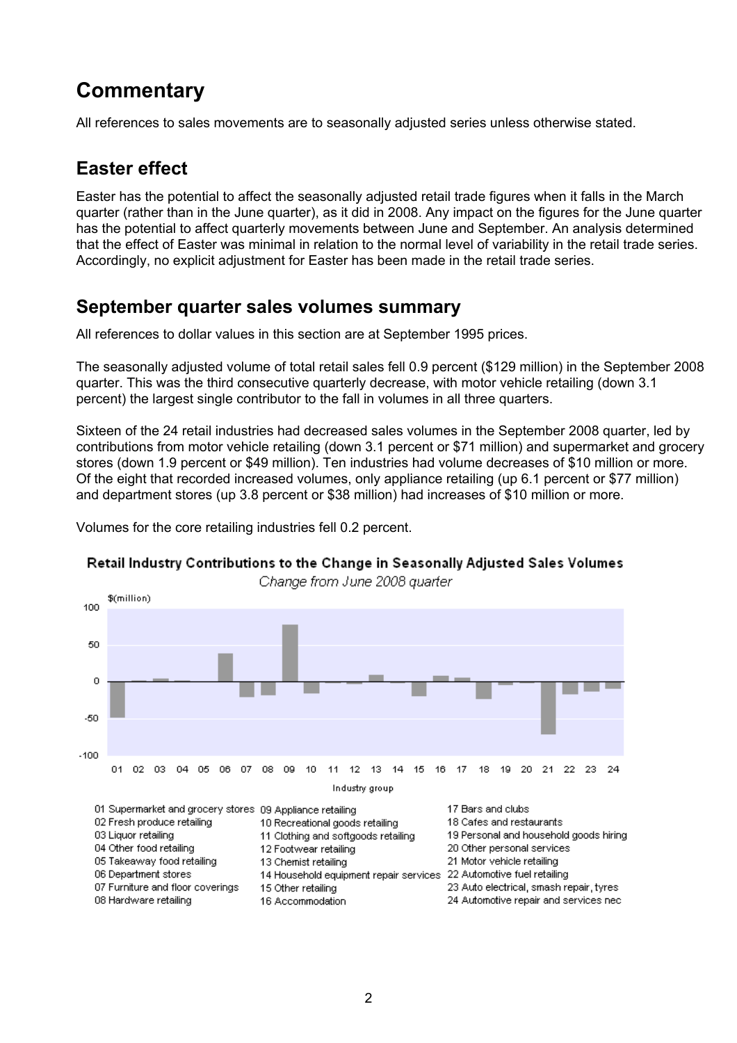# Commentary

All references to sales movements are to seasonally adjusted series unless otherwise stated.

## Easter effect

Easter has the potential to affect the seasonally adjusted retail trade figures when it falls in the March quarter (rather than in the June quarter), as it did in 2008. Any impact on the figures for the June quarter has the potential to affect quarterly movements between June and September. An analysis determined that the effect of Easter was minimal in relation to the normal level of variability in the retail trade series. Accordingly, no explicit adjustment for Easter has been made in the retail trade series.

## September quarter sales volumes summary

All references to dollar values in this section are at September 1995 prices.

The seasonally adjusted volume of total retail sales fell 0.9 percent ($129 million) in the September 2008 quarter. This was the third consecutive quarterly decrease, with motor vehicle retailing (down 3.1 percent) the largest single contributor to the fall in volumes in all three quarters.

Sixteen of the 24 retail industries had decreased sales volumes in the September 2008 quarter, led by contributions from motor vehicle retailing (down 3.1 percent or $71 million) and supermarket and grocery stores (down 1.9 percent or $49 million). Ten industries had volume decreases of $10 million or more. Of the eight that recorded increased volumes, only appliance retailing (up 6.1 percent or $77 million) and department stores (up 3.8 percent or $38 million) had increases of $10 million or more.

Volumes for the core retailing industries fell 0.2 percent.

**Retail Industry Contributions to the Change in Seasonally Adjusted Sales Volumes**

*Change from June 2008 quarter*

01 Supermarket and grocery stores
02 Fresh produce retailing
03 Liquor retailing
04 Other food retailing
05 Takeaway food retailing
06 Department stores
07 Furniture and floor coverings
08 Hardware retailing
09 Appliance retailing
10 Recreational goods retailing
11 Clothing and softgoods retailing
12 Footwear retailing
13 Chemist retailing
14 Household equipment repair services
15 Other retailing
16 Accommodation
17 Bars and clubs
18 Cafes and restaurants
19 Personal and household goods hiring
20 Other personal services
21 Motor vehicle retailing
22 Automotive fuel retailing
23 Auto electrical, smash repair, tyres
24 Automotive repair and services nec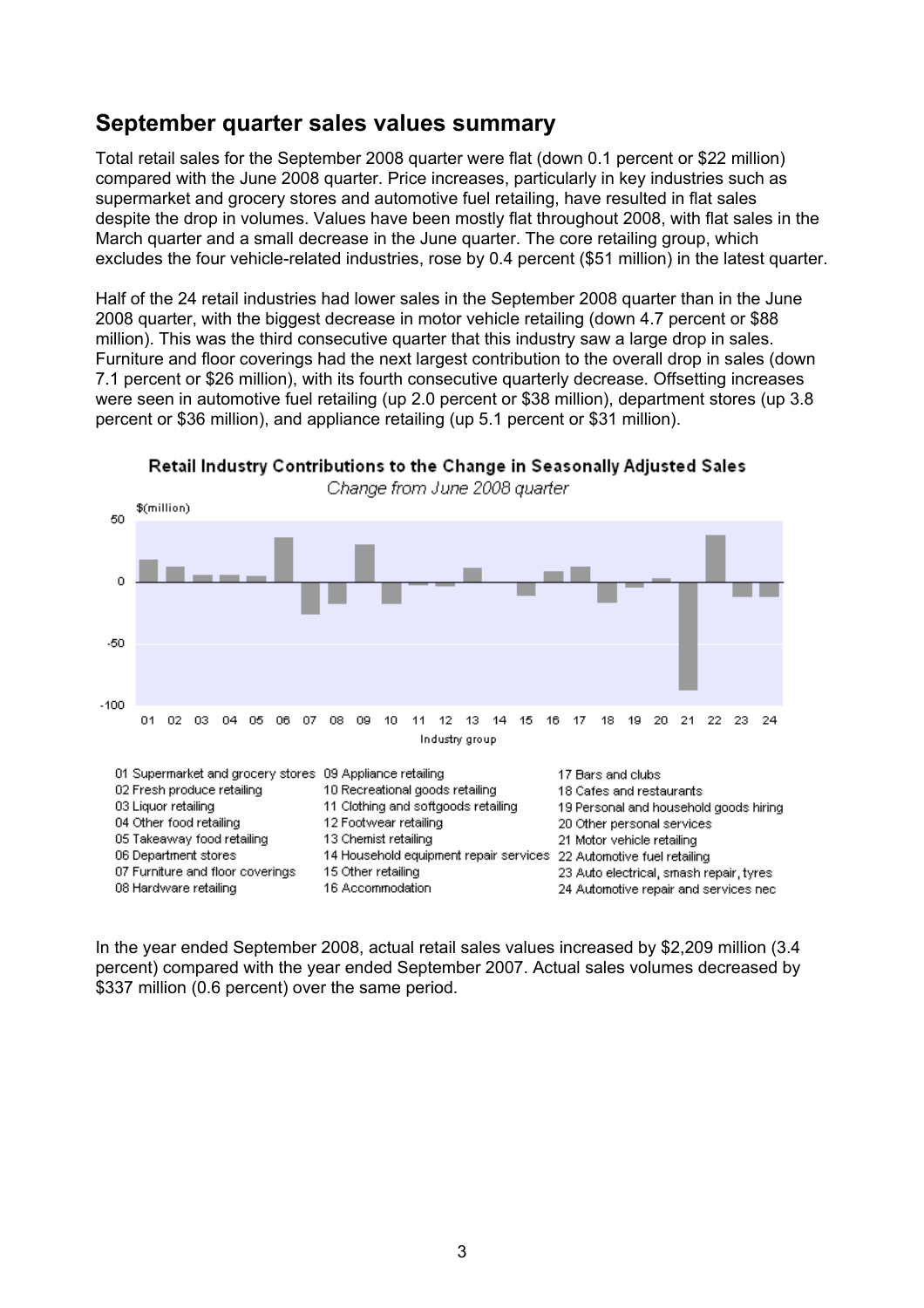## September quarter sales values summary

Total retail sales for the September 2008 quarter were flat (down 0.1 percent or $22 million) compared with the June 2008 quarter. Price increases, particularly in key industries such as supermarket and grocery stores and automotive fuel retailing, have resulted in flat sales despite the drop in volumes. Values have been mostly flat throughout 2008, with flat sales in the March quarter and a small decrease in the June quarter. The core retailing group, which excludes the four vehicle-related industries, rose by 0.4 percent ($51 million) in the latest quarter.

Half of the 24 retail industries had lower sales in the September 2008 quarter than in the June 2008 quarter, with the biggest decrease in motor vehicle retailing (down 4.7 percent or $88 million). This was the third consecutive quarter that this industry saw a large drop in sales. Furniture and floor coverings had the next largest contribution to the overall drop in sales (down 7.1 percent or $26 million), with its fourth consecutive quarterly decrease. Offsetting increases were seen in automotive fuel retailing (up 2.0 percent or $38 million), department stores (up 3.8 percent or $36 million), and appliance retailing (up 5.1 percent or $31 million).

**Retail Industry Contributions to the Change in Seasonally Adjusted Sales**

*Change from June 2008 quarter*

01 Supermarket and grocery stores
02 Fresh produce retailing
03 Liquor retailing
04 Other food retailing
05 Takeaway food retailing
06 Department stores
07 Furniture and floor coverings
08 Hardware retailing
09 Appliance retailing
10 Recreational goods retailing
11 Clothing and softgoods retailing
12 Footwear retailing
13 Chemist retailing
14 Household equipment repair services
15 Other retailing
16 Accommodation
17 Bars and clubs
18 Cafes and restaurants
19 Personal and household goods hiring
20 Other personal services
21 Motor vehicle retailing
22 Automotive fuel retailing
23 Auto electrical, smash repair, tyres
24 Automotive repair and services nec

In the year ended September 2008, actual retail sales values increased by $2,209 million (3.4 percent) compared with the year ended September 2007. Actual sales volumes decreased by $337 million (0.6 percent) over the same period.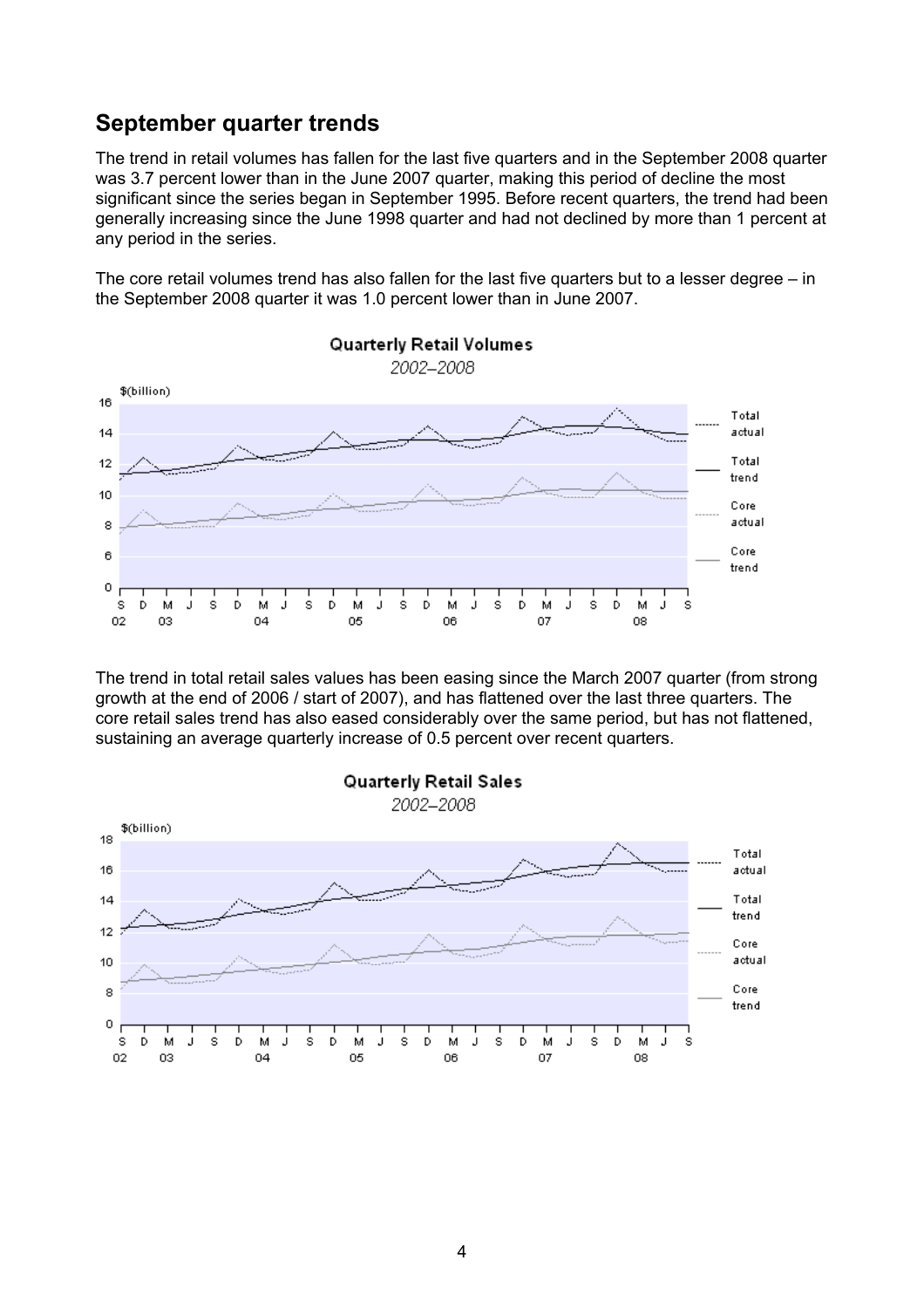## September quarter trends

The trend in retail volumes has fallen for the last five quarters and in the September 2008 quarter was 3.7 percent lower than in the June 2007 quarter, making this period of decline the most significant since the series began in September 1995. Before recent quarters, the trend had been generally increasing since the June 1998 quarter and had not declined by more than 1 percent at any period in the series.

The core retail volumes trend has also fallen for the last five quarters but to a lesser degree – in the September 2008 quarter it was 1.0 percent lower than in June 2007.

**Quarterly Retail Volumes**
*2002–2008*

The trend in total retail sales values has been easing since the March 2007 quarter (from strong growth at the end of 2006 / start of 2007), and has flattened over the last three quarters. The core retail sales trend has also eased considerably over the same period, but has not flattened, sustaining an average quarterly increase of 0.5 percent over recent quarters.

**Quarterly Retail Sales**
*2002–2008*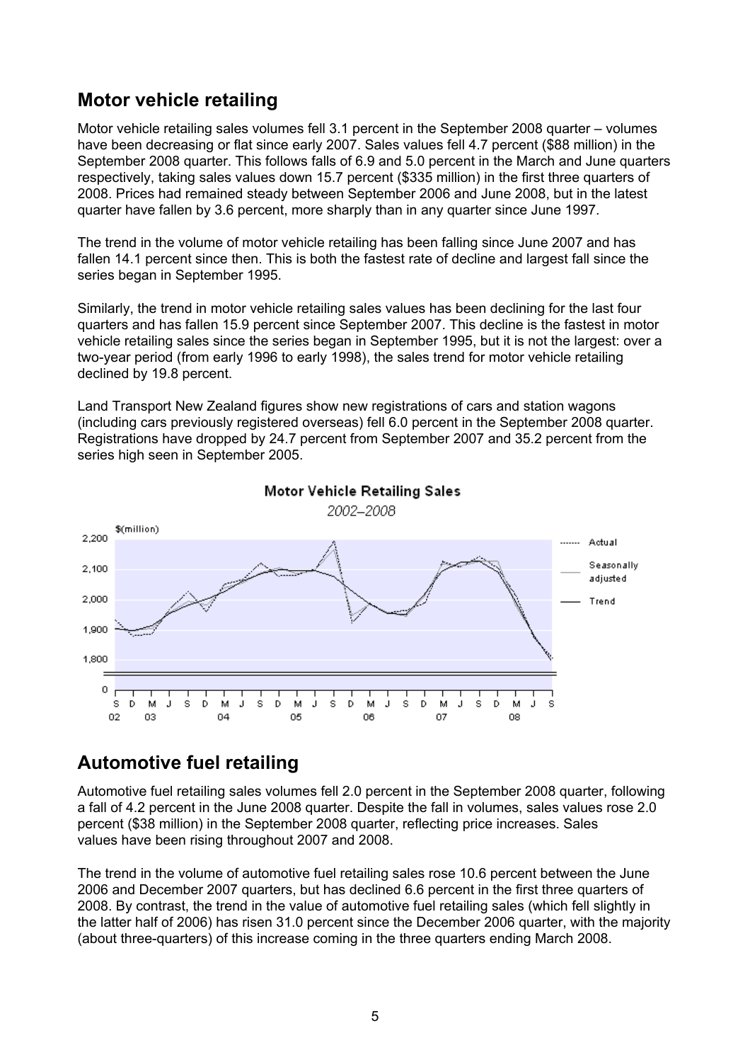## Motor vehicle retailing

Motor vehicle retailing sales volumes fell 3.1 percent in the September 2008 quarter – volumes have been decreasing or flat since early 2007. Sales values fell 4.7 percent ($88 million) in the September 2008 quarter. This follows falls of 6.9 and 5.0 percent in the March and June quarters respectively, taking sales values down 15.7 percent ($335 million) in the first three quarters of 2008. Prices had remained steady between September 2006 and June 2008, but in the latest quarter have fallen by 3.6 percent, more sharply than in any quarter since June 1997.

The trend in the volume of motor vehicle retailing has been falling since June 2007 and has fallen 14.1 percent since then. This is both the fastest rate of decline and largest fall since the series began in September 1995.

Similarly, the trend in motor vehicle retailing sales values has been declining for the last four quarters and has fallen 15.9 percent since September 2007. This decline is the fastest in motor vehicle retailing sales since the series began in September 1995, but it is not the largest: over a two-year period (from early 1996 to early 1998), the sales trend for motor vehicle retailing declined by 19.8 percent.

Land Transport New Zealand figures show new registrations of cars and station wagons (including cars previously registered overseas) fell 6.0 percent in the September 2008 quarter. Registrations have dropped by 24.7 percent from September 2007 and 35.2 percent from the series high seen in September 2005.

**Motor Vehicle Retailing Sales**

*2002–2008*

## Automotive fuel retailing

Automotive fuel retailing sales volumes fell 2.0 percent in the September 2008 quarter, following a fall of 4.2 percent in the June 2008 quarter. Despite the fall in volumes, sales values rose 2.0 percent ($38 million) in the September 2008 quarter, reflecting price increases. Sales values have been rising throughout 2007 and 2008.

The trend in the volume of automotive fuel retailing sales rose 10.6 percent between the June 2006 and December 2007 quarters, but has declined 6.6 percent in the first three quarters of 2008. By contrast, the trend in the value of automotive fuel retailing sales (which fell slightly in the latter half of 2006) has risen 31.0 percent since the December 2006 quarter, with the majority (about three-quarters) of this increase coming in the three quarters ending March 2008.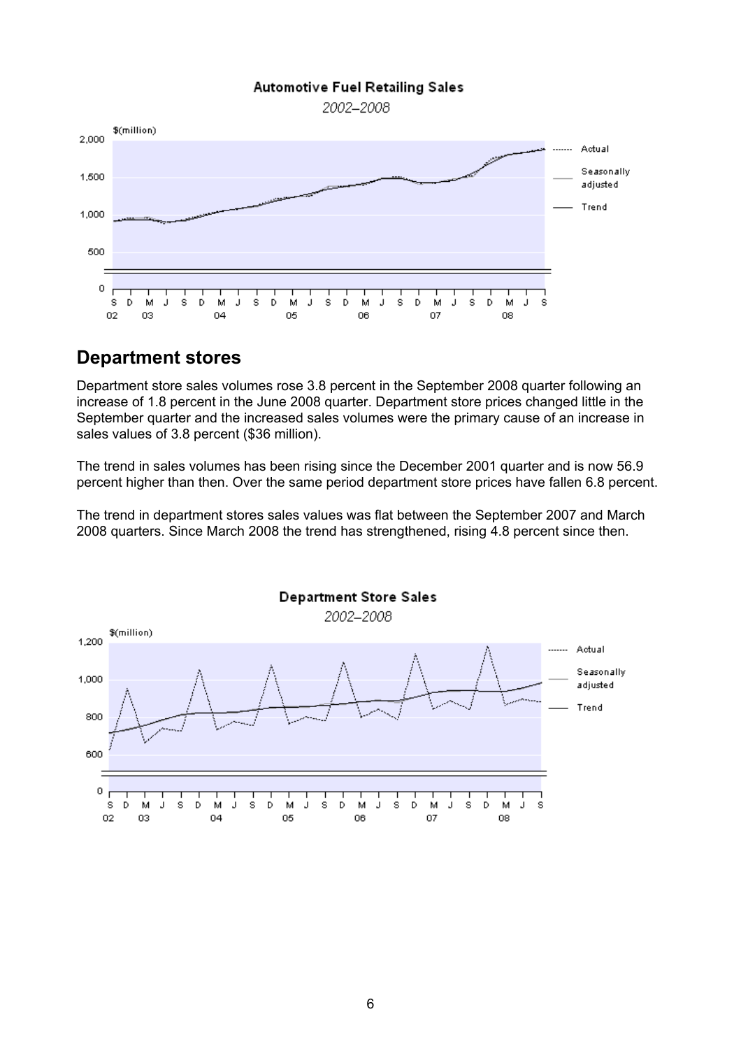**Automotive Fuel Retailing Sales**

*2002–2008*

## Department stores

Department store sales volumes rose 3.8 percent in the September 2008 quarter following an increase of 1.8 percent in the June 2008 quarter. Department store prices changed little in the September quarter and the increased sales volumes were the primary cause of an increase in sales values of 3.8 percent ($36 million).

The trend in sales volumes has been rising since the December 2001 quarter and is now 56.9 percent higher than then. Over the same period department store prices have fallen 6.8 percent.

The trend in department stores sales values was flat between the September 2007 and March 2008 quarters. Since March 2008 the trend has strengthened, rising 4.8 percent since then.

**Department Store Sales**

*2002–2008*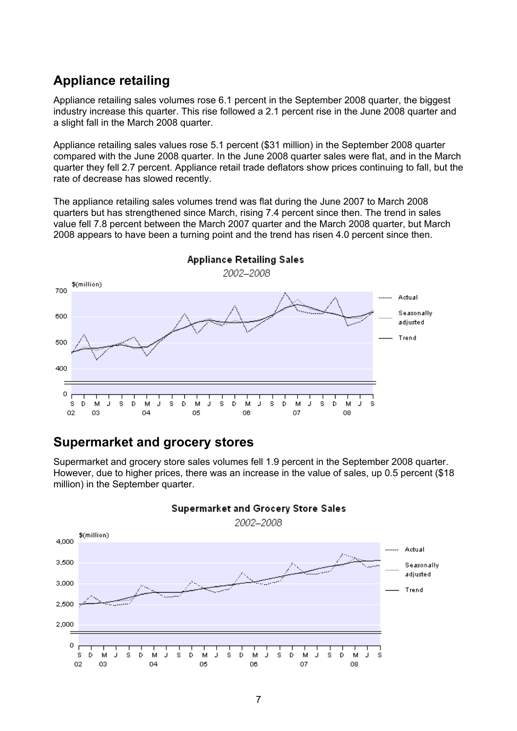## Appliance retailing

Appliance retailing sales volumes rose 6.1 percent in the September 2008 quarter, the biggest industry increase this quarter. This rise followed a 2.1 percent rise in the June 2008 quarter and a slight fall in the March 2008 quarter.

Appliance retailing sales values rose 5.1 percent ($31 million) in the September 2008 quarter compared with the June 2008 quarter. In the June 2008 quarter sales were flat, and in the March quarter they fell 2.7 percent. Appliance retail trade deflators show prices continuing to fall, but the rate of decrease has slowed recently.

The appliance retailing sales volumes trend was flat during the June 2007 to March 2008 quarters but has strengthened since March, rising 7.4 percent since then. The trend in sales value fell 7.8 percent between the March 2007 quarter and the March 2008 quarter, but March 2008 appears to have been a turning point and the trend has risen 4.0 percent since then.

**Appliance Retailing Sales**

*2002–2008*

## Supermarket and grocery stores

Supermarket and grocery store sales volumes fell 1.9 percent in the September 2008 quarter. However, due to higher prices, there was an increase in the value of sales, up 0.5 percent ($18 million) in the September quarter.

**Supermarket and Grocery Store Sales**

*2002–2008*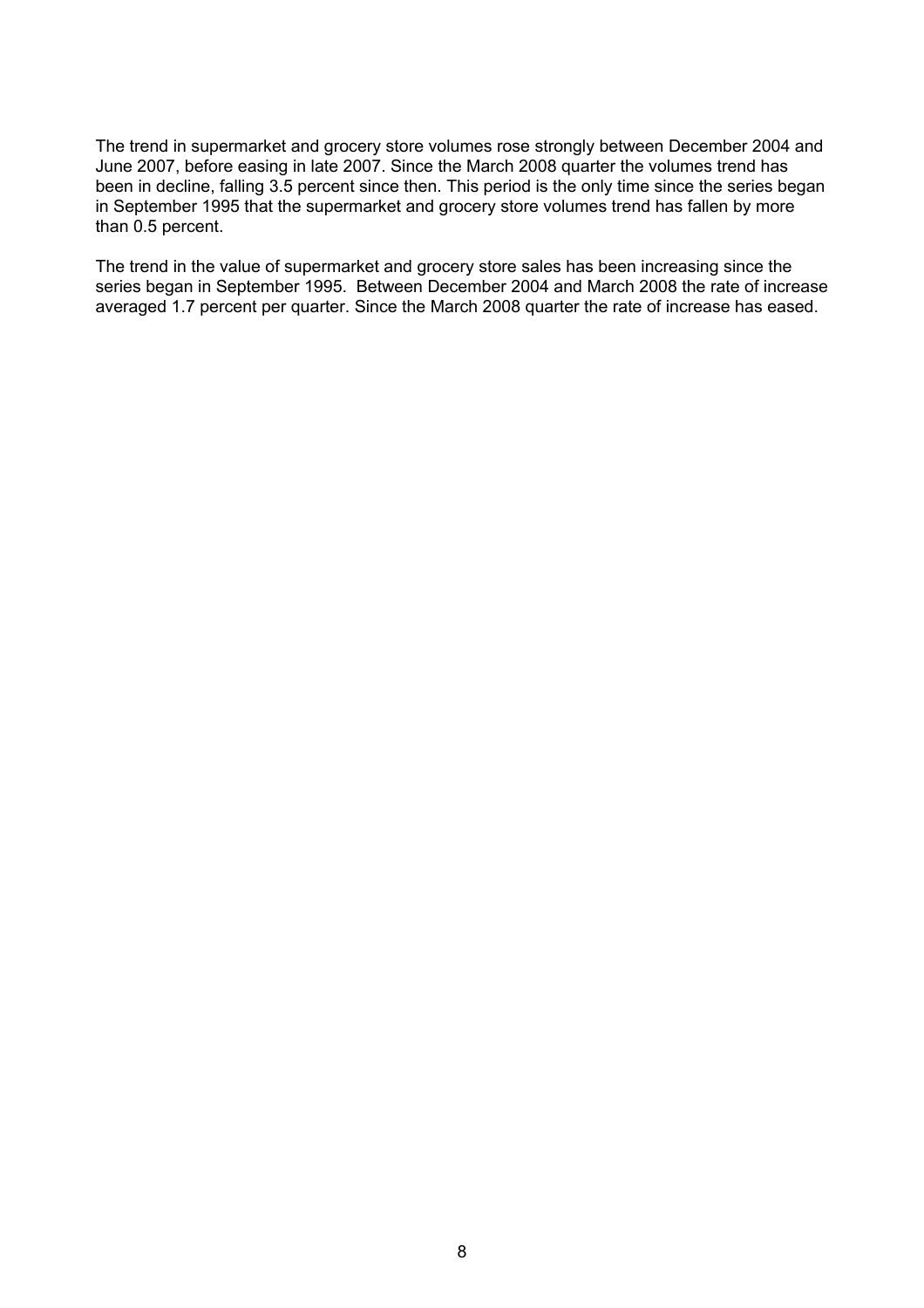The trend in supermarket and grocery store volumes rose strongly between December 2004 and June 2007, before easing in late 2007. Since the March 2008 quarter the volumes trend has been in decline, falling 3.5 percent since then. This period is the only time since the series began in September 1995 that the supermarket and grocery store volumes trend has fallen by more than 0.5 percent.

The trend in the value of supermarket and grocery store sales has been increasing since the series began in September 1995. Between December 2004 and March 2008 the rate of increase averaged 1.7 percent per quarter. Since the March 2008 quarter the rate of increase has eased.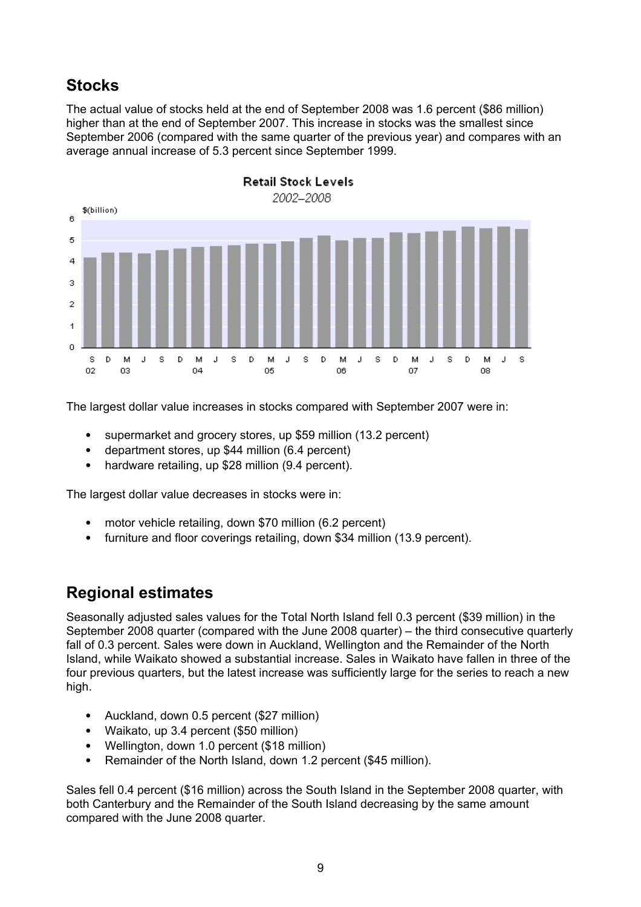## Stocks

The actual value of stocks held at the end of September 2008 was 1.6 percent ($86 million) higher than at the end of September 2007. This increase in stocks was the smallest since September 2006 (compared with the same quarter of the previous year) and compares with an average annual increase of 5.3 percent since September 1999.

The largest dollar value increases in stocks compared with September 2007 were in:

- supermarket and grocery stores, up $59 million (13.2 percent)
- department stores, up $44 million (6.4 percent)
- hardware retailing, up $28 million (9.4 percent).

The largest dollar value decreases in stocks were in:

- motor vehicle retailing, down $70 million (6.2 percent)
- furniture and floor coverings retailing, down $34 million (13.9 percent).

## Regional estimates

Seasonally adjusted sales values for the Total North Island fell 0.3 percent ($39 million) in the September 2008 quarter (compared with the June 2008 quarter) – the third consecutive quarterly fall of 0.3 percent. Sales were down in Auckland, Wellington and the Remainder of the North Island, while Waikato showed a substantial increase. Sales in Waikato have fallen in three of the four previous quarters, but the latest increase was sufficiently large for the series to reach a new high.

- Auckland, down 0.5 percent ($27 million)
- Waikato, up 3.4 percent ($50 million)
- Wellington, down 1.0 percent ($18 million)
- Remainder of the North Island, down 1.2 percent ($45 million).

Sales fell 0.4 percent ($16 million) across the South Island in the September 2008 quarter, with both Canterbury and the Remainder of the South Island decreasing by the same amount compared with the June 2008 quarter.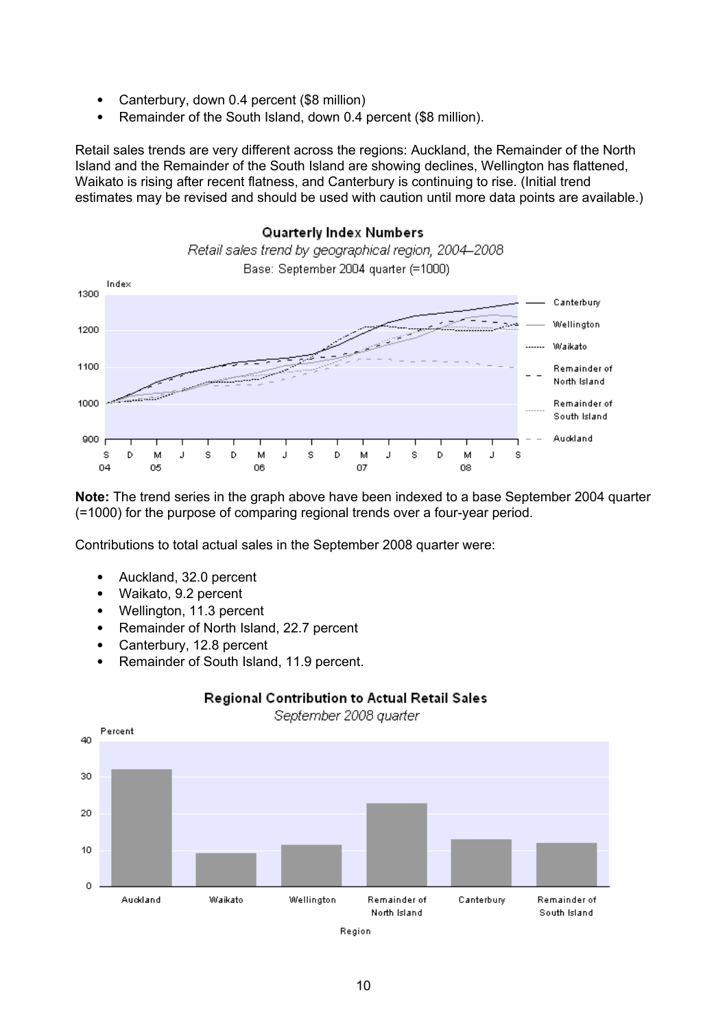- Canterbury, down 0.4 percent ($8 million)
- Remainder of the South Island, down 0.4 percent ($8 million).

Retail sales trends are very different across the regions: Auckland, the Remainder of the North Island and the Remainder of the South Island are showing declines, Wellington has flattened, Waikato is rising after recent flatness, and Canterbury is continuing to rise. (Initial trend estimates may be revised and should be used with caution until more data points are available.)

**Quarterly Index Numbers**
*Retail sales trend by geographical region, 2004–2008*
Base: September 2004 quarter (=1000)

**Note:** The trend series in the graph above have been indexed to a base September 2004 quarter (=1000) for the purpose of comparing regional trends over a four-year period.

Contributions to total actual sales in the September 2008 quarter were:

- Auckland, 32.0 percent
- Waikato, 9.2 percent
- Wellington, 11.3 percent
- Remainder of North Island, 22.7 percent
- Canterbury, 12.8 percent
- Remainder of South Island, 11.9 percent.

**Regional Contribution to Actual Retail Sales**
*September 2008 quarter*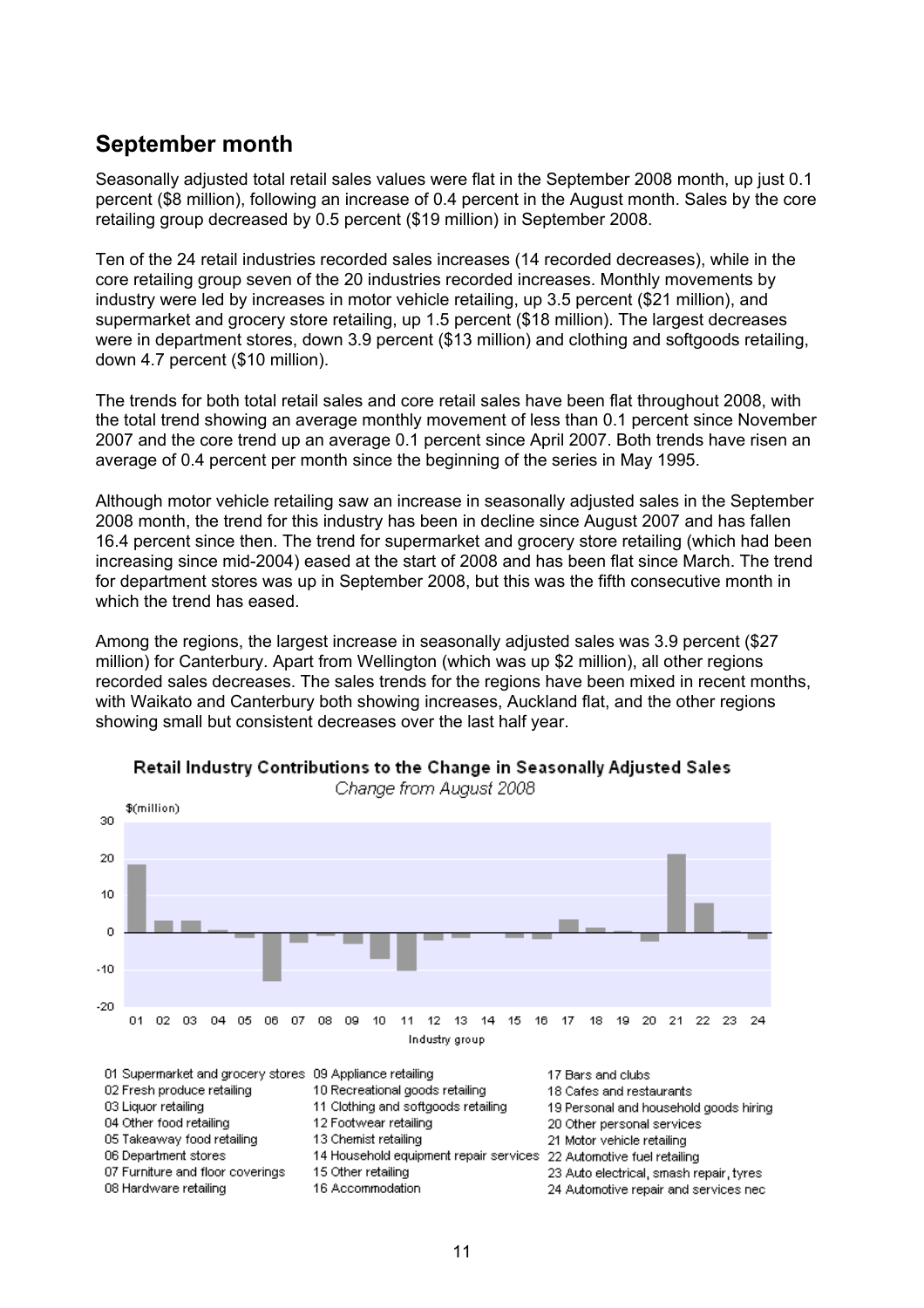## September month

Seasonally adjusted total retail sales values were flat in the September 2008 month, up just 0.1 percent ($8 million), following an increase of 0.4 percent in the August month. Sales by the core retailing group decreased by 0.5 percent ($19 million) in September 2008.

Ten of the 24 retail industries recorded sales increases (14 recorded decreases), while in the core retailing group seven of the 20 industries recorded increases. Monthly movements by industry were led by increases in motor vehicle retailing, up 3.5 percent ($21 million), and supermarket and grocery store retailing, up 1.5 percent ($18 million). The largest decreases were in department stores, down 3.9 percent ($13 million) and clothing and softgoods retailing, down 4.7 percent ($10 million).

The trends for both total retail sales and core retail sales have been flat throughout 2008, with the total trend showing an average monthly movement of less than 0.1 percent since November 2007 and the core trend up an average 0.1 percent since April 2007. Both trends have risen an average of 0.4 percent per month since the beginning of the series in May 1995.

Although motor vehicle retailing saw an increase in seasonally adjusted sales in the September 2008 month, the trend for this industry has been in decline since August 2007 and has fallen 16.4 percent since then. The trend for supermarket and grocery store retailing (which had been increasing since mid-2004) eased at the start of 2008 and has been flat since March. The trend for department stores was up in September 2008, but this was the fifth consecutive month in which the trend has eased.

Among the regions, the largest increase in seasonally adjusted sales was 3.9 percent ($27 million) for Canterbury. Apart from Wellington (which was up $2 million), all other regions recorded sales decreases. The sales trends for the regions have been mixed in recent months, with Waikato and Canterbury both showing increases, Auckland flat, and the other regions showing small but consistent decreases over the last half year.

**Retail Industry Contributions to the Change in Seasonally Adjusted Sales**

*Change from August 2008*

$(million)

Industry group

01 Supermarket and grocery stores
02 Fresh produce retailing
03 Liquor retailing
04 Other food retailing
05 Takeaway food retailing
06 Department stores
07 Furniture and floor coverings
08 Hardware retailing
09 Appliance retailing
10 Recreational goods retailing
11 Clothing and softgoods retailing
12 Footwear retailing
13 Chemist retailing
14 Household equipment repair services
15 Other retailing
16 Accommodation
17 Bars and clubs
18 Cafes and restaurants
19 Personal and household goods hiring
20 Other personal services
21 Motor vehicle retailing
22 Automotive fuel retailing
23 Auto electrical, smash repair, tyres
24 Automotive repair and services nec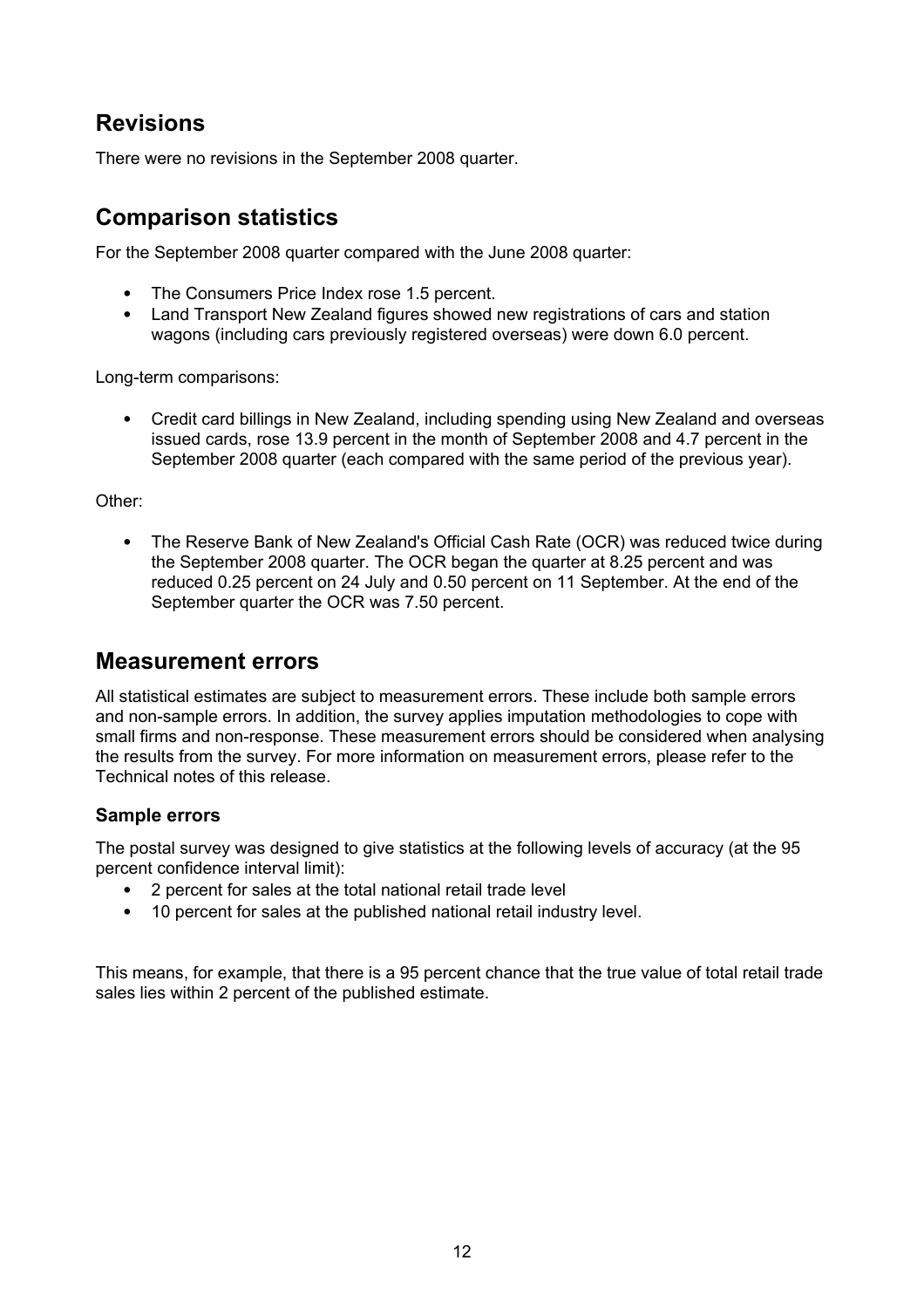## Revisions

There were no revisions in the September 2008 quarter.

## Comparison statistics

For the September 2008 quarter compared with the June 2008 quarter:

- The Consumers Price Index rose 1.5 percent.
- Land Transport New Zealand figures showed new registrations of cars and station wagons (including cars previously registered overseas) were down 6.0 percent.

Long-term comparisons:

- Credit card billings in New Zealand, including spending using New Zealand and overseas issued cards, rose 13.9 percent in the month of September 2008 and 4.7 percent in the September 2008 quarter (each compared with the same period of the previous year).

Other:

- The Reserve Bank of New Zealand's Official Cash Rate (OCR) was reduced twice during the September 2008 quarter. The OCR began the quarter at 8.25 percent and was reduced 0.25 percent on 24 July and 0.50 percent on 11 September. At the end of the September quarter the OCR was 7.50 percent.

## Measurement errors

All statistical estimates are subject to measurement errors. These include both sample errors and non-sample errors. In addition, the survey applies imputation methodologies to cope with small firms and non-response. These measurement errors should be considered when analysing the results from the survey. For more information on measurement errors, please refer to the Technical notes of this release.

### Sample errors

The postal survey was designed to give statistics at the following levels of accuracy (at the 95 percent confidence interval limit):

- 2 percent for sales at the total national retail trade level
- 10 percent for sales at the published national retail industry level.

This means, for example, that there is a 95 percent chance that the true value of total retail trade sales lies within 2 percent of the published estimate.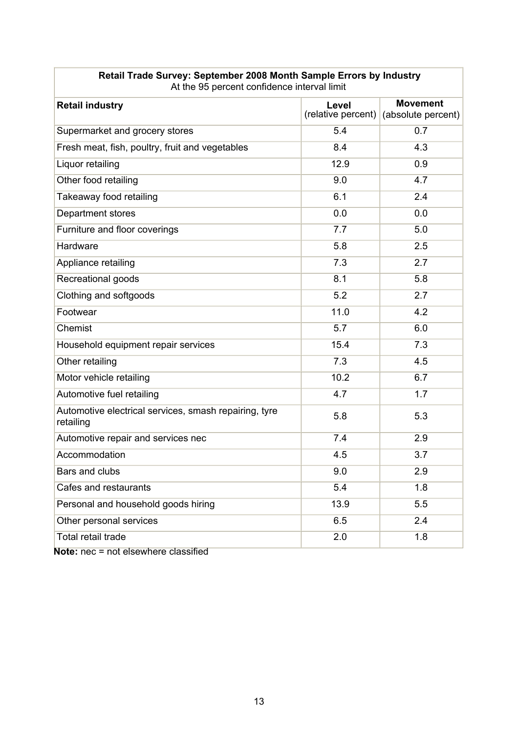**Retail Trade Survey: September 2008 Month Sample Errors by Industry**
At the 95 percent confidence interval limit

| Retail industry | Level (relative percent) | Movement (absolute percent) |
|---|---|---|
| Supermarket and grocery stores | 5.4 | 0.7 |
| Fresh meat, fish, poultry, fruit and vegetables | 8.4 | 4.3 |
| Liquor retailing | 12.9 | 0.9 |
| Other food retailing | 9.0 | 4.7 |
| Takeaway food retailing | 6.1 | 2.4 |
| Department stores | 0.0 | 0.0 |
| Furniture and floor coverings | 7.7 | 5.0 |
| Hardware | 5.8 | 2.5 |
| Appliance retailing | 7.3 | 2.7 |
| Recreational goods | 8.1 | 5.8 |
| Clothing and softgoods | 5.2 | 2.7 |
| Footwear | 11.0 | 4.2 |
| Chemist | 5.7 | 6.0 |
| Household equipment repair services | 15.4 | 7.3 |
| Other retailing | 7.3 | 4.5 |
| Motor vehicle retailing | 10.2 | 6.7 |
| Automotive fuel retailing | 4.7 | 1.7 |
| Automotive electrical services, smash repairing, tyre retailing | 5.8 | 5.3 |
| Automotive repair and services nec | 7.4 | 2.9 |
| Accommodation | 4.5 | 3.7 |
| Bars and clubs | 9.0 | 2.9 |
| Cafes and restaurants | 5.4 | 1.8 |
| Personal and household goods hiring | 13.9 | 5.5 |
| Other personal services | 6.5 | 2.4 |
| Total retail trade | 2.0 | 1.8 |

**Note:** nec = not elsewhere classified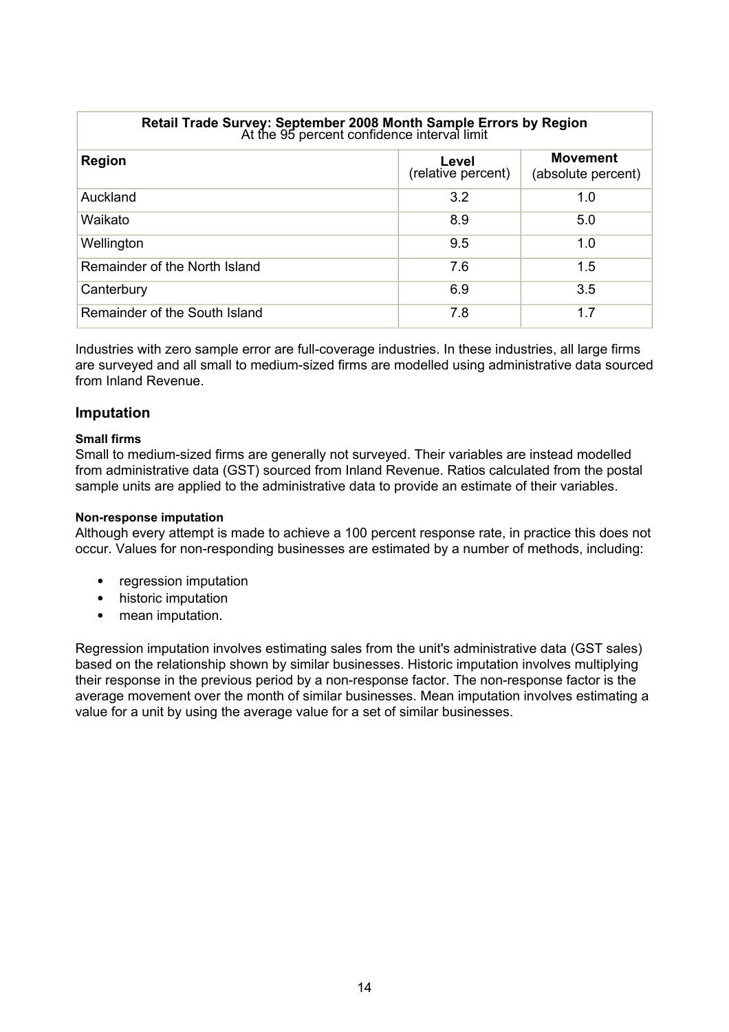**Retail Trade Survey: September 2008 Month Sample Errors by Region**
At the 95 percent confidence interval limit

| Region | Level (relative percent) | Movement (absolute percent) |
|---|---|---|
| Auckland | 3.2 | 1.0 |
| Waikato | 8.9 | 5.0 |
| Wellington | 9.5 | 1.0 |
| Remainder of the North Island | 7.6 | 1.5 |
| Canterbury | 6.9 | 3.5 |
| Remainder of the South Island | 7.8 | 1.7 |

Industries with zero sample error are full-coverage industries. In these industries, all large firms are surveyed and all small to medium-sized firms are modelled using administrative data sourced from Inland Revenue.

## Imputation

#### Small firms

Small to medium-sized firms are generally not surveyed. Their variables are instead modelled from administrative data (GST) sourced from Inland Revenue. Ratios calculated from the postal sample units are applied to the administrative data to provide an estimate of their variables.

#### Non-response imputation

Although every attempt is made to achieve a 100 percent response rate, in practice this does not occur. Values for non-responding businesses are estimated by a number of methods, including:

- regression imputation
- historic imputation
- mean imputation.

Regression imputation involves estimating sales from the unit's administrative data (GST sales) based on the relationship shown by similar businesses. Historic imputation involves multiplying their response in the previous period by a non-response factor. The non-response factor is the average movement over the month of similar businesses. Mean imputation involves estimating a value for a unit by using the average value for a set of similar businesses.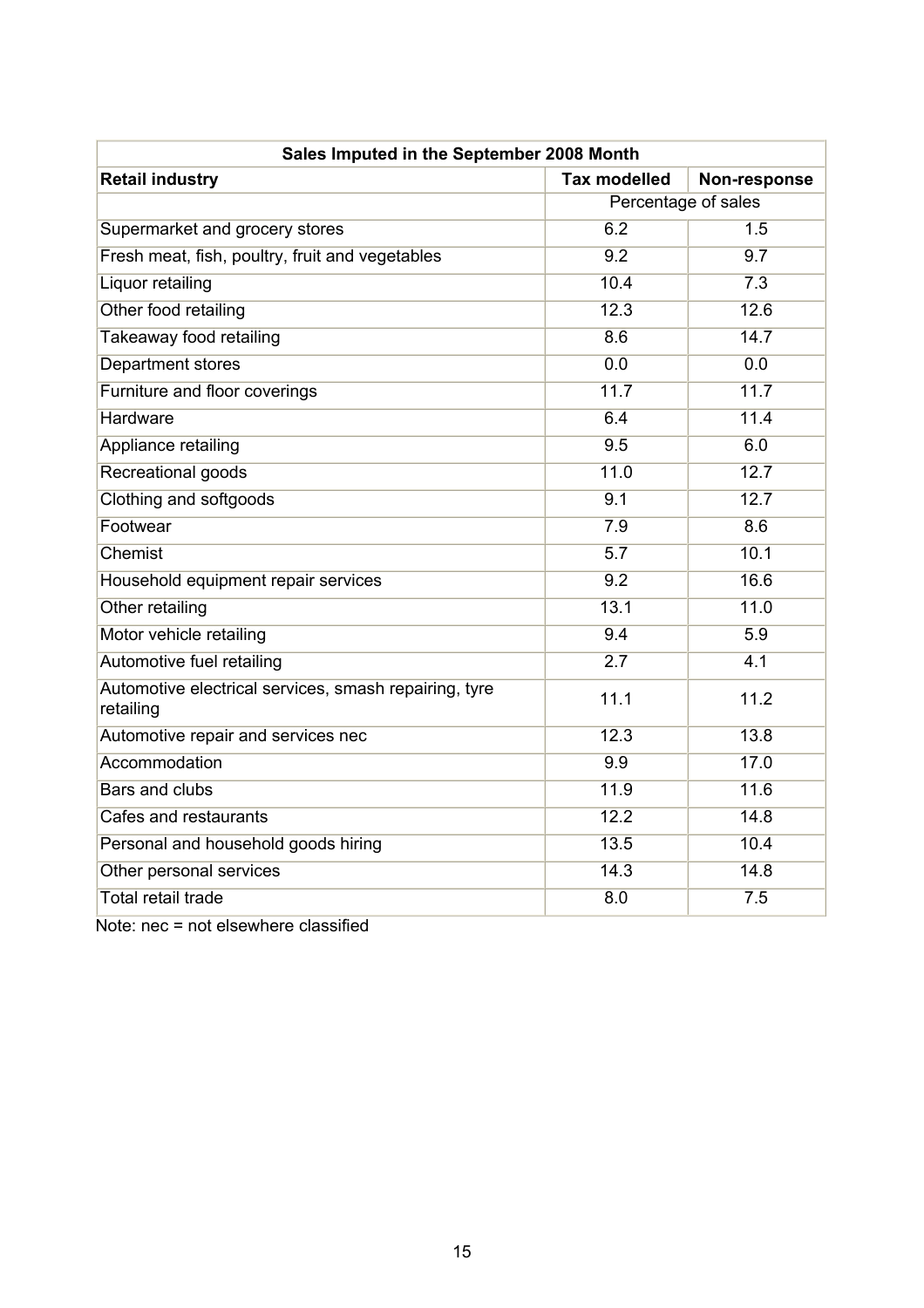| Sales Imputed in the September 2008 Month | | |
|---|---|---|
| **Retail industry** | **Tax modelled** | **Non-response** |
| | Percentage of sales | |
| Supermarket and grocery stores | 6.2 | 1.5 |
| Fresh meat, fish, poultry, fruit and vegetables | 9.2 | 9.7 |
| Liquor retailing | 10.4 | 7.3 |
| Other food retailing | 12.3 | 12.6 |
| Takeaway food retailing | 8.6 | 14.7 |
| Department stores | 0.0 | 0.0 |
| Furniture and floor coverings | 11.7 | 11.7 |
| Hardware | 6.4 | 11.4 |
| Appliance retailing | 9.5 | 6.0 |
| Recreational goods | 11.0 | 12.7 |
| Clothing and softgoods | 9.1 | 12.7 |
| Footwear | 7.9 | 8.6 |
| Chemist | 5.7 | 10.1 |
| Household equipment repair services | 9.2 | 16.6 |
| Other retailing | 13.1 | 11.0 |
| Motor vehicle retailing | 9.4 | 5.9 |
| Automotive fuel retailing | 2.7 | 4.1 |
| Automotive electrical services, smash repairing, tyre retailing | 11.1 | 11.2 |
| Automotive repair and services nec | 12.3 | 13.8 |
| Accommodation | 9.9 | 17.0 |
| Bars and clubs | 11.9 | 11.6 |
| Cafes and restaurants | 12.2 | 14.8 |
| Personal and household goods hiring | 13.5 | 10.4 |
| Other personal services | 14.3 | 14.8 |
| Total retail trade | 8.0 | 7.5 |

Note: nec = not elsewhere classified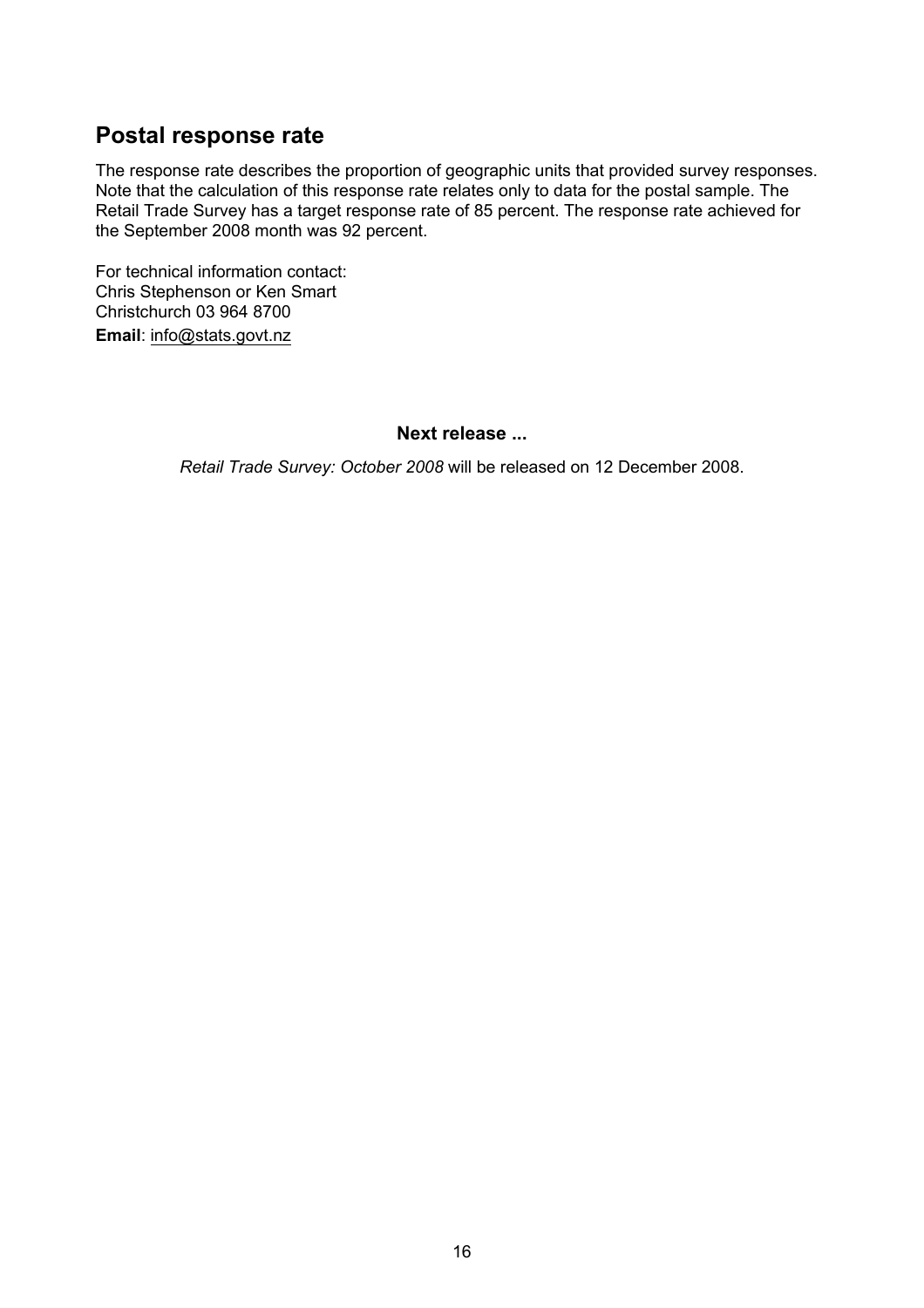## Postal response rate

The response rate describes the proportion of geographic units that provided survey responses. Note that the calculation of this response rate relates only to data for the postal sample. The Retail Trade Survey has a target response rate of 85 percent. The response rate achieved for the September 2008 month was 92 percent.

For technical information contact:
Chris Stephenson or Ken Smart
Christchurch 03 964 8700
**Email**: info@stats.govt.nz

**Next release ...**

*Retail Trade Survey: October 2008* will be released on 12 December 2008.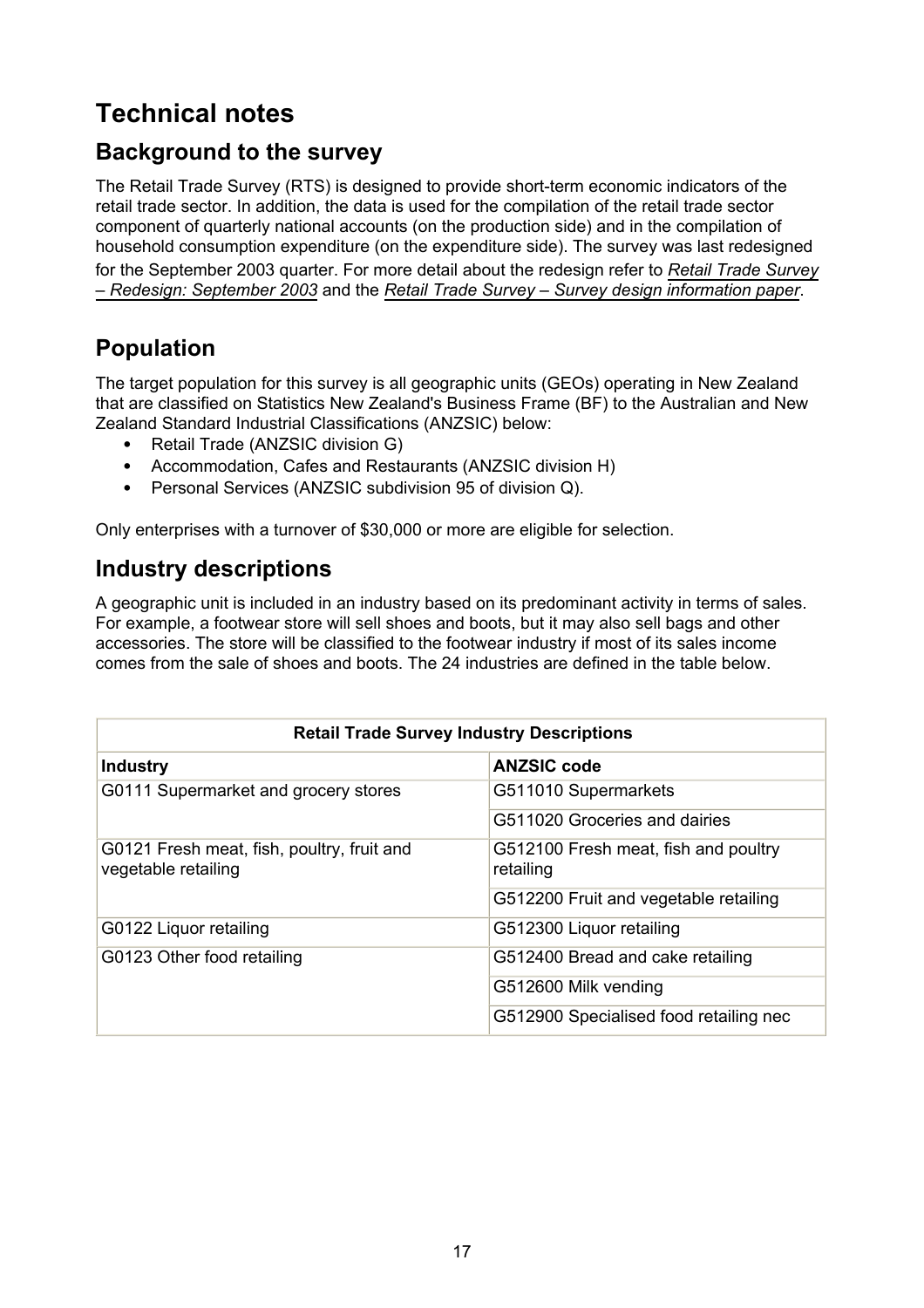# Technical notes

## Background to the survey

The Retail Trade Survey (RTS) is designed to provide short-term economic indicators of the retail trade sector. In addition, the data is used for the compilation of the retail trade sector component of quarterly national accounts (on the production side) and in the compilation of household consumption expenditure (on the expenditure side). The survey was last redesigned for the September 2003 quarter. For more detail about the redesign refer to *Retail Trade Survey – Redesign: September 2003* and the *Retail Trade Survey – Survey design information paper*.

## Population

The target population for this survey is all geographic units (GEOs) operating in New Zealand that are classified on Statistics New Zealand's Business Frame (BF) to the Australian and New Zealand Standard Industrial Classifications (ANZSIC) below:

- Retail Trade (ANZSIC division G)
- Accommodation, Cafes and Restaurants (ANZSIC division H)
- Personal Services (ANZSIC subdivision 95 of division Q).

Only enterprises with a turnover of $30,000 or more are eligible for selection.

## Industry descriptions

A geographic unit is included in an industry based on its predominant activity in terms of sales. For example, a footwear store will sell shoes and boots, but it may also sell bags and other accessories. The store will be classified to the footwear industry if most of its sales income comes from the sale of shoes and boots. The 24 industries are defined in the table below.

| **Retail Trade Survey Industry Descriptions** | |
|---|---|
| **Industry** | **ANZSIC code** |
| G0111 Supermarket and grocery stores | G511010 Supermarkets |
| | G511020 Groceries and dairies |
| G0121 Fresh meat, fish, poultry, fruit and vegetable retailing | G512100 Fresh meat, fish and poultry retailing |
| | G512200 Fruit and vegetable retailing |
| G0122 Liquor retailing | G512300 Liquor retailing |
| G0123 Other food retailing | G512400 Bread and cake retailing |
| | G512600 Milk vending |
| | G512900 Specialised food retailing nec |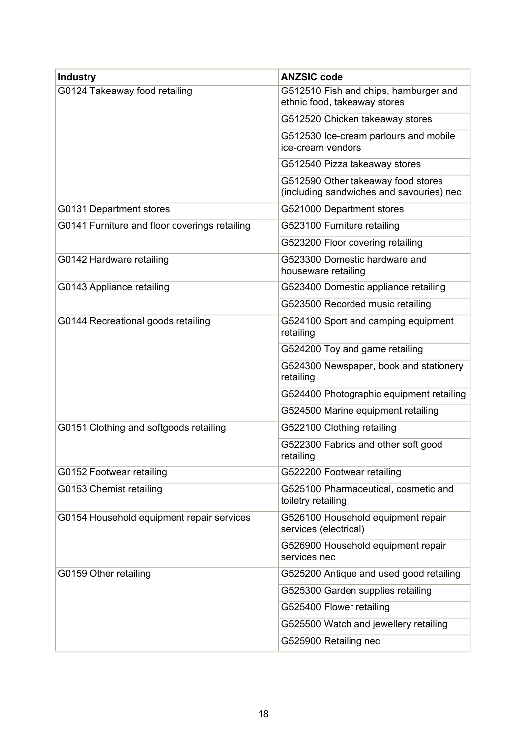| Industry | ANZSIC code |
|---|---|
| G0124 Takeaway food retailing | G512510 Fish and chips, hamburger and ethnic food, takeaway stores |
| | G512520 Chicken takeaway stores |
| | G512530 Ice-cream parlours and mobile ice-cream vendors |
| | G512540 Pizza takeaway stores |
| | G512590 Other takeaway food stores (including sandwiches and savouries) nec |
| G0131 Department stores | G521000 Department stores |
| G0141 Furniture and floor coverings retailing | G523100 Furniture retailing |
| | G523200 Floor covering retailing |
| G0142 Hardware retailing | G523300 Domestic hardware and houseware retailing |
| G0143 Appliance retailing | G523400 Domestic appliance retailing |
| | G523500 Recorded music retailing |
| G0144 Recreational goods retailing | G524100 Sport and camping equipment retailing |
| | G524200 Toy and game retailing |
| | G524300 Newspaper, book and stationery retailing |
| | G524400 Photographic equipment retailing |
| | G524500 Marine equipment retailing |
| G0151 Clothing and softgoods retailing | G522100 Clothing retailing |
| | G522300 Fabrics and other soft good retailing |
| G0152 Footwear retailing | G522200 Footwear retailing |
| G0153 Chemist retailing | G525100 Pharmaceutical, cosmetic and toiletry retailing |
| G0154 Household equipment repair services | G526100 Household equipment repair services (electrical) |
| | G526900 Household equipment repair services nec |
| G0159 Other retailing | G525200 Antique and used good retailing |
| | G525300 Garden supplies retailing |
| | G525400 Flower retailing |
| | G525500 Watch and jewellery retailing |
| | G525900 Retailing nec |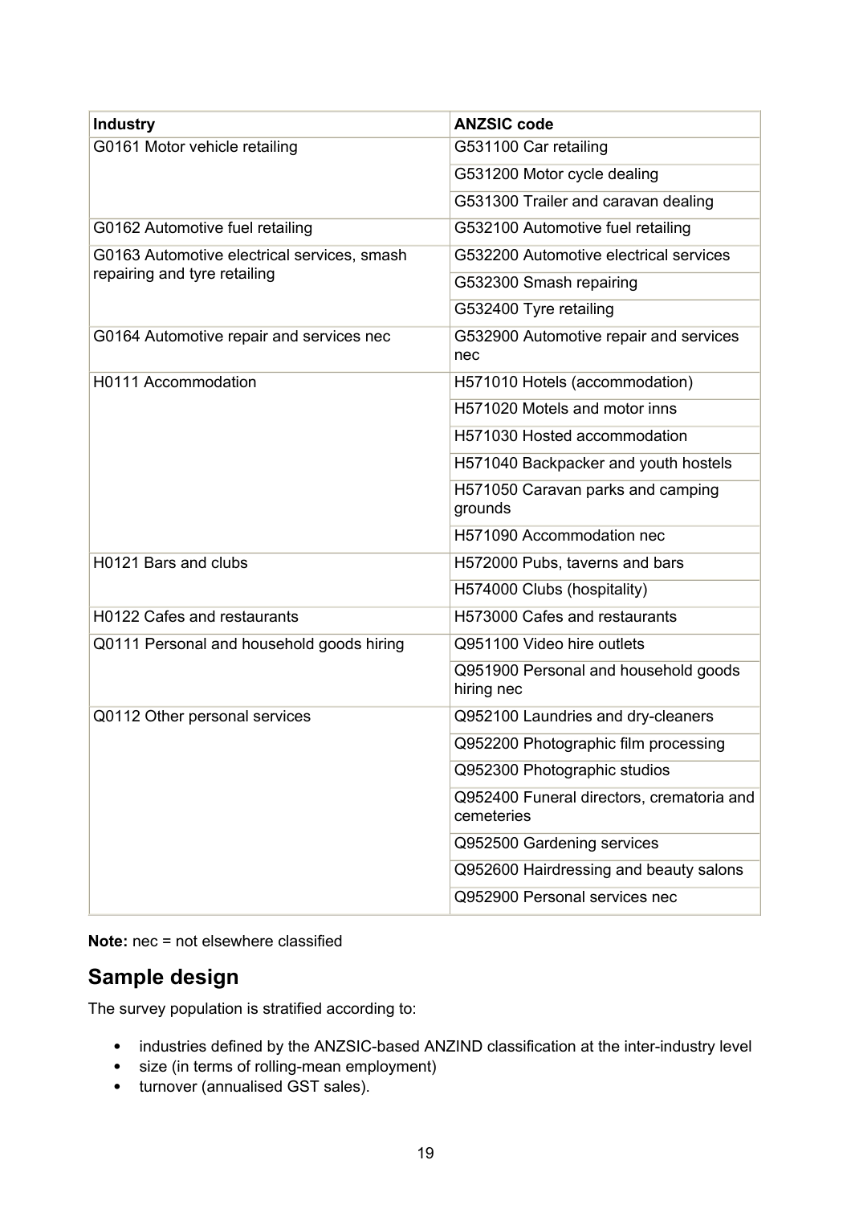| Industry | ANZSIC code |
|---|---|
| G0161 Motor vehicle retailing | G531100 Car retailing |
| | G531200 Motor cycle dealing |
| | G531300 Trailer and caravan dealing |
| G0162 Automotive fuel retailing | G532100 Automotive fuel retailing |
| G0163 Automotive electrical services, smash repairing and tyre retailing | G532200 Automotive electrical services |
| | G532300 Smash repairing |
| | G532400 Tyre retailing |
| G0164 Automotive repair and services nec | G532900 Automotive repair and services nec |
| H0111 Accommodation | H571010 Hotels (accommodation) |
| | H571020 Motels and motor inns |
| | H571030 Hosted accommodation |
| | H571040 Backpacker and youth hostels |
| | H571050 Caravan parks and camping grounds |
| | H571090 Accommodation nec |
| H0121 Bars and clubs | H572000 Pubs, taverns and bars |
| | H574000 Clubs (hospitality) |
| H0122 Cafes and restaurants | H573000 Cafes and restaurants |
| Q0111 Personal and household goods hiring | Q951100 Video hire outlets |
| | Q951900 Personal and household goods hiring nec |
| Q0112 Other personal services | Q952100 Laundries and dry-cleaners |
| | Q952200 Photographic film processing |
| | Q952300 Photographic studios |
| | Q952400 Funeral directors, crematoria and cemeteries |
| | Q952500 Gardening services |
| | Q952600 Hairdressing and beauty salons |
| | Q952900 Personal services nec |

**Note:** nec = not elsewhere classified

## Sample design

The survey population is stratified according to:

- industries defined by the ANZSIC-based ANZIND classification at the inter-industry level
- size (in terms of rolling-mean employment)
- turnover (annualised GST sales).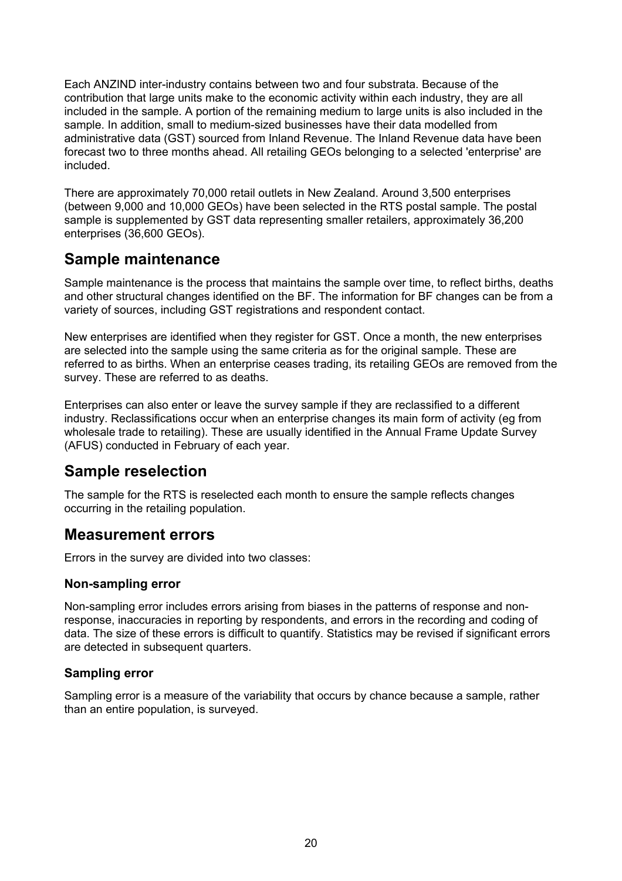Each ANZIND inter-industry contains between two and four substrata. Because of the contribution that large units make to the economic activity within each industry, they are all included in the sample. A portion of the remaining medium to large units is also included in the sample. In addition, small to medium-sized businesses have their data modelled from administrative data (GST) sourced from Inland Revenue. The Inland Revenue data have been forecast two to three months ahead. All retailing GEOs belonging to a selected 'enterprise' are included.

There are approximately 70,000 retail outlets in New Zealand. Around 3,500 enterprises (between 9,000 and 10,000 GEOs) have been selected in the RTS postal sample. The postal sample is supplemented by GST data representing smaller retailers, approximately 36,200 enterprises (36,600 GEOs).

## Sample maintenance

Sample maintenance is the process that maintains the sample over time, to reflect births, deaths and other structural changes identified on the BF. The information for BF changes can be from a variety of sources, including GST registrations and respondent contact.

New enterprises are identified when they register for GST. Once a month, the new enterprises are selected into the sample using the same criteria as for the original sample. These are referred to as births. When an enterprise ceases trading, its retailing GEOs are removed from the survey. These are referred to as deaths.

Enterprises can also enter or leave the survey sample if they are reclassified to a different industry. Reclassifications occur when an enterprise changes its main form of activity (eg from wholesale trade to retailing). These are usually identified in the Annual Frame Update Survey (AFUS) conducted in February of each year.

## Sample reselection

The sample for the RTS is reselected each month to ensure the sample reflects changes occurring in the retailing population.

## Measurement errors

Errors in the survey are divided into two classes:

### Non-sampling error

Non-sampling error includes errors arising from biases in the patterns of response and non-response, inaccuracies in reporting by respondents, and errors in the recording and coding of data. The size of these errors is difficult to quantify. Statistics may be revised if significant errors are detected in subsequent quarters.

### Sampling error

Sampling error is a measure of the variability that occurs by chance because a sample, rather than an entire population, is surveyed.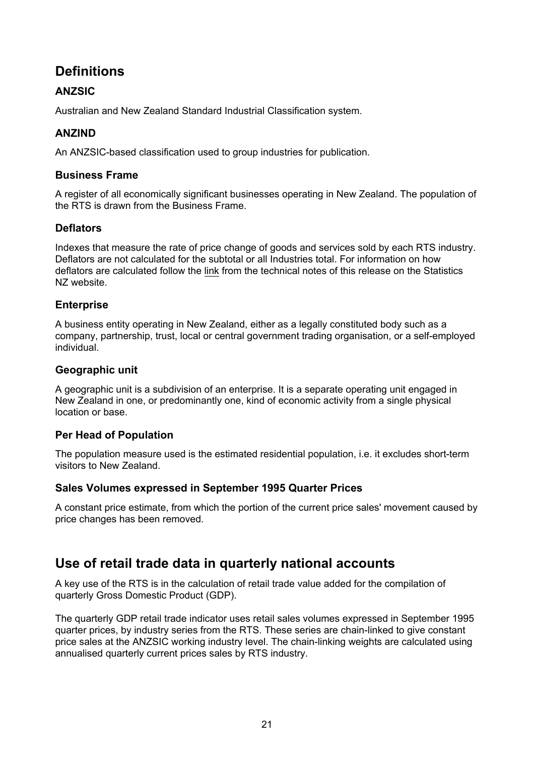## Definitions

### ANZSIC

Australian and New Zealand Standard Industrial Classification system.

### ANZIND

An ANZSIC-based classification used to group industries for publication.

### Business Frame

A register of all economically significant businesses operating in New Zealand. The population of the RTS is drawn from the Business Frame.

### Deflators

Indexes that measure the rate of price change of goods and services sold by each RTS industry. Deflators are not calculated for the subtotal or all Industries total. For information on how deflators are calculated follow the link from the technical notes of this release on the Statistics NZ website.

### Enterprise

A business entity operating in New Zealand, either as a legally constituted body such as a company, partnership, trust, local or central government trading organisation, or a self-employed individual.

### Geographic unit

A geographic unit is a subdivision of an enterprise. It is a separate operating unit engaged in New Zealand in one, or predominantly one, kind of economic activity from a single physical location or base.

### Per Head of Population

The population measure used is the estimated residential population, i.e. it excludes short-term visitors to New Zealand.

### Sales Volumes expressed in September 1995 Quarter Prices

A constant price estimate, from which the portion of the current price sales' movement caused by price changes has been removed.

## Use of retail trade data in quarterly national accounts

A key use of the RTS is in the calculation of retail trade value added for the compilation of quarterly Gross Domestic Product (GDP).

The quarterly GDP retail trade indicator uses retail sales volumes expressed in September 1995 quarter prices, by industry series from the RTS. These series are chain-linked to give constant price sales at the ANZSIC working industry level. The chain-linking weights are calculated using annualised quarterly current prices sales by RTS industry.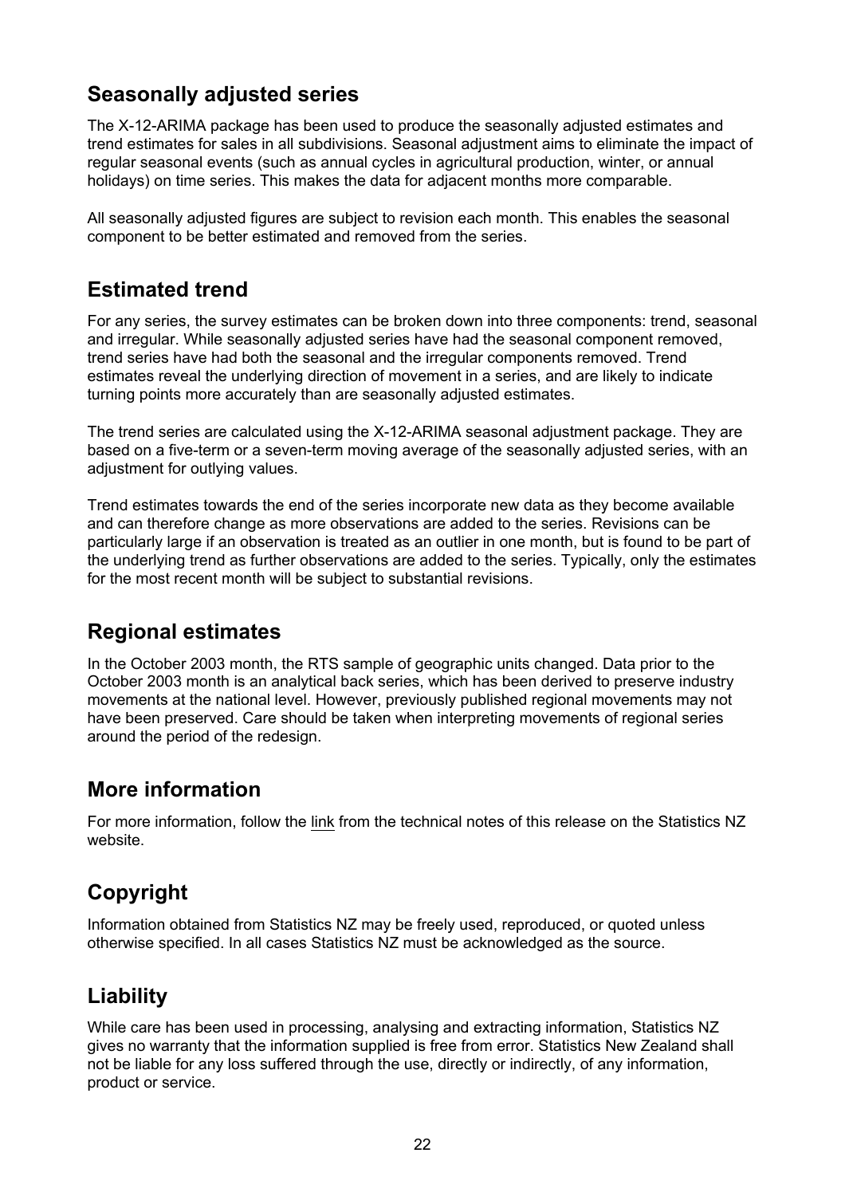## Seasonally adjusted series

The X-12-ARIMA package has been used to produce the seasonally adjusted estimates and trend estimates for sales in all subdivisions. Seasonal adjustment aims to eliminate the impact of regular seasonal events (such as annual cycles in agricultural production, winter, or annual holidays) on time series. This makes the data for adjacent months more comparable.

All seasonally adjusted figures are subject to revision each month. This enables the seasonal component to be better estimated and removed from the series.

## Estimated trend

For any series, the survey estimates can be broken down into three components: trend, seasonal and irregular. While seasonally adjusted series have had the seasonal component removed, trend series have had both the seasonal and the irregular components removed. Trend estimates reveal the underlying direction of movement in a series, and are likely to indicate turning points more accurately than are seasonally adjusted estimates.

The trend series are calculated using the X-12-ARIMA seasonal adjustment package. They are based on a five-term or a seven-term moving average of the seasonally adjusted series, with an adjustment for outlying values.

Trend estimates towards the end of the series incorporate new data as they become available and can therefore change as more observations are added to the series. Revisions can be particularly large if an observation is treated as an outlier in one month, but is found to be part of the underlying trend as further observations are added to the series. Typically, only the estimates for the most recent month will be subject to substantial revisions.

## Regional estimates

In the October 2003 month, the RTS sample of geographic units changed. Data prior to the October 2003 month is an analytical back series, which has been derived to preserve industry movements at the national level. However, previously published regional movements may not have been preserved. Care should be taken when interpreting movements of regional series around the period of the redesign.

## More information

For more information, follow the link from the technical notes of this release on the Statistics NZ website.

## Copyright

Information obtained from Statistics NZ may be freely used, reproduced, or quoted unless otherwise specified. In all cases Statistics NZ must be acknowledged as the source.

## Liability

While care has been used in processing, analysing and extracting information, Statistics NZ gives no warranty that the information supplied is free from error. Statistics New Zealand shall not be liable for any loss suffered through the use, directly or indirectly, of any information, product or service.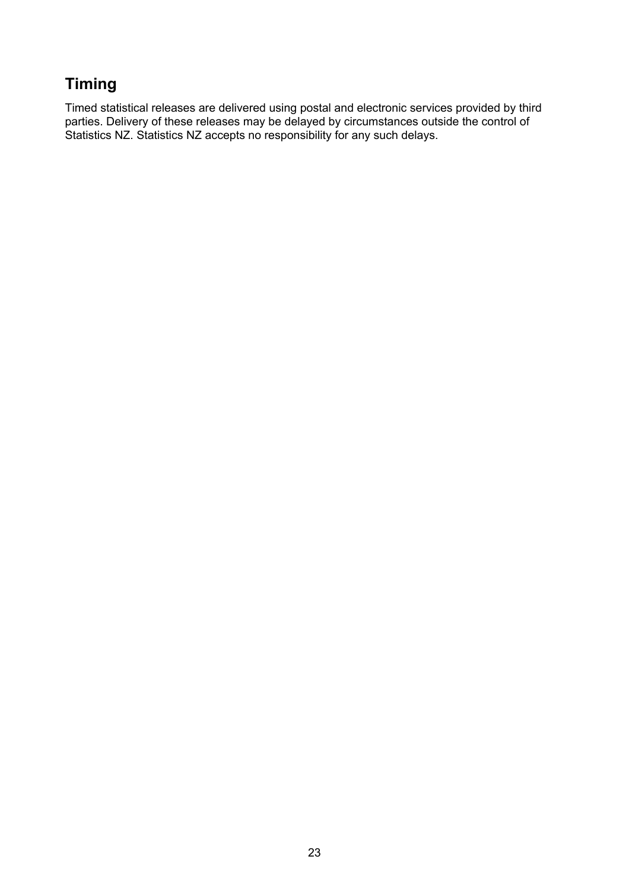## Timing

Timed statistical releases are delivered using postal and electronic services provided by third parties. Delivery of these releases may be delayed by circumstances outside the control of Statistics NZ. Statistics NZ accepts no responsibility for any such delays.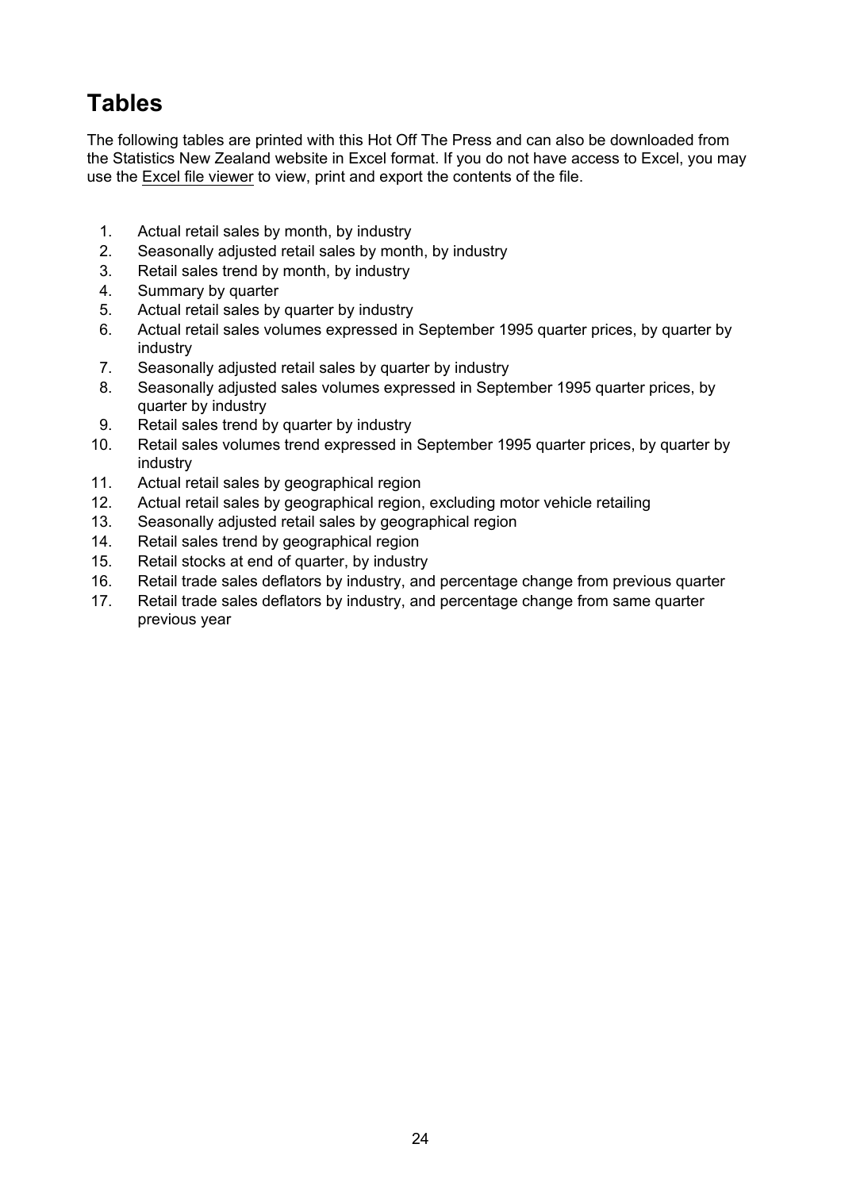# Tables

The following tables are printed with this Hot Off The Press and can also be downloaded from the Statistics New Zealand website in Excel format. If you do not have access to Excel, you may use the Excel file viewer to view, print and export the contents of the file.

1. Actual retail sales by month, by industry
2. Seasonally adjusted retail sales by month, by industry
3. Retail sales trend by month, by industry
4. Summary by quarter
5. Actual retail sales by quarter by industry
6. Actual retail sales volumes expressed in September 1995 quarter prices, by quarter by industry
7. Seasonally adjusted retail sales by quarter by industry
8. Seasonally adjusted sales volumes expressed in September 1995 quarter prices, by quarter by industry
9. Retail sales trend by quarter by industry
10. Retail sales volumes trend expressed in September 1995 quarter prices, by quarter by industry
11. Actual retail sales by geographical region
12. Actual retail sales by geographical region, excluding motor vehicle retailing
13. Seasonally adjusted retail sales by geographical region
14. Retail sales trend by geographical region
15. Retail stocks at end of quarter, by industry
16. Retail trade sales deflators by industry, and percentage change from previous quarter
17. Retail trade sales deflators by industry, and percentage change from same quarter previous year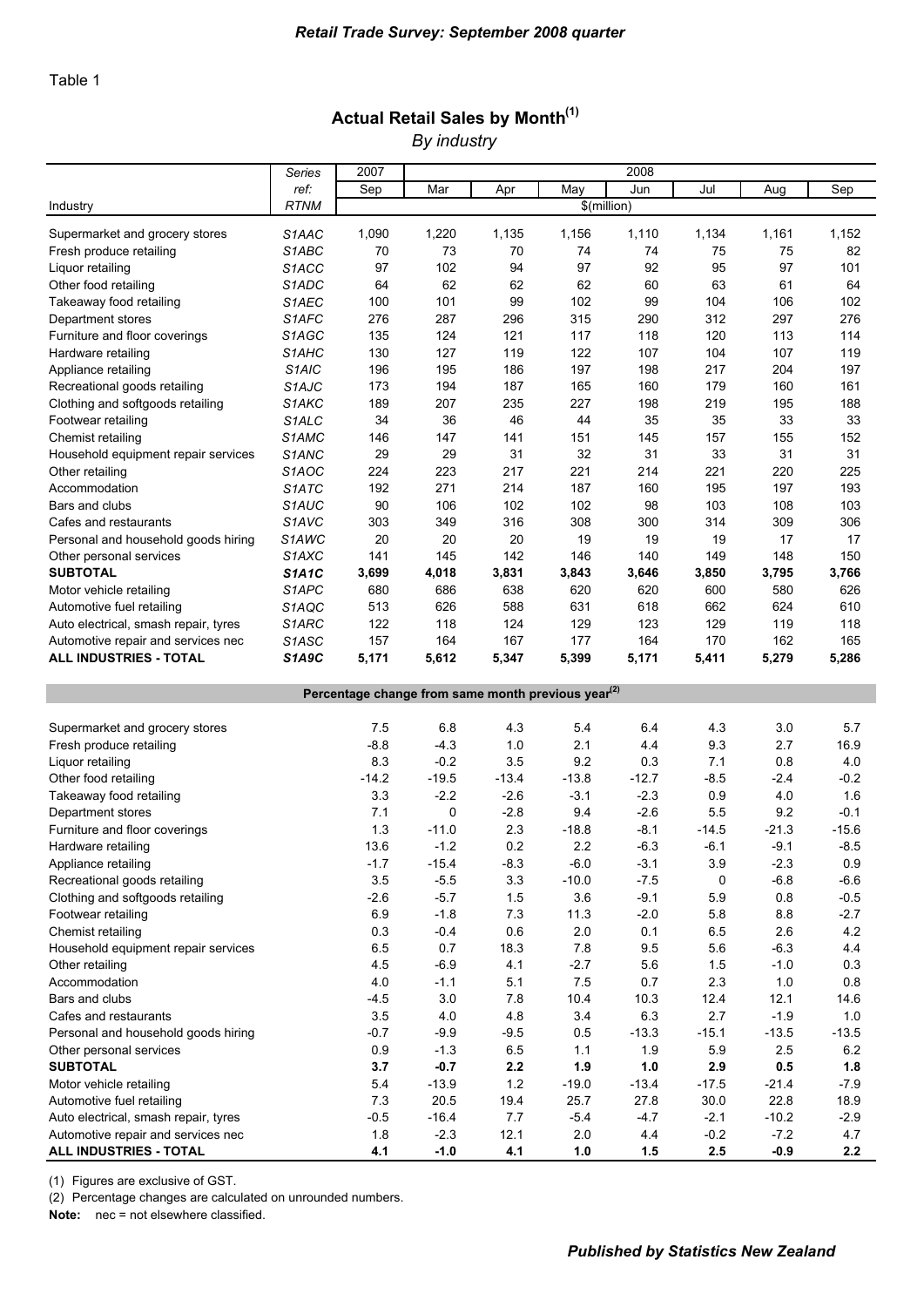Table 1

## Actual Retail Sales by Month[1]

*By industry*

| Industry | Series ref: RTNM | 2007 Sep | 2008 Mar | 2008 Apr | 2008 May | 2008 Jun | 2008 Jul | 2008 Aug | 2008 Sep |
|---|---|---|---|---|---|---|---|---|---|
| | | $(million) | | | | | | | |
| Supermarket and grocery stores | S1AAC | 1,090 | 1,220 | 1,135 | 1,156 | 1,110 | 1,134 | 1,161 | 1,152 |
| Fresh produce retailing | S1ABC | 70 | 73 | 70 | 74 | 74 | 75 | 75 | 82 |
| Liquor retailing | S1ACC | 97 | 102 | 94 | 97 | 92 | 95 | 97 | 101 |
| Other food retailing | S1ADC | 64 | 62 | 62 | 62 | 60 | 63 | 61 | 64 |
| Takeaway food retailing | S1AEC | 100 | 101 | 99 | 102 | 99 | 104 | 106 | 102 |
| Department stores | S1AFC | 276 | 287 | 296 | 315 | 290 | 312 | 297 | 276 |
| Furniture and floor coverings | S1AGC | 135 | 124 | 121 | 117 | 118 | 120 | 113 | 114 |
| Hardware retailing | S1AHC | 130 | 127 | 119 | 122 | 107 | 104 | 107 | 119 |
| Appliance retailing | S1AIC | 196 | 195 | 186 | 197 | 198 | 217 | 204 | 197 |
| Recreational goods retailing | S1AJC | 173 | 194 | 187 | 165 | 160 | 179 | 160 | 161 |
| Clothing and softgoods retailing | S1AKC | 189 | 207 | 235 | 227 | 198 | 219 | 195 | 188 |
| Footwear retailing | S1ALC | 34 | 36 | 46 | 44 | 35 | 35 | 33 | 33 |
| Chemist retailing | S1AMC | 146 | 147 | 141 | 151 | 145 | 157 | 155 | 152 |
| Household equipment repair services | S1ANC | 29 | 29 | 31 | 32 | 31 | 33 | 31 | 31 |
| Other retailing | S1AOC | 224 | 223 | 217 | 221 | 214 | 221 | 220 | 225 |
| Accommodation | S1ATC | 192 | 271 | 214 | 187 | 160 | 195 | 197 | 193 |
| Bars and clubs | S1AUC | 90 | 106 | 102 | 102 | 98 | 103 | 108 | 103 |
| Cafes and restaurants | S1AVC | 303 | 349 | 316 | 308 | 300 | 314 | 309 | 306 |
| Personal and household goods hiring | S1AWC | 20 | 20 | 20 | 19 | 19 | 19 | 17 | 17 |
| Other personal services | S1AXC | 141 | 145 | 142 | 146 | 140 | 149 | 148 | 150 |
| **SUBTOTAL** | **S1A1C** | **3,699** | **4,018** | **3,831** | **3,843** | **3,646** | **3,850** | **3,795** | **3,766** |
| Motor vehicle retailing | S1APC | 680 | 686 | 638 | 620 | 620 | 600 | 580 | 626 |
| Automotive fuel retailing | S1AQC | 513 | 626 | 588 | 631 | 618 | 662 | 624 | 610 |
| Auto electrical, smash repair, tyres | S1ARC | 122 | 118 | 124 | 129 | 123 | 129 | 119 | 118 |
| Automotive repair and services nec | S1ASC | 157 | 164 | 167 | 177 | 164 | 170 | 162 | 165 |
| **ALL INDUSTRIES - TOTAL** | **S1A9C** | **5,171** | **5,612** | **5,347** | **5,399** | **5,171** | **5,411** | **5,279** | **5,286** |
| **Percentage change from same month previous year[2]** | | | | | | | | | |
| Supermarket and grocery stores | | 7.5 | 6.8 | 4.3 | 5.4 | 6.4 | 4.3 | 3.0 | 5.7 |
| Fresh produce retailing | | -8.8 | -4.3 | 1.0 | 2.1 | 4.4 | 9.3 | 2.7 | 16.9 |
| Liquor retailing | | 8.3 | -0.2 | 3.5 | 9.2 | 0.3 | 7.1 | 0.8 | 4.0 |
| Other food retailing | | -14.2 | -19.5 | -13.4 | -13.8 | -12.7 | -8.5 | -2.4 | -0.2 |
| Takeaway food retailing | | 3.3 | -2.2 | -2.6 | -3.1 | -2.3 | 0.9 | 4.0 | 1.6 |
| Department stores | | 7.1 | 0 | -2.8 | 9.4 | -2.6 | 5.5 | 9.2 | -0.1 |
| Furniture and floor coverings | | 1.3 | -11.0 | 2.3 | -18.8 | -8.1 | -14.5 | -21.3 | -15.6 |
| Hardware retailing | | 13.6 | -1.2 | 0.2 | 2.2 | -6.3 | -6.1 | -9.1 | -8.5 |
| Appliance retailing | | -1.7 | -15.4 | -8.3 | -6.0 | -3.1 | 3.9 | -2.3 | 0.9 |
| Recreational goods retailing | | 3.5 | -5.5 | 3.3 | -10.0 | -7.5 | 0 | -6.8 | -6.6 |
| Clothing and softgoods retailing | | -2.6 | -5.7 | 1.5 | 3.6 | -9.1 | 5.9 | 0.8 | -0.5 |
| Footwear retailing | | 6.9 | -1.8 | 7.3 | 11.3 | -2.0 | 5.8 | 8.8 | -2.7 |
| Chemist retailing | | 0.3 | -0.4 | 0.6 | 2.0 | 0.1 | 6.5 | 2.6 | 4.2 |
| Household equipment repair services | | 6.5 | 0.7 | 18.3 | 7.8 | 9.5 | 5.6 | -6.3 | 4.4 |
| Other retailing | | 4.5 | -6.9 | 4.1 | -2.7 | 5.6 | 1.5 | -1.0 | 0.3 |
| Accommodation | | 4.0 | -1.1 | 5.1 | 7.5 | 0.7 | 2.3 | 1.0 | 0.8 |
| Bars and clubs | | -4.5 | 3.0 | 7.8 | 10.4 | 10.3 | 12.4 | 12.1 | 14.6 |
| Cafes and restaurants | | 3.5 | 4.0 | 4.8 | 3.4 | 6.3 | 2.7 | -1.9 | 1.0 |
| Personal and household goods hiring | | -0.7 | -9.9 | -9.5 | 0.5 | -13.3 | -15.1 | -13.5 | -13.5 |
| Other personal services | | 0.9 | -1.3 | 6.5 | 1.1 | 1.9 | 5.9 | 2.5 | 6.2 |
| **SUBTOTAL** | | **3.7** | **-0.7** | **2.2** | **1.9** | **1.0** | **2.9** | **0.5** | **1.8** |
| Motor vehicle retailing | | 5.4 | -13.9 | 1.2 | -19.0 | -13.4 | -17.5 | -21.4 | -7.9 |
| Automotive fuel retailing | | 7.3 | 20.5 | 19.4 | 25.7 | 27.8 | 30.0 | 22.8 | 18.9 |
| Auto electrical, smash repair, tyres | | -0.5 | -16.4 | 7.7 | -5.4 | -4.7 | -2.1 | -10.2 | -2.9 |
| Automotive repair and services nec | | 1.8 | -2.3 | 12.1 | 2.0 | 4.4 | -0.2 | -7.2 | 4.7 |
| **ALL INDUSTRIES - TOTAL** | | **4.1** | **-1.0** | **4.1** | **1.0** | **1.5** | **2.5** | **-0.9** | **2.2** |

(1) Figures are exclusive of GST.

(2) Percentage changes are calculated on unrounded numbers.

**Note:** nec = not elsewhere classified.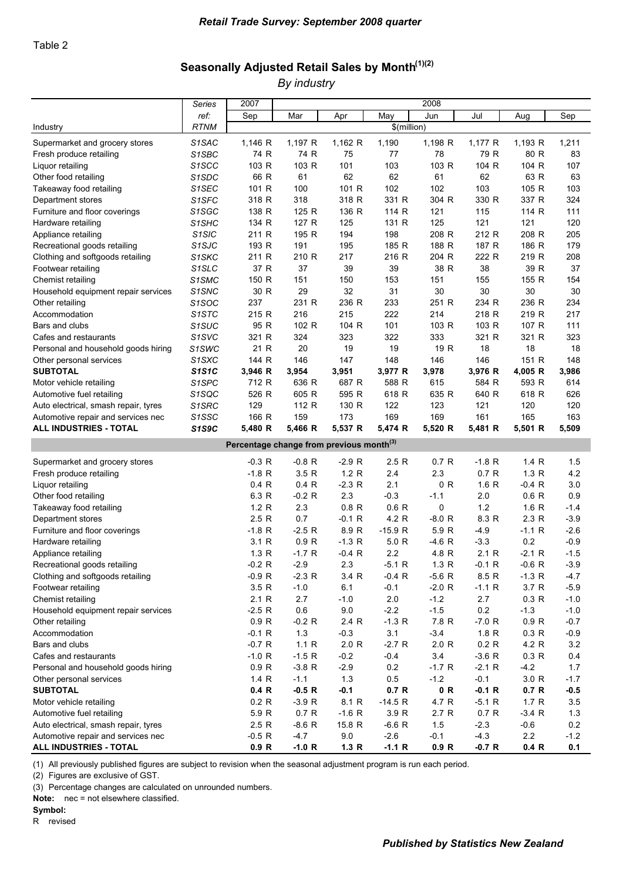Table 2

## Seasonally Adjusted Retail Sales by Month(1)(2)

*By industry*

| Industry | Series ref: RTNM | 2007 Sep | 2008 Mar | Apr | May | Jun | Jul | Aug | Sep |
|---|---|---|---|---|---|---|---|---|---|
| | | $(million) | | | | | | | |
| Supermarket and grocery stores | S1SAC | 1,146 R | 1,197 R | 1,162 R | 1,190 | 1,198 R | 1,177 R | 1,193 R | 1,211 |
| Fresh produce retailing | S1SBC | 74 R | 74 R | 75 | 77 | 78 | 79 R | 80 R | 83 |
| Liquor retailing | S1SCC | 103 R | 103 R | 101 | 103 | 103 R | 104 R | 104 R | 107 |
| Other food retailing | S1SDC | 66 R | 61 | 62 | 62 | 61 | 62 | 63 R | 63 |
| Takeaway food retailing | S1SEC | 101 R | 100 | 101 R | 102 | 102 | 103 | 105 R | 103 |
| Department stores | S1SFC | 318 R | 318 | 318 R | 331 R | 304 R | 330 R | 337 R | 324 |
| Furniture and floor coverings | S1SGC | 138 R | 125 R | 136 R | 114 R | 121 | 115 | 114 R | 111 |
| Hardware retailing | S1SHC | 134 R | 127 R | 125 | 131 R | 125 | 121 | 121 | 120 |
| Appliance retailing | S1SIC | 211 R | 195 R | 194 | 198 | 208 R | 212 R | 208 R | 205 |
| Recreational goods retailing | S1SJC | 193 R | 191 | 195 | 185 R | 188 R | 187 R | 186 R | 179 |
| Clothing and softgoods retailing | S1SKC | 211 R | 210 R | 217 | 216 R | 204 R | 222 R | 219 R | 208 |
| Footwear retailing | S1SLC | 37 R | 37 | 39 | 39 | 38 R | 38 | 39 R | 37 |
| Chemist retailing | S1SMC | 150 R | 151 | 150 | 153 | 151 | 155 | 155 R | 154 |
| Household equipment repair services | S1SNC | 30 R | 29 | 32 | 31 | 30 | 30 | 30 | 30 |
| Other retailing | S1SOC | 237 | 231 R | 236 R | 233 | 251 R | 234 R | 236 R | 234 |
| Accommodation | S1STC | 215 R | 216 | 215 | 222 | 214 | 218 R | 219 R | 217 |
| Bars and clubs | S1SUC | 95 R | 102 R | 104 R | 101 | 103 R | 103 R | 107 R | 111 |
| Cafes and restaurants | S1SVC | 321 R | 324 | 323 | 322 | 333 | 321 R | 321 R | 323 |
| Personal and household goods hiring | S1SWC | 21 R | 20 | 19 | 19 | 19 R | 18 | 18 | 18 |
| Other personal services | S1SXC | 144 R | 146 | 147 | 148 | 146 | 146 | 151 R | 148 |
| **SUBTOTAL** | **S1S1C** | **3,946 R** | **3,954** | **3,951** | **3,977 R** | **3,978** | **3,976 R** | **4,005 R** | **3,986** |
| Motor vehicle retailing | S1SPC | 712 R | 636 R | 687 R | 588 R | 615 | 584 R | 593 R | 614 |
| Automotive fuel retailing | S1SQC | 526 R | 605 R | 595 R | 618 R | 635 R | 640 R | 618 R | 626 |
| Auto electrical, smash repair, tyres | S1SRC | 129 | 112 R | 130 R | 122 | 123 | 121 | 120 | 120 |
| Automotive repair and services nec | S1SSC | 166 R | 159 | 173 | 169 | 169 | 161 | 165 | 163 |
| **ALL INDUSTRIES - TOTAL** | **S1S9C** | **5,480 R** | **5,466 R** | **5,537 R** | **5,474 R** | **5,520 R** | **5,481 R** | **5,501 R** | **5,509** |
| | | **Percentage change from previous month(3)** | | | | | | | |
| Supermarket and grocery stores | | -0.3 R | -0.8 R | -2.9 R | 2.5 R | 0.7 R | -1.8 R | 1.4 R | 1.5 |
| Fresh produce retailing | | -1.8 R | 3.5 R | 1.2 R | 2.4 | 2.3 | 0.7 R | 1.3 R | 4.2 |
| Liquor retailing | | 0.4 R | 0.4 R | -2.3 R | 2.1 | 0 R | 1.6 R | -0.4 R | 3.0 |
| Other food retailing | | 6.3 R | -0.2 R | 2.3 | -0.3 | -1.1 | 2.0 | 0.6 R | 0.9 |
| Takeaway food retailing | | 1.2 R | 2.3 | 0.8 R | 0.6 R | 0 | 1.2 | 1.6 R | -1.4 |
| Department stores | | 2.5 R | 0.7 | -0.1 R | 4.2 R | -8.0 R | 8.3 R | 2.3 R | -3.9 |
| Furniture and floor coverings | | -1.8 R | -2.5 R | 8.9 R | -15.9 R | 5.9 R | -4.9 | -1.1 R | -2.6 |
| Hardware retailing | | 3.1 R | 0.9 R | -1.3 R | 5.0 R | -4.6 R | -3.3 | 0.2 | -0.9 |
| Appliance retailing | | 1.3 R | -1.7 R | -0.4 R | 2.2 | 4.8 R | 2.1 R | -2.1 R | -1.5 |
| Recreational goods retailing | | -0.2 R | -2.9 | 2.3 | -5.1 R | 1.3 R | -0.1 R | -0.6 R | -3.9 |
| Clothing and softgoods retailing | | -0.9 R | -2.3 R | 3.4 R | -0.4 R | -5.6 R | 8.5 R | -1.3 R | -4.7 |
| Footwear retailing | | 3.5 R | -1.0 | 6.1 | -0.1 | -2.0 R | -1.1 R | 3.7 R | -5.9 |
| Chemist retailing | | 2.1 R | 2.7 | -1.0 | 2.0 | -1.2 | 2.7 | 0.3 R | -1.0 |
| Household equipment repair services | | -2.5 R | 0.6 | 9.0 | -2.2 | -1.5 | 0.2 | -1.3 | -1.0 |
| Other retailing | | 0.9 R | -0.2 R | 2.4 R | -1.3 R | 7.8 R | -7.0 R | 0.9 R | -0.7 |
| Accommodation | | -0.1 R | 1.3 | -0.3 | 3.1 | -3.4 | 1.8 R | 0.3 R | -0.9 |
| Bars and clubs | | -0.7 R | 1.1 R | 2.0 R | -2.7 R | 2.0 R | 0.2 R | 4.2 R | 3.2 |
| Cafes and restaurants | | -1.0 R | -1.5 R | -0.2 | -0.4 | 3.4 | -3.6 R | 0.3 R | 0.4 |
| Personal and household goods hiring | | 0.9 R | -3.8 R | -2.9 | 0.2 | -1.7 R | -2.1 R | -4.2 | 1.7 |
| Other personal services | | 1.4 R | -1.1 | 1.3 | 0.5 | -1.2 | -0.1 | 3.0 R | -1.7 |
| **SUBTOTAL** | | **0.4 R** | **-0.5 R** | **-0.1** | **0.7 R** | **0 R** | **-0.1 R** | **0.7 R** | **-0.5** |
| Motor vehicle retailing | | 0.2 R | -3.9 R | 8.1 R | -14.5 R | 4.7 R | -5.1 R | 1.7 R | 3.5 |
| Automotive fuel retailing | | 5.9 R | 0.7 R | -1.6 R | 3.9 R | 2.7 R | 0.7 R | -3.4 R | 1.3 |
| Auto electrical, smash repair, tyres | | 2.5 R | -8.6 R | 15.8 R | -6.6 R | 1.5 | -2.3 | -0.6 | 0.2 |
| Automotive repair and services nec | | -0.5 R | -4.7 | 9.0 | -2.6 | -0.1 | -4.3 | 2.2 | -1.2 |
| **ALL INDUSTRIES - TOTAL** | | **0.9 R** | **-1.0 R** | **1.3 R** | **-1.1 R** | **0.9 R** | **-0.7 R** | **0.4 R** | **0.1** |

(1) All previously published figures are subject to revision when the seasonal adjustment program is run each period.

(2) Figures are exclusive of GST.

(3) Percentage changes are calculated on unrounded numbers.

**Note:** nec = not elsewhere classified.

**Symbol:**

R revised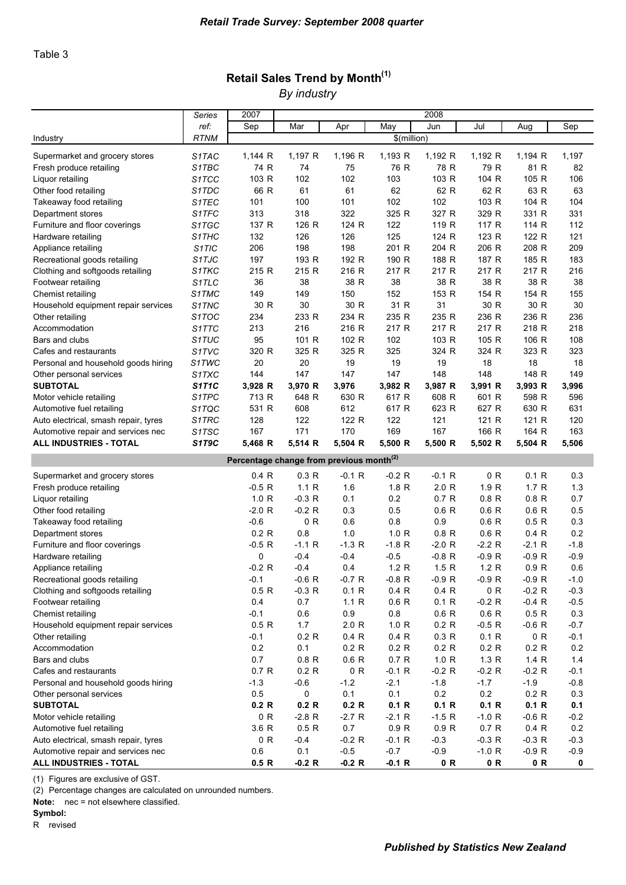Table 3

# Retail Sales Trend by Month(1)

*By industry*

| Industry | Series ref: RTNM | 2007 Sep | 2008 Mar | Apr | May | Jun | Jul | Aug | Sep |
|---|---|---|---|---|---|---|---|---|---|
| | | $(million) | | | | | | | |
| Supermarket and grocery stores | S1TAC | 1,144 R | 1,197 R | 1,196 R | 1,193 R | 1,192 R | 1,192 R | 1,194 R | 1,197 |
| Fresh produce retailing | S1TBC | 74 R | 74 | 75 | 76 R | 78 R | 79 R | 81 R | 82 |
| Liquor retailing | S1TCC | 103 R | 102 | 102 | 103 | 103 R | 104 R | 105 R | 106 |
| Other food retailing | S1TDC | 66 R | 61 | 61 | 62 | 62 R | 62 R | 63 R | 63 |
| Takeaway food retailing | S1TEC | 101 | 100 | 101 | 102 | 102 | 103 R | 104 R | 104 |
| Department stores | S1TFC | 313 | 318 | 322 | 325 R | 327 R | 329 R | 331 R | 331 |
| Furniture and floor coverings | S1TGC | 137 R | 126 R | 124 R | 122 | 119 R | 117 R | 114 R | 112 |
| Hardware retailing | S1THC | 132 | 126 | 126 | 125 | 124 R | 123 R | 122 R | 121 |
| Appliance retailing | S1TIC | 206 | 198 | 198 | 201 R | 204 R | 206 R | 208 R | 209 |
| Recreational goods retailing | S1TJC | 197 | 193 R | 192 R | 190 R | 188 R | 187 R | 185 R | 183 |
| Clothing and softgoods retailing | S1TKC | 215 R | 215 R | 216 R | 217 R | 217 R | 217 R | 217 R | 216 |
| Footwear retailing | S1TLC | 36 | 38 | 38 R | 38 | 38 R | 38 R | 38 R | 38 |
| Chemist retailing | S1TMC | 149 | 149 | 150 | 152 | 153 R | 154 R | 154 R | 155 |
| Household equipment repair services | S1TNC | 30 R | 30 | 30 R | 31 R | 31 | 30 R | 30 R | 30 |
| Other retailing | S1TOC | 234 | 233 R | 234 R | 235 R | 235 R | 236 R | 236 R | 236 |
| Accommodation | S1TTC | 213 | 216 | 216 R | 217 R | 217 R | 217 R | 218 R | 218 |
| Bars and clubs | S1TUC | 95 | 101 R | 102 R | 102 | 103 R | 105 R | 106 R | 108 |
| Cafes and restaurants | S1TVC | 320 R | 325 R | 325 R | 325 | 324 R | 324 R | 323 R | 323 |
| Personal and household goods hiring | S1TWC | 20 | 20 | 19 | 19 | 19 | 18 | 18 | 18 |
| Other personal services | S1TXC | 144 | 147 | 147 | 147 | 148 | 148 | 148 R | 149 |
| **SUBTOTAL** | ***S1T1C*** | **3,928 R** | **3,970 R** | **3,976** | **3,982 R** | **3,987 R** | **3,991 R** | **3,993 R** | **3,996** |
| Motor vehicle retailing | S1TPC | 713 R | 648 R | 630 R | 617 R | 608 R | 601 R | 598 R | 596 |
| Automotive fuel retailing | S1TQC | 531 R | 608 | 612 | 617 R | 623 R | 627 R | 630 R | 631 |
| Auto electrical, smash repair, tyres | S1TRC | 128 | 122 | 122 R | 122 | 121 | 121 R | 121 R | 120 |
| Automotive repair and services nec | S1TSC | 167 | 171 | 170 | 169 | 167 | 166 R | 164 R | 163 |
| **ALL INDUSTRIES - TOTAL** | ***S1T9C*** | **5,468 R** | **5,514 R** | **5,504 R** | **5,500 R** | **5,500 R** | **5,502 R** | **5,504 R** | **5,506** |
| | | **Percentage change from previous month(2)** | | | | | | | |
| Supermarket and grocery stores | | 0.4 R | 0.3 R | -0.1 R | -0.2 R | -0.1 R | 0 R | 0.1 R | 0.3 |
| Fresh produce retailing | | -0.5 R | 1.1 R | 1.6 | 1.8 R | 2.0 R | 1.9 R | 1.7 R | 1.3 |
| Liquor retailing | | 1.0 R | -0.3 R | 0.1 | 0.2 | 0.7 R | 0.8 R | 0.8 R | 0.7 |
| Other food retailing | | -2.0 R | -0.2 R | 0.3 | 0.5 | 0.6 R | 0.6 R | 0.6 R | 0.5 |
| Takeaway food retailing | | -0.6 | 0 R | 0.6 | 0.8 | 0.9 | 0.6 R | 0.5 R | 0.3 |
| Department stores | | 0.2 R | 0.8 | 1.0 | 1.0 R | 0.8 R | 0.6 R | 0.4 R | 0.2 |
| Furniture and floor coverings | | -0.5 R | -1.1 R | -1.3 R | -1.8 R | -2.0 R | -2.2 R | -2.1 R | -1.8 |
| Hardware retailing | | 0 | -0.4 | -0.4 | -0.5 | -0.8 R | -0.9 R | -0.9 R | -0.9 |
| Appliance retailing | | -0.2 R | -0.4 | 0.4 | 1.2 R | 1.5 R | 1.2 R | 0.9 R | 0.6 |
| Recreational goods retailing | | -0.1 | -0.6 R | -0.7 R | -0.8 R | -0.9 R | -0.9 R | -0.9 R | -1.0 |
| Clothing and softgoods retailing | | 0.5 R | -0.3 R | 0.1 R | 0.4 R | 0.4 R | 0 R | -0.2 R | -0.3 |
| Footwear retailing | | 0.4 | 0.7 | 1.1 R | 0.6 R | 0.1 R | -0.2 R | -0.4 R | -0.5 |
| Chemist retailing | | -0.1 | 0.6 | 0.9 | 0.8 | 0.6 R | 0.6 R | 0.5 R | 0.3 |
| Household equipment repair services | | 0.5 R | 1.7 | 2.0 R | 1.0 R | 0.2 R | -0.5 R | -0.6 R | -0.7 |
| Other retailing | | -0.1 | 0.2 R | 0.4 R | 0.4 R | 0.3 R | 0.1 R | 0 R | -0.1 |
| Accommodation | | 0.2 | 0.1 | 0.2 R | 0.2 R | 0.2 R | 0.2 R | 0.2 R | 0.2 |
| Bars and clubs | | 0.7 | 0.8 R | 0.6 R | 0.7 R | 1.0 R | 1.3 R | 1.4 R | 1.4 |
| Cafes and restaurants | | 0.7 R | 0.2 R | 0 R | -0.1 R | -0.2 R | -0.2 R | -0.2 R | -0.1 |
| Personal and household goods hiring | | -1.3 | -0.6 | -1.2 | -2.1 | -1.8 | -1.7 | -1.9 | -0.8 |
| Other personal services | | 0.5 | 0 | 0.1 | 0.1 | 0.2 | 0.2 | 0.2 R | 0.3 |
| **SUBTOTAL** | | **0.2 R** | **0.2 R** | **0.2 R** | **0.1 R** | **0.1 R** | **0.1 R** | **0.1 R** | **0.1** |
| Motor vehicle retailing | | 0 R | -2.8 R | -2.7 R | -2.1 R | -1.5 R | -1.0 R | -0.6 R | -0.2 |
| Automotive fuel retailing | | 3.6 R | 0.5 R | 0.7 | 0.9 R | 0.9 R | 0.7 R | 0.4 R | 0.2 |
| Auto electrical, smash repair, tyres | | 0 R | -0.4 | -0.2 R | -0.1 R | -0.3 | -0.3 R | -0.3 R | -0.3 |
| Automotive repair and services nec | | 0.6 | 0.1 | -0.5 | -0.7 | -0.9 | -1.0 R | -0.9 R | -0.9 |
| **ALL INDUSTRIES - TOTAL** | | **0.5 R** | **-0.2 R** | **-0.2 R** | **-0.1 R** | **0 R** | **0 R** | **0 R** | **0** |

(1) Figures are exclusive of GST.

(2) Percentage changes are calculated on unrounded numbers.

**Note:** nec = not elsewhere classified.

**Symbol:**

R revised

***Published by Statistics New Zealand***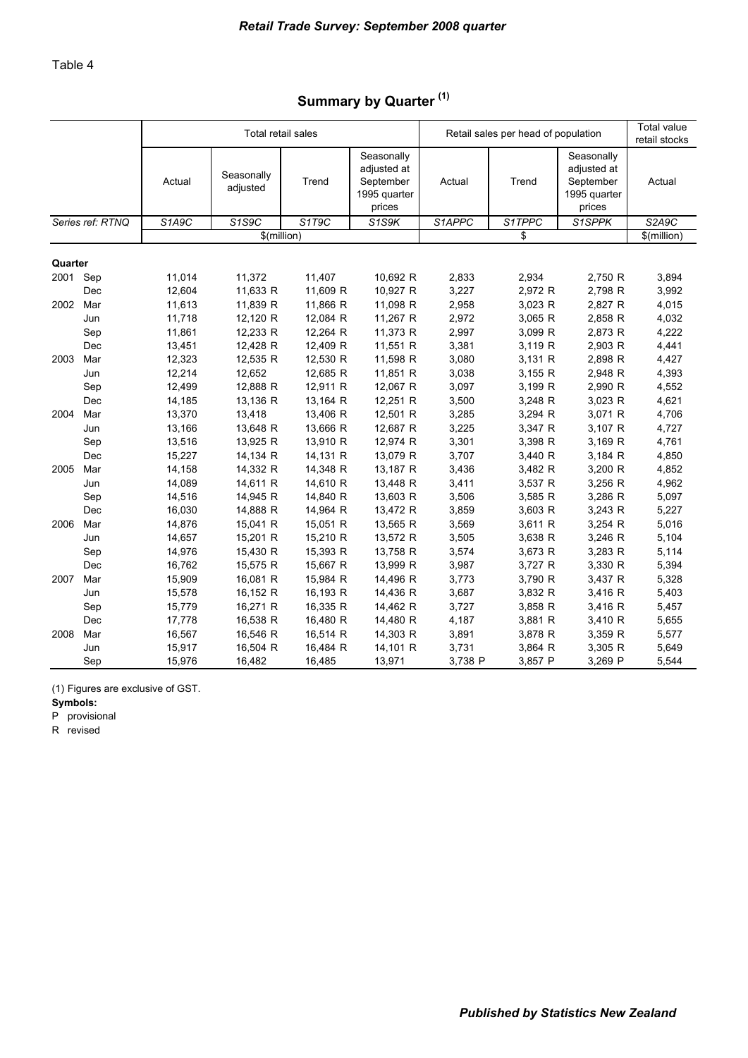Table 4

## Summary by Quarter [1]

| | | Total retail sales | | | | Retail sales per head of population | | | Total value retail stocks |
|---|---|---|---|---|---|---|---|---|---|
| | | Actual | Seasonally adjusted | Trend | Seasonally adjusted at September 1995 quarter prices | Actual | Trend | Seasonally adjusted at September 1995 quarter prices | Actual |
| *Series ref: RTNQ* | | *S1A9C* | *S1S9C* | *S1T9C* | *S1S9K* | *S1APPC* | *S1TPPC* | *S1SPPK* | *S2A9C* |
| | | $(million) | | | | $ | | | $(million) |
| **Quarter** | | | | | | | | | |
| 2001 | Sep | 11,014 | 11,372 | 11,407 | 10,692 R | 2,833 | 2,934 | 2,750 R | 3,894 |
| | Dec | 12,604 | 11,633 R | 11,609 R | 10,927 R | 3,227 | 2,972 R | 2,798 R | 3,992 |
| 2002 | Mar | 11,613 | 11,839 R | 11,866 R | 11,098 R | 2,958 | 3,023 R | 2,827 R | 4,015 |
| | Jun | 11,718 | 12,120 R | 12,084 R | 11,267 R | 2,972 | 3,065 R | 2,858 R | 4,032 |
| | Sep | 11,861 | 12,233 R | 12,264 R | 11,373 R | 2,997 | 3,099 R | 2,873 R | 4,222 |
| | Dec | 13,451 | 12,428 R | 12,409 R | 11,551 R | 3,381 | 3,119 R | 2,903 R | 4,441 |
| 2003 | Mar | 12,323 | 12,535 R | 12,530 R | 11,598 R | 3,080 | 3,131 R | 2,898 R | 4,427 |
| | Jun | 12,214 | 12,652 | 12,685 R | 11,851 R | 3,038 | 3,155 R | 2,948 R | 4,393 |
| | Sep | 12,499 | 12,888 R | 12,911 R | 12,067 R | 3,097 | 3,199 R | 2,990 R | 4,552 |
| | Dec | 14,185 | 13,136 R | 13,164 R | 12,251 R | 3,500 | 3,248 R | 3,023 R | 4,621 |
| 2004 | Mar | 13,370 | 13,418 | 13,406 R | 12,501 R | 3,285 | 3,294 R | 3,071 R | 4,706 |
| | Jun | 13,166 | 13,648 R | 13,666 R | 12,687 R | 3,225 | 3,347 R | 3,107 R | 4,727 |
| | Sep | 13,516 | 13,925 R | 13,910 R | 12,974 R | 3,301 | 3,398 R | 3,169 R | 4,761 |
| | Dec | 15,227 | 14,134 R | 14,131 R | 13,079 R | 3,707 | 3,440 R | 3,184 R | 4,850 |
| 2005 | Mar | 14,158 | 14,332 R | 14,348 R | 13,187 R | 3,436 | 3,482 R | 3,200 R | 4,852 |
| | Jun | 14,089 | 14,611 R | 14,610 R | 13,448 R | 3,411 | 3,537 R | 3,256 R | 4,962 |
| | Sep | 14,516 | 14,945 R | 14,840 R | 13,603 R | 3,506 | 3,585 R | 3,286 R | 5,097 |
| | Dec | 16,030 | 14,888 R | 14,964 R | 13,472 R | 3,859 | 3,603 R | 3,243 R | 5,227 |
| 2006 | Mar | 14,876 | 15,041 R | 15,051 R | 13,565 R | 3,569 | 3,611 R | 3,254 R | 5,016 |
| | Jun | 14,657 | 15,201 R | 15,210 R | 13,572 R | 3,505 | 3,638 R | 3,246 R | 5,104 |
| | Sep | 14,976 | 15,430 R | 15,393 R | 13,758 R | 3,574 | 3,673 R | 3,283 R | 5,114 |
| | Dec | 16,762 | 15,575 R | 15,667 R | 13,999 R | 3,987 | 3,727 R | 3,330 R | 5,394 |
| 2007 | Mar | 15,909 | 16,081 R | 15,984 R | 14,496 R | 3,773 | 3,790 R | 3,437 R | 5,328 |
| | Jun | 15,578 | 16,152 R | 16,193 R | 14,436 R | 3,687 | 3,832 R | 3,416 R | 5,403 |
| | Sep | 15,779 | 16,271 R | 16,335 R | 14,462 R | 3,727 | 3,858 R | 3,416 R | 5,457 |
| | Dec | 17,778 | 16,538 R | 16,480 R | 14,480 R | 4,187 | 3,881 R | 3,410 R | 5,655 |
| 2008 | Mar | 16,567 | 16,546 R | 16,514 R | 14,303 R | 3,891 | 3,878 R | 3,359 R | 5,577 |
| | Jun | 15,917 | 16,504 R | 16,484 R | 14,101 R | 3,731 | 3,864 R | 3,305 R | 5,649 |
| | Sep | 15,976 | 16,482 | 16,485 | 13,971 | 3,738 P | 3,857 P | 3,269 P | 5,544 |

(1) Figures are exclusive of GST.

**Symbols:**

P provisional

R revised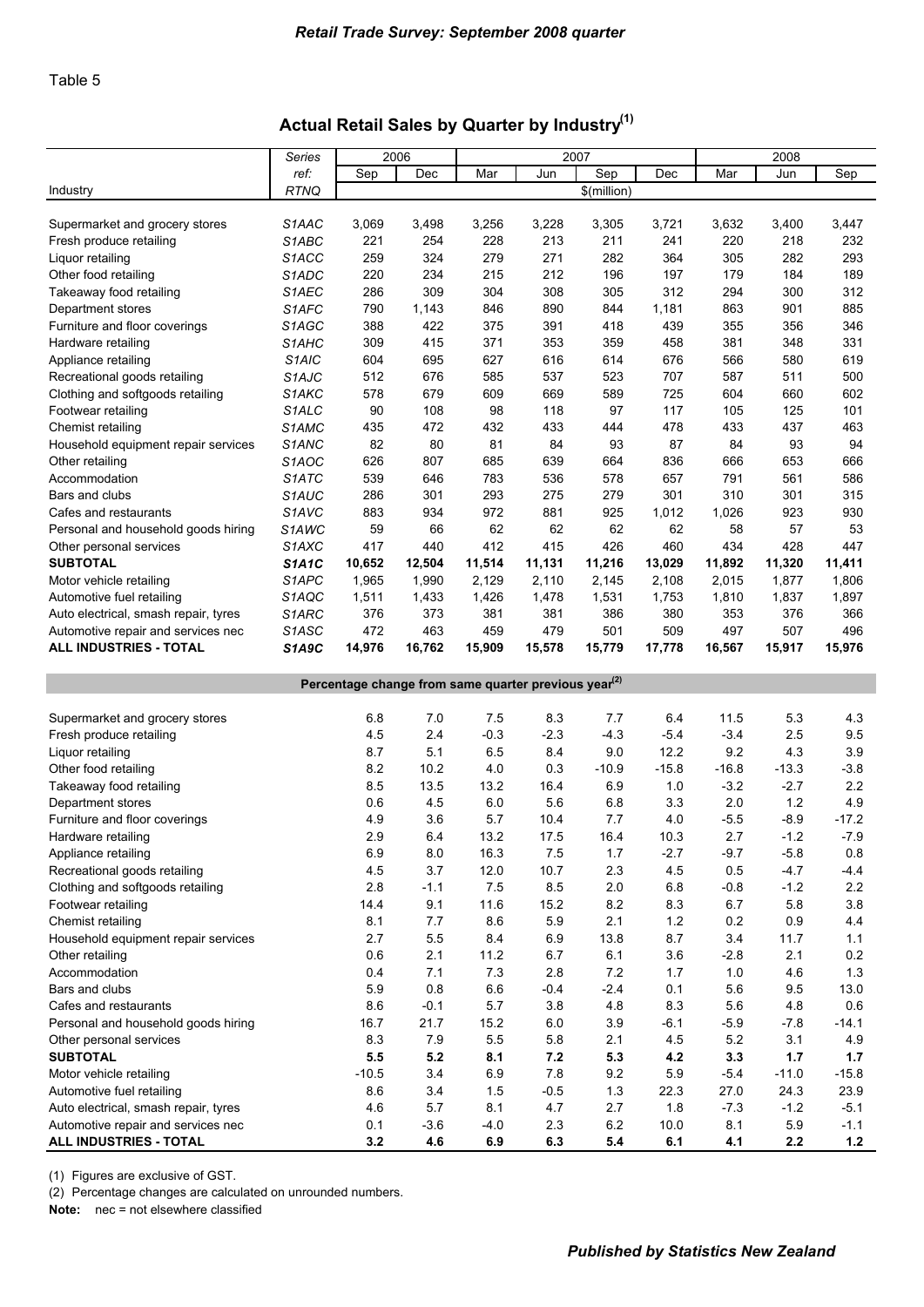Table 5

## Actual Retail Sales by Quarter by Industry(1)

| Industry | Series ref: RTNQ | 2006 Sep | 2006 Dec | 2007 Mar | 2007 Jun | 2007 Sep | 2007 Dec | 2008 Mar | 2008 Jun | 2008 Sep |
|---|---|---|---|---|---|---|---|---|---|---|
| | | $(million) | | | | | | | | |
| Supermarket and grocery stores | S1AAC | 3,069 | 3,498 | 3,256 | 3,228 | 3,305 | 3,721 | 3,632 | 3,400 | 3,447 |
| Fresh produce retailing | S1ABC | 221 | 254 | 228 | 213 | 211 | 241 | 220 | 218 | 232 |
| Liquor retailing | S1ACC | 259 | 324 | 279 | 271 | 282 | 364 | 305 | 282 | 293 |
| Other food retailing | S1ADC | 220 | 234 | 215 | 212 | 196 | 197 | 179 | 184 | 189 |
| Takeaway food retailing | S1AEC | 286 | 309 | 304 | 308 | 305 | 312 | 294 | 300 | 312 |
| Department stores | S1AFC | 790 | 1,143 | 846 | 890 | 844 | 1,181 | 863 | 901 | 885 |
| Furniture and floor coverings | S1AGC | 388 | 422 | 375 | 391 | 418 | 439 | 355 | 356 | 346 |
| Hardware retailing | S1AHC | 309 | 415 | 371 | 353 | 359 | 458 | 381 | 348 | 331 |
| Appliance retailing | S1AIC | 604 | 695 | 627 | 616 | 614 | 676 | 566 | 580 | 619 |
| Recreational goods retailing | S1AJC | 512 | 676 | 585 | 537 | 523 | 707 | 587 | 511 | 500 |
| Clothing and softgoods retailing | S1AKC | 578 | 679 | 609 | 669 | 589 | 725 | 604 | 660 | 602 |
| Footwear retailing | S1ALC | 90 | 108 | 98 | 118 | 97 | 117 | 105 | 125 | 101 |
| Chemist retailing | S1AMC | 435 | 472 | 432 | 433 | 444 | 478 | 433 | 437 | 463 |
| Household equipment repair services | S1ANC | 82 | 80 | 81 | 84 | 93 | 87 | 84 | 93 | 94 |
| Other retailing | S1AOC | 626 | 807 | 685 | 639 | 664 | 836 | 666 | 653 | 666 |
| Accommodation | S1ATC | 539 | 646 | 783 | 536 | 578 | 657 | 791 | 561 | 586 |
| Bars and clubs | S1AUC | 286 | 301 | 293 | 275 | 279 | 301 | 310 | 301 | 315 |
| Cafes and restaurants | S1AVC | 883 | 934 | 972 | 881 | 925 | 1,012 | 1,026 | 923 | 930 |
| Personal and household goods hiring | S1AWC | 59 | 66 | 62 | 62 | 62 | 62 | 58 | 57 | 53 |
| Other personal services | S1AXC | 417 | 440 | 412 | 415 | 426 | 460 | 434 | 428 | 447 |
| **SUBTOTAL** | **S1A1C** | **10,652** | **12,504** | **11,514** | **11,131** | **11,216** | **13,029** | **11,892** | **11,320** | **11,411** |
| Motor vehicle retailing | S1APC | 1,965 | 1,990 | 2,129 | 2,110 | 2,145 | 2,108 | 2,015 | 1,877 | 1,806 |
| Automotive fuel retailing | S1AQC | 1,511 | 1,433 | 1,426 | 1,478 | 1,531 | 1,753 | 1,810 | 1,837 | 1,897 |
| Auto electrical, smash repair, tyres | S1ARC | 376 | 373 | 381 | 381 | 386 | 380 | 353 | 376 | 366 |
| Automotive repair and services nec | S1ASC | 472 | 463 | 459 | 479 | 501 | 509 | 497 | 507 | 496 |
| **ALL INDUSTRIES - TOTAL** | **S1A9C** | **14,976** | **16,762** | **15,909** | **15,578** | **15,779** | **17,778** | **16,567** | **15,917** | **15,976** |
| | | Percentage change from same quarter previous year(2) | | | | | | | | |
| Supermarket and grocery stores | | 6.8 | 7.0 | 7.5 | 8.3 | 7.7 | 6.4 | 11.5 | 5.3 | 4.3 |
| Fresh produce retailing | | 4.5 | 2.4 | -0.3 | -2.3 | -4.3 | -5.4 | -3.4 | 2.5 | 9.5 |
| Liquor retailing | | 8.7 | 5.1 | 6.5 | 8.4 | 9.0 | 12.2 | 9.2 | 4.3 | 3.9 |
| Other food retailing | | 8.2 | 10.2 | 4.0 | 0.3 | -10.9 | -15.8 | -16.8 | -13.3 | -3.8 |
| Takeaway food retailing | | 8.5 | 13.5 | 13.2 | 16.4 | 6.9 | 1.0 | -3.2 | -2.7 | 2.2 |
| Department stores | | 0.6 | 4.5 | 6.0 | 5.6 | 6.8 | 3.3 | 2.0 | 1.2 | 4.9 |
| Furniture and floor coverings | | 4.9 | 3.6 | 5.7 | 10.4 | 7.7 | 4.0 | -5.5 | -8.9 | -17.2 |
| Hardware retailing | | 2.9 | 6.4 | 13.2 | 17.5 | 16.4 | 10.3 | 2.7 | -1.2 | -7.9 |
| Appliance retailing | | 6.9 | 8.0 | 16.3 | 7.5 | 1.7 | -2.7 | -9.7 | -5.8 | 0.8 |
| Recreational goods retailing | | 4.5 | 3.7 | 12.0 | 10.7 | 2.3 | 4.5 | 0.5 | -4.7 | -4.4 |
| Clothing and softgoods retailing | | 2.8 | -1.1 | 7.5 | 8.5 | 2.0 | 6.8 | -0.8 | -1.2 | 2.2 |
| Footwear retailing | | 14.4 | 9.1 | 11.6 | 15.2 | 8.2 | 8.3 | 6.7 | 5.8 | 3.8 |
| Chemist retailing | | 8.1 | 7.7 | 8.6 | 5.9 | 2.1 | 1.2 | 0.2 | 0.9 | 4.4 |
| Household equipment repair services | | 2.7 | 5.5 | 8.4 | 6.9 | 13.8 | 8.7 | 3.4 | 11.7 | 1.1 |
| Other retailing | | 0.6 | 2.1 | 11.2 | 6.7 | 6.1 | 3.6 | -2.8 | 2.1 | 0.2 |
| Accommodation | | 0.4 | 7.1 | 7.3 | 2.8 | 7.2 | 1.7 | 1.0 | 4.6 | 1.3 |
| Bars and clubs | | 5.9 | 0.8 | 6.6 | -0.4 | -2.4 | 0.1 | 5.6 | 9.5 | 13.0 |
| Cafes and restaurants | | 8.6 | -0.1 | 5.7 | 3.8 | 4.8 | 8.3 | 5.6 | 4.8 | 0.6 |
| Personal and household goods hiring | | 16.7 | 21.7 | 15.2 | 6.0 | 3.9 | -6.1 | -5.9 | -7.8 | -14.1 |
| Other personal services | | 8.3 | 7.9 | 5.5 | 5.8 | 2.1 | 4.5 | 5.2 | 3.1 | 4.9 |
| **SUBTOTAL** | | **5.5** | **5.2** | **8.1** | **7.2** | **5.3** | **4.2** | **3.3** | **1.7** | **1.7** |
| Motor vehicle retailing | | -10.5 | 3.4 | 6.9 | 7.8 | 9.2 | 5.9 | -5.4 | -11.0 | -15.8 |
| Automotive fuel retailing | | 8.6 | 3.4 | 1.5 | -0.5 | 1.3 | 22.3 | 27.0 | 24.3 | 23.9 |
| Auto electrical, smash repair, tyres | | 4.6 | 5.7 | 8.1 | 4.7 | 2.7 | 1.8 | -7.3 | -1.2 | -5.1 |
| Automotive repair and services nec | | 0.1 | -3.6 | -4.0 | 2.3 | 6.2 | 10.0 | 8.1 | 5.9 | -1.1 |
| **ALL INDUSTRIES - TOTAL** | | **3.2** | **4.6** | **6.9** | **6.3** | **5.4** | **6.1** | **4.1** | **2.2** | **1.2** |

(1) Figures are exclusive of GST.

(2) Percentage changes are calculated on unrounded numbers.

**Note:** nec = not elsewhere classified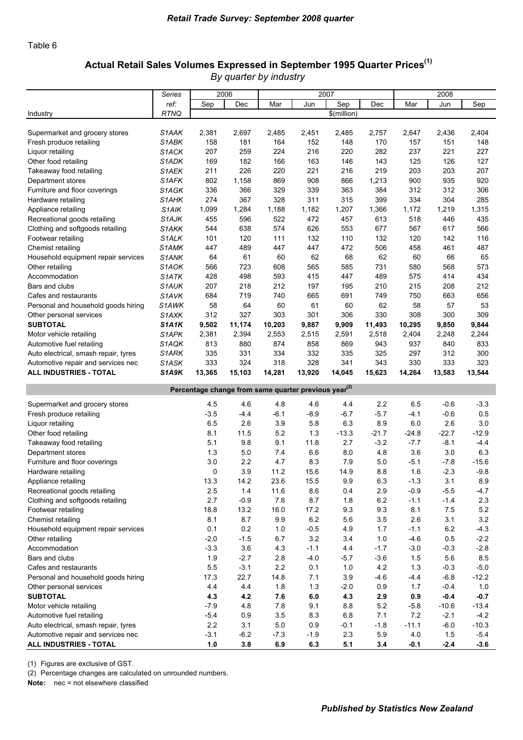Table 6

## Actual Retail Sales Volumes Expressed in September 1995 Quarter Prices(1)

*By quarter by industry*

| Industry | Series ref: RTNQ | 2006 Sep | 2006 Dec | 2007 Mar | 2007 Jun | 2007 Sep | 2007 Dec | 2008 Mar | 2008 Jun | 2008 Sep |
|---|---|---|---|---|---|---|---|---|---|---|
| | | $(million) | | | | | | | | |
| Supermarket and grocery stores | S1AAK | 2,381 | 2,697 | 2,485 | 2,451 | 2,485 | 2,757 | 2,647 | 2,436 | 2,404 |
| Fresh produce retailing | S1ABK | 158 | 181 | 164 | 152 | 148 | 170 | 157 | 151 | 148 |
| Liquor retailing | S1ACK | 207 | 259 | 224 | 216 | 220 | 282 | 237 | 221 | 227 |
| Other food retailing | S1ADK | 169 | 182 | 166 | 163 | 146 | 143 | 125 | 126 | 127 |
| Takeaway food retailing | S1AEK | 211 | 226 | 220 | 221 | 216 | 219 | 203 | 203 | 207 |
| Department stores | S1AFK | 802 | 1,158 | 869 | 908 | 866 | 1,213 | 900 | 935 | 920 |
| Furniture and floor coverings | S1AGK | 336 | 366 | 329 | 339 | 363 | 384 | 312 | 312 | 306 |
| Hardware retailing | S1AHK | 274 | 367 | 328 | 311 | 315 | 399 | 334 | 304 | 285 |
| Appliance retailing | S1AIK | 1,099 | 1,284 | 1,188 | 1,182 | 1,207 | 1,366 | 1,172 | 1,219 | 1,315 |
| Recreational goods retailing | S1AJK | 455 | 596 | 522 | 472 | 457 | 613 | 518 | 446 | 435 |
| Clothing and softgoods retailing | S1AKK | 544 | 638 | 574 | 626 | 553 | 677 | 567 | 617 | 566 |
| Footwear retailing | S1ALK | 101 | 120 | 111 | 132 | 110 | 132 | 120 | 142 | 116 |
| Chemist retailing | S1AMK | 447 | 489 | 447 | 447 | 472 | 506 | 458 | 461 | 487 |
| Household equipment repair services | S1ANK | 64 | 61 | 60 | 62 | 68 | 62 | 60 | 66 | 65 |
| Other retailing | S1AOK | 566 | 723 | 608 | 565 | 585 | 731 | 580 | 568 | 573 |
| Accommodation | S1ATK | 428 | 498 | 593 | 415 | 447 | 489 | 575 | 414 | 434 |
| Bars and clubs | S1AUK | 207 | 218 | 212 | 197 | 195 | 210 | 215 | 208 | 212 |
| Cafes and restaurants | S1AVK | 684 | 719 | 740 | 665 | 691 | 749 | 750 | 663 | 656 |
| Personal and household goods hiring | S1AWK | 58 | 64 | 60 | 61 | 60 | 62 | 58 | 57 | 53 |
| Other personal services | S1AXK | 312 | 327 | 303 | 301 | 306 | 330 | 308 | 300 | 309 |
| **SUBTOTAL** | **S1A1K** | **9,502** | **11,174** | **10,203** | **9,887** | **9,909** | **11,493** | **10,295** | **9,850** | **9,844** |
| Motor vehicle retailing | S1APK | 2,381 | 2,394 | 2,553 | 2,515 | 2,591 | 2,518 | 2,404 | 2,248 | 2,244 |
| Automotive fuel retailing | S1AQK | 813 | 880 | 874 | 858 | 869 | 943 | 937 | 840 | 833 |
| Auto electrical, smash repair, tyres | S1ARK | 335 | 331 | 334 | 332 | 335 | 325 | 297 | 312 | 300 |
| Automotive repair and services nec | S1ASK | 333 | 324 | 318 | 328 | 341 | 343 | 330 | 333 | 323 |
| **ALL INDUSTRIES - TOTAL** | **S1A9K** | **13,365** | **15,103** | **14,281** | **13,920** | **14,045** | **15,623** | **14,264** | **13,583** | **13,544** |
| | | **Percentage change from same quarter previous year(2)** | | | | | | | | |
| Supermarket and grocery stores | | 4.5 | 4.6 | 4.8 | 4.6 | 4.4 | 2.2 | 6.5 | -0.6 | -3.3 |
| Fresh produce retailing | | -3.5 | -4.4 | -6.1 | -8.9 | -6.7 | -5.7 | -4.1 | -0.6 | 0.5 |
| Liquor retailing | | 6.5 | 2.6 | 3.9 | 5.8 | 6.3 | 8.9 | 6.0 | 2.6 | 3.0 |
| Other food retailing | | 8.1 | 11.5 | 5.2 | 1.3 | -13.3 | -21.7 | -24.8 | -22.7 | -12.9 |
| Takeaway food retailing | | 5.1 | 9.8 | 9.1 | 11.8 | 2.7 | -3.2 | -7.7 | -8.1 | -4.4 |
| Department stores | | 1.3 | 5.0 | 7.4 | 6.6 | 8.0 | 4.8 | 3.6 | 3.0 | 6.3 |
| Furniture and floor coverings | | 3.0 | 2.2 | 4.7 | 8.3 | 7.9 | 5.0 | -5.1 | -7.8 | -15.6 |
| Hardware retailing | | 0 | 3.9 | 11.2 | 15.6 | 14.9 | 8.8 | 1.6 | -2.3 | -9.8 |
| Appliance retailing | | 13.3 | 14.2 | 23.6 | 15.5 | 9.9 | 6.3 | -1.3 | 3.1 | 8.9 |
| Recreational goods retailing | | 2.5 | 1.4 | 11.6 | 8.6 | 0.4 | 2.9 | -0.9 | -5.5 | -4.7 |
| Clothing and softgoods retailing | | 2.7 | -0.9 | 7.6 | 8.7 | 1.8 | 6.2 | -1.1 | -1.4 | 2.3 |
| Footwear retailing | | 18.8 | 13.2 | 16.0 | 17.2 | 9.3 | 9.3 | 8.1 | 7.5 | 5.2 |
| Chemist retailing | | 8.1 | 8.7 | 9.9 | 6.2 | 5.6 | 3.5 | 2.6 | 3.1 | 3.2 |
| Household equipment repair services | | 0.1 | 0.2 | 1.0 | -0.5 | 4.9 | 1.7 | -1.1 | 6.2 | -4.3 |
| Other retailing | | -2.0 | -1.5 | 6.7 | 3.2 | 3.4 | 1.0 | -4.6 | 0.5 | -2.2 |
| Accommodation | | -3.3 | 3.6 | 4.3 | -1.1 | 4.4 | -1.7 | -3.0 | -0.3 | -2.8 |
| Bars and clubs | | 1.9 | -2.7 | 2.8 | -4.0 | -5.7 | -3.6 | 1.5 | 5.6 | 8.5 |
| Cafes and restaurants | | 5.5 | -3.1 | 2.2 | 0.1 | 1.0 | 4.2 | 1.3 | -0.3 | -5.0 |
| Personal and household goods hiring | | 17.3 | 22.7 | 14.8 | 7.1 | 3.9 | -4.6 | -4.4 | -6.8 | -12.2 |
| Other personal services | | 4.4 | 4.4 | 1.8 | 1.3 | -2.0 | 0.9 | 1.7 | -0.4 | 1.0 |
| **SUBTOTAL** | | **4.3** | **4.2** | **7.6** | **6.0** | **4.3** | **2.9** | **0.9** | **-0.4** | **-0.7** |
| Motor vehicle retailing | | -7.9 | 4.8 | 7.8 | 9.1 | 8.8 | 5.2 | -5.8 | -10.6 | -13.4 |
| Automotive fuel retailing | | -5.4 | 0.9 | 3.5 | 8.3 | 6.8 | 7.1 | 7.2 | -2.1 | -4.2 |
| Auto electrical, smash repair, tyres | | 2.2 | 3.1 | 5.0 | 0.9 | -0.1 | -1.8 | -11.1 | -6.0 | -10.3 |
| Automotive repair and services nec | | -3.1 | -6.2 | -7.3 | -1.9 | 2.3 | 5.9 | 4.0 | 1.5 | -5.4 |
| **ALL INDUSTRIES - TOTAL** | | **1.0** | **3.8** | **6.9** | **6.3** | **5.1** | **3.4** | **-0.1** | **-2.4** | **-3.6** |

(1) Figures are exclusive of GST.

(2) Percentage changes are calculated on unrounded numbers.

**Note:** nec = not elsewhere classified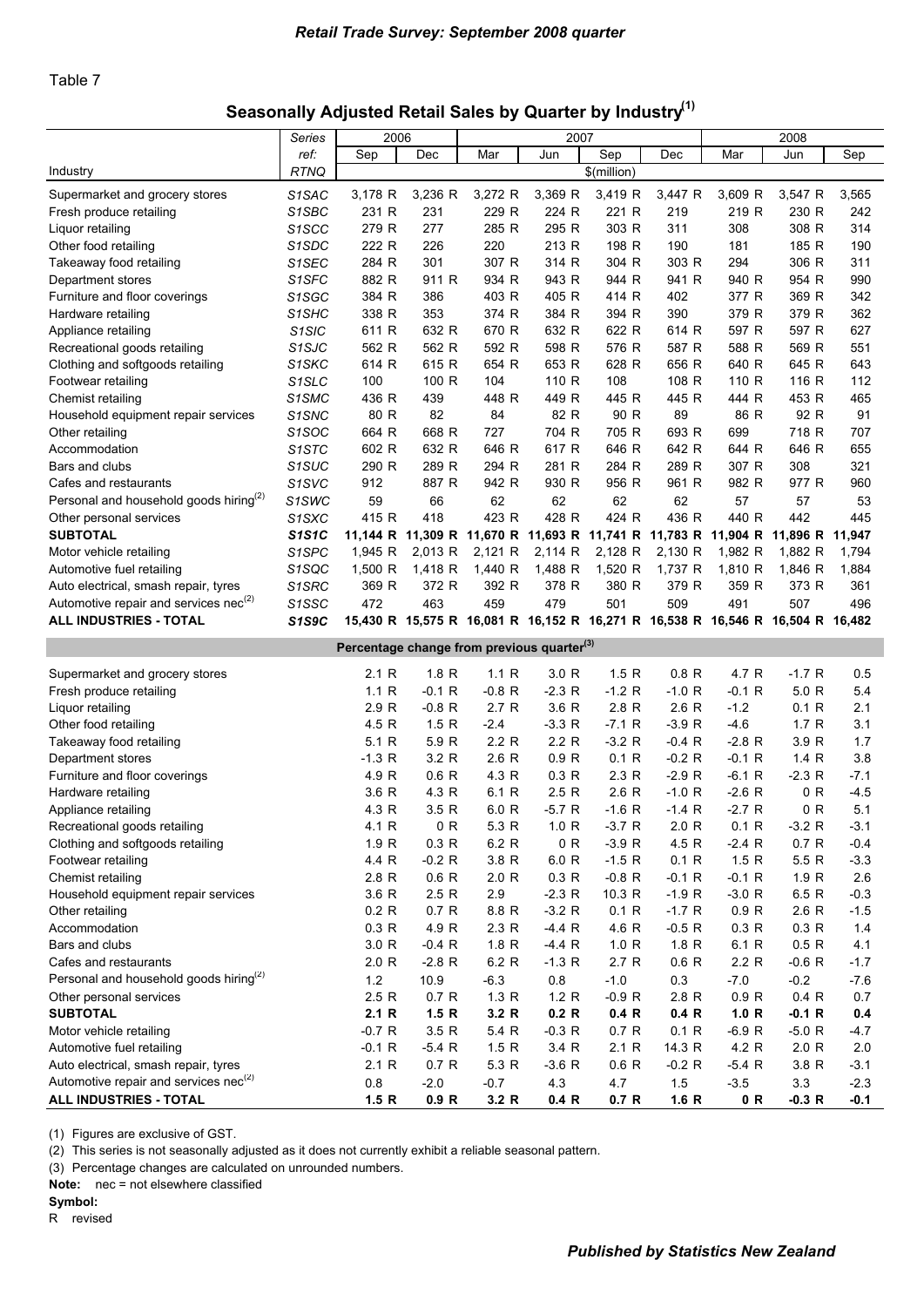Table 7

## Seasonally Adjusted Retail Sales by Quarter by Industry(1)

| Industry | Series ref: RTNQ | 2006 Sep | 2006 Dec | 2007 Mar | 2007 Jun | 2007 Sep | 2007 Dec | 2008 Mar | 2008 Jun | 2008 Sep |
|---|---|---|---|---|---|---|---|---|---|---|
| | | $(million) | | | | | | | | |
| Supermarket and grocery stores | S1SAC | 3,178 R | 3,236 R | 3,272 R | 3,369 R | 3,419 R | 3,447 R | 3,609 R | 3,547 R | 3,565 |
| Fresh produce retailing | S1SBC | 231 R | 231 | 229 R | 224 R | 221 R | 219 | 219 R | 230 R | 242 |
| Liquor retailing | S1SCC | 279 R | 277 | 285 R | 295 R | 303 R | 311 | 308 | 308 R | 314 |
| Other food retailing | S1SDC | 222 R | 226 | 220 | 213 R | 198 R | 190 | 181 | 185 R | 190 |
| Takeaway food retailing | S1SEC | 284 R | 301 | 307 R | 314 R | 304 R | 303 R | 294 | 306 R | 311 |
| Department stores | S1SFC | 882 R | 911 R | 934 R | 943 R | 944 R | 941 R | 940 R | 954 R | 990 |
| Furniture and floor coverings | S1SGC | 384 R | 386 | 403 R | 405 R | 414 R | 402 | 377 R | 369 R | 342 |
| Hardware retailing | S1SHC | 338 R | 353 | 374 R | 384 R | 394 R | 390 | 379 R | 379 R | 362 |
| Appliance retailing | S1SIC | 611 R | 632 R | 670 R | 632 R | 622 R | 614 R | 597 R | 597 R | 627 |
| Recreational goods retailing | S1SJC | 562 R | 562 R | 592 R | 598 R | 576 R | 587 R | 588 R | 569 R | 551 |
| Clothing and softgoods retailing | S1SKC | 614 R | 615 R | 654 R | 653 R | 628 R | 656 R | 640 R | 645 R | 643 |
| Footwear retailing | S1SLC | 100 | 100 R | 104 | 110 R | 108 | 108 R | 110 R | 116 R | 112 |
| Chemist retailing | S1SMC | 436 R | 439 | 448 R | 449 R | 445 R | 445 R | 444 R | 453 R | 465 |
| Household equipment repair services | S1SNC | 80 R | 82 | 84 | 82 R | 90 R | 89 | 86 R | 92 R | 91 |
| Other retailing | S1SOC | 664 R | 668 R | 727 | 704 R | 705 R | 693 R | 699 | 718 R | 707 |
| Accommodation | S1STC | 602 R | 632 R | 646 R | 617 R | 646 R | 642 R | 644 R | 646 R | 655 |
| Bars and clubs | S1SUC | 290 R | 289 R | 294 R | 281 R | 284 R | 289 R | 307 R | 308 | 321 |
| Cafes and restaurants | S1SVC | 912 | 887 R | 942 R | 930 R | 956 R | 961 R | 982 R | 977 R | 960 |
| Personal and household goods hiring(2) | S1SWC | 59 | 66 | 62 | 62 | 62 | 62 | 57 | 57 | 53 |
| Other personal services | S1SXC | 415 R | 418 | 423 R | 428 R | 424 R | 436 R | 440 R | 442 | 445 |
| **SUBTOTAL** | **S1S1C** | **11,144 R** | **11,309 R** | **11,670 R** | **11,693 R** | **11,741 R** | **11,783 R** | **11,904 R** | **11,896 R** | **11,947** |
| Motor vehicle retailing | S1SPC | 1,945 R | 2,013 R | 2,121 R | 2,114 R | 2,128 R | 2,130 R | 1,982 R | 1,882 R | 1,794 |
| Automotive fuel retailing | S1SQC | 1,500 R | 1,418 R | 1,440 R | 1,488 R | 1,520 R | 1,737 R | 1,810 R | 1,846 R | 1,884 |
| Auto electrical, smash repair, tyres | S1SRC | 369 R | 372 R | 392 R | 378 R | 380 R | 379 R | 359 R | 373 R | 361 |
| Automotive repair and services nec(2) | S1SSC | 472 | 463 | 459 | 479 | 501 | 509 | 491 | 507 | 496 |
| **ALL INDUSTRIES - TOTAL** | **S1S9C** | **15,430 R** | **15,575 R** | **16,081 R** | **16,152 R** | **16,271 R** | **16,538 R** | **16,546 R** | **16,504 R** | **16,482** |
| **Percentage change from previous quarter(3)** | | | | | | | | | | |
| Supermarket and grocery stores | | 2.1 R | 1.8 R | 1.1 R | 3.0 R | 1.5 R | 0.8 R | 4.7 R | -1.7 R | 0.5 |
| Fresh produce retailing | | 1.1 R | -0.1 R | -0.8 R | -2.3 R | -1.2 R | -1.0 R | -0.1 R | 5.0 R | 5.4 |
| Liquor retailing | | 2.9 R | -0.8 R | 2.7 R | 3.6 R | 2.8 R | 2.6 R | -1.2 | 0.1 R | 2.1 |
| Other food retailing | | 4.5 R | 1.5 R | -2.4 | -3.3 R | -7.1 R | -3.9 R | -4.6 | 1.7 R | 3.1 |
| Takeaway food retailing | | 5.1 R | 5.9 R | 2.2 R | 2.2 R | -3.2 R | -0.4 R | -2.8 R | 3.9 R | 1.7 |
| Department stores | | -1.3 R | 3.2 R | 2.6 R | 0.9 R | 0.1 R | -0.2 R | -0.1 R | 1.4 R | 3.8 |
| Furniture and floor coverings | | 4.9 R | 0.6 R | 4.3 R | 0.3 R | 2.3 R | -2.9 R | -6.1 R | -2.3 R | -7.1 |
| Hardware retailing | | 3.6 R | 4.3 R | 6.1 R | 2.5 R | 2.6 R | -1.0 R | -2.6 R | 0 R | -4.5 |
| Appliance retailing | | 4.3 R | 3.5 R | 6.0 R | -5.7 R | -1.6 R | -1.4 R | -2.7 R | 0 R | 5.1 |
| Recreational goods retailing | | 4.1 R | 0 R | 5.3 R | 1.0 R | -3.7 R | 2.0 R | 0.1 R | -3.2 R | -3.1 |
| Clothing and softgoods retailing | | 1.9 R | 0.3 R | 6.2 R | 0 R | -3.9 R | 4.5 R | -2.4 R | 0.7 R | -0.4 |
| Footwear retailing | | 4.4 R | -0.2 R | 3.8 R | 6.0 R | -1.5 R | 0.1 R | 1.5 R | 5.5 R | -3.3 |
| Chemist retailing | | 2.8 R | 0.6 R | 2.0 R | 0.3 R | -0.8 R | -0.1 R | -0.1 R | 1.9 R | 2.6 |
| Household equipment repair services | | 3.6 R | 2.5 R | 2.9 | -2.3 R | 10.3 R | -1.9 R | -3.0 R | 6.5 R | -0.3 |
| Other retailing | | 0.2 R | 0.7 R | 8.8 R | -3.2 R | 0.1 R | -1.7 R | 0.9 R | 2.6 R | -1.5 |
| Accommodation | | 0.3 R | 4.9 R | 2.3 R | -4.4 R | 4.6 R | -0.5 R | 0.3 R | 0.3 R | 1.4 |
| Bars and clubs | | 3.0 R | -0.4 R | 1.8 R | -4.4 R | 1.0 R | 1.8 R | 6.1 R | 0.5 R | 4.1 |
| Cafes and restaurants | | 2.0 R | -2.8 R | 6.2 R | -1.3 R | 2.7 R | 0.6 R | 2.2 R | -0.6 R | -1.7 |
| Personal and household goods hiring(2) | | 1.2 | 10.9 | -6.3 | 0.8 | -1.0 | 0.3 | -7.0 | -0.2 | -7.6 |
| Other personal services | | 2.5 R | 0.7 R | 1.3 R | 1.2 R | -0.9 R | 2.8 R | 0.9 R | 0.4 R | 0.7 |
| **SUBTOTAL** | | **2.1 R** | **1.5 R** | **3.2 R** | **0.2 R** | **0.4 R** | **0.4 R** | **1.0 R** | **-0.1 R** | **0.4** |
| Motor vehicle retailing | | -0.7 R | 3.5 R | 5.4 R | -0.3 R | 0.7 R | 0.1 R | -6.9 R | -5.0 R | -4.7 |
| Automotive fuel retailing | | -0.1 R | -5.4 R | 1.5 R | 3.4 R | 2.1 R | 14.3 R | 4.2 R | 2.0 R | 2.0 |
| Auto electrical, smash repair, tyres | | 2.1 R | 0.7 R | 5.3 R | -3.6 R | 0.6 R | -0.2 R | -5.4 R | 3.8 R | -3.1 |
| Automotive repair and services nec(2) | | 0.8 | -2.0 | -0.7 | 4.3 | 4.7 | 1.5 | -3.5 | 3.3 | -2.3 |
| **ALL INDUSTRIES - TOTAL** | | **1.5 R** | **0.9 R** | **3.2 R** | **0.4 R** | **0.7 R** | **1.6 R** | **0 R** | **-0.3 R** | **-0.1** |

(1) Figures are exclusive of GST.

(2) This series is not seasonally adjusted as it does not currently exhibit a reliable seasonal pattern.

(3) Percentage changes are calculated on unrounded numbers.

**Note:** nec = not elsewhere classified

**Symbol:**

R revised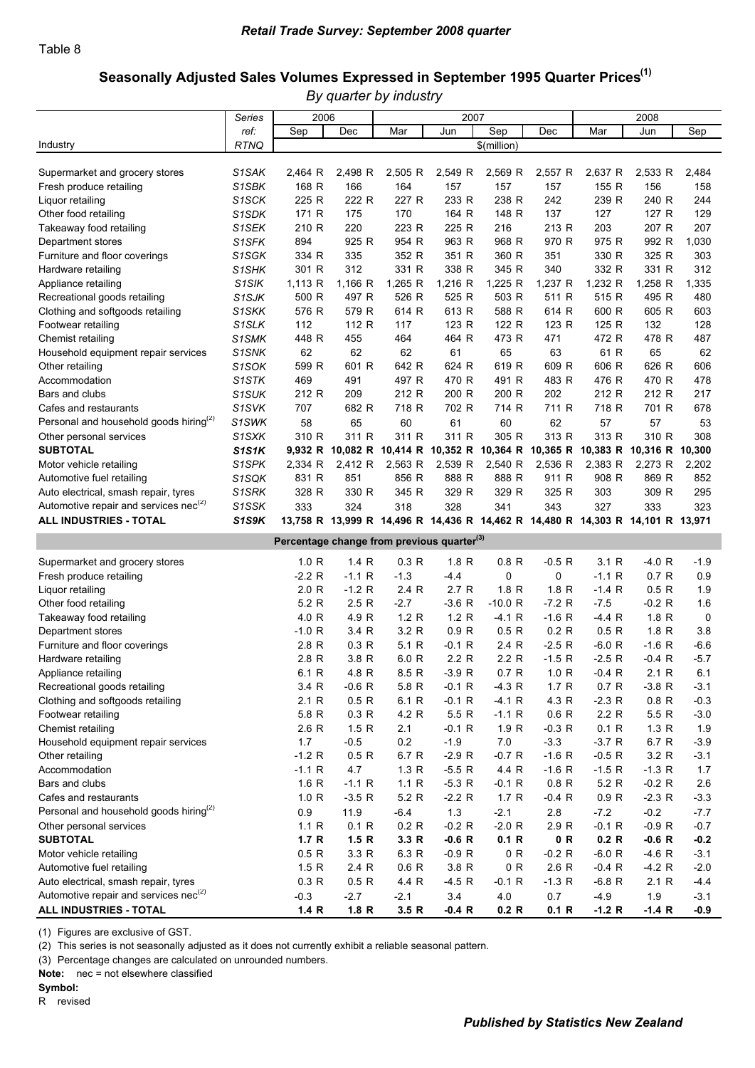Table 8

## Seasonally Adjusted Sales Volumes Expressed in September 1995 Quarter Prices(1)

*By quarter by industry*

| Industry | Series ref: RTNQ | 2006 Sep | 2006 Dec | 2007 Mar | 2007 Jun | 2007 Sep | 2007 Dec | 2008 Mar | 2008 Jun | 2008 Sep |
|---|---|---|---|---|---|---|---|---|---|---|
| | | $(million) | | | | | | | | |
| Supermarket and grocery stores | S1SAK | 2,464 R | 2,498 R | 2,505 R | 2,549 R | 2,569 R | 2,557 R | 2,637 R | 2,533 R | 2,484 |
| Fresh produce retailing | S1SBK | 168 R | 166 | 164 | 157 | 157 | 157 | 155 R | 156 | 158 |
| Liquor retailing | S1SCK | 225 R | 222 R | 227 R | 233 R | 238 R | 242 | 239 R | 240 R | 244 |
| Other food retailing | S1SDK | 171 R | 175 | 170 | 164 R | 148 R | 137 | 127 | 127 R | 129 |
| Takeaway food retailing | S1SEK | 210 R | 220 | 223 R | 225 R | 216 | 213 R | 203 | 207 R | 207 |
| Department stores | S1SFK | 894 | 925 R | 954 R | 963 R | 968 R | 970 R | 975 R | 992 R | 1,030 |
| Furniture and floor coverings | S1SGK | 334 R | 335 | 352 R | 351 R | 360 R | 351 | 330 R | 325 R | 303 |
| Hardware retailing | S1SHK | 301 R | 312 | 331 R | 338 R | 345 R | 340 | 332 R | 331 R | 312 |
| Appliance retailing | S1SIK | 1,113 R | 1,166 R | 1,265 R | 1,216 R | 1,225 R | 1,237 R | 1,232 R | 1,258 R | 1,335 |
| Recreational goods retailing | S1SJK | 500 R | 497 R | 526 R | 525 R | 503 R | 511 R | 515 R | 495 R | 480 |
| Clothing and softgoods retailing | S1SKK | 576 R | 579 R | 614 R | 613 R | 588 R | 614 R | 600 R | 605 R | 603 |
| Footwear retailing | S1SLK | 112 | 112 R | 117 | 123 R | 122 R | 123 R | 125 R | 132 | 128 |
| Chemist retailing | S1SMK | 448 R | 455 | 464 | 464 R | 473 R | 471 | 472 R | 478 R | 487 |
| Household equipment repair services | S1SNK | 62 | 62 | 62 | 61 | 65 | 63 | 61 R | 65 | 62 |
| Other retailing | S1SOK | 599 R | 601 R | 642 R | 624 R | 619 R | 609 R | 606 R | 626 R | 606 |
| Accommodation | S1STK | 469 | 491 | 497 R | 470 R | 491 R | 483 R | 476 R | 470 R | 478 |
| Bars and clubs | S1SUK | 212 R | 209 | 212 R | 200 R | 200 R | 202 | 212 R | 212 R | 217 |
| Cafes and restaurants | S1SVK | 707 | 682 R | 718 R | 702 R | 714 R | 711 R | 718 R | 701 R | 678 |
| Personal and household goods hiring(2) | S1SWK | 58 | 65 | 60 | 61 | 60 | 62 | 57 | 57 | 53 |
| Other personal services | S1SXK | 310 R | 311 R | 311 R | 311 R | 305 R | 313 R | 313 R | 310 R | 308 |
| **SUBTOTAL** | **S1S1K** | **9,932 R** | **10,082 R** | **10,414 R** | **10,352 R** | **10,364 R** | **10,365 R** | **10,383 R** | **10,316 R** | **10,300** |
| Motor vehicle retailing | S1SPK | 2,334 R | 2,412 R | 2,563 R | 2,539 R | 2,540 R | 2,536 R | 2,383 R | 2,273 R | 2,202 |
| Automotive fuel retailing | S1SQK | 831 R | 851 | 856 R | 888 R | 888 R | 911 R | 908 R | 869 R | 852 |
| Auto electrical, smash repair, tyres | S1SRK | 328 R | 330 R | 345 R | 329 R | 329 R | 325 R | 303 | 309 R | 295 |
| Automotive repair and services nec(2) | S1SSK | 333 | 324 | 318 | 328 | 341 | 343 | 327 | 333 | 323 |
| **ALL INDUSTRIES - TOTAL** | **S1S9K** | **13,758 R** | **13,999 R** | **14,496 R** | **14,436 R** | **14,462 R** | **14,480 R** | **14,303 R** | **14,101 R** | **13,971** |
| | | **Percentage change from previous quarter(3)** | | | | | | | | |
| Supermarket and grocery stores | | 1.0 R | 1.4 R | 0.3 R | 1.8 R | 0.8 R | -0.5 R | 3.1 R | -4.0 R | -1.9 |
| Fresh produce retailing | | -2.2 R | -1.1 R | -1.3 | -4.4 | 0 | 0 | -1.1 R | 0.7 R | 0.9 |
| Liquor retailing | | 2.0 R | -1.2 R | 2.4 R | 2.7 R | 1.8 R | 1.8 R | -1.4 R | 0.5 R | 1.9 |
| Other food retailing | | 5.2 R | 2.5 R | -2.7 | -3.6 R | -10.0 R | -7.2 R | -7.5 | -0.2 R | 1.6 |
| Takeaway food retailing | | 4.0 R | 4.9 R | 1.2 R | 1.2 R | -4.1 R | -1.6 R | -4.4 R | 1.8 R | 0 |
| Department stores | | -1.0 R | 3.4 R | 3.2 R | 0.9 R | 0.5 R | 0.2 R | 0.5 R | 1.8 R | 3.8 |
| Furniture and floor coverings | | 2.8 R | 0.3 R | 5.1 R | -0.1 R | 2.4 R | -2.5 R | -6.0 R | -1.6 R | -6.6 |
| Hardware retailing | | 2.8 R | 3.8 R | 6.0 R | 2.2 R | 2.2 R | -1.5 R | -2.5 R | -0.4 R | -5.7 |
| Appliance retailing | | 6.1 R | 4.8 R | 8.5 R | -3.9 R | 0.7 R | 1.0 R | -0.4 R | 2.1 R | 6.1 |
| Recreational goods retailing | | 3.4 R | -0.6 R | 5.8 R | -0.1 R | -4.3 R | 1.7 R | 0.7 R | -3.8 R | -3.1 |
| Clothing and softgoods retailing | | 2.1 R | 0.5 R | 6.1 R | -0.1 R | -4.1 R | 4.3 R | -2.3 R | 0.8 R | -0.3 |
| Footwear retailing | | 5.8 R | 0.3 R | 4.2 R | 5.5 R | -1.1 R | 0.6 R | 2.2 R | 5.5 R | -3.0 |
| Chemist retailing | | 2.6 R | 1.5 R | 2.1 | -0.1 R | 1.9 R | -0.3 R | 0.1 R | 1.3 R | 1.9 |
| Household equipment repair services | | 1.7 | -0.5 | 0.2 | -1.9 | 7.0 | -3.3 | -3.7 R | 6.7 R | -3.9 |
| Other retailing | | -1.2 R | 0.5 R | 6.7 R | -2.9 R | -0.7 R | -1.6 R | -0.5 R | 3.2 R | -3.1 |
| Accommodation | | -1.1 R | 4.7 | 1.3 R | -5.5 R | 4.4 R | -1.6 R | -1.5 R | -1.3 R | 1.7 |
| Bars and clubs | | 1.6 R | -1.1 R | 1.1 R | -5.3 R | -0.1 R | 0.8 R | 5.2 R | -0.2 R | 2.6 |
| Cafes and restaurants | | 1.0 R | -3.5 R | 5.2 R | -2.2 R | 1.7 R | -0.4 R | 0.9 R | -2.3 R | -3.3 |
| Personal and household goods hiring(2) | | 0.9 | 11.9 | -6.4 | 1.3 | -2.1 | 2.8 | -7.2 | -0.2 | -7.7 |
| Other personal services | | 1.1 R | 0.1 R | 0.2 R | -0.2 R | -2.0 R | 2.9 R | -0.1 R | -0.9 R | -0.7 |
| **SUBTOTAL** | | **1.7 R** | **1.5 R** | **3.3 R** | **-0.6 R** | **0.1 R** | **0 R** | **0.2 R** | **-0.6 R** | **-0.2** |
| Motor vehicle retailing | | 0.5 R | 3.3 R | 6.3 R | -0.9 R | 0 R | -0.2 R | -6.0 R | -4.6 R | -3.1 |
| Automotive fuel retailing | | 1.5 R | 2.4 R | 0.6 R | 3.8 R | 0 R | 2.6 R | -0.4 R | -4.2 R | -2.0 |
| Auto electrical, smash repair, tyres | | 0.3 R | 0.5 R | 4.4 R | -4.5 R | -0.1 R | -1.3 R | -6.8 R | 2.1 R | -4.4 |
| Automotive repair and services nec(2) | | -0.3 | -2.7 | -2.1 | 3.4 | 4.0 | 0.7 | -4.9 | 1.9 | -3.1 |
| **ALL INDUSTRIES - TOTAL** | | **1.4 R** | **1.8 R** | **3.5 R** | **-0.4 R** | **0.2 R** | **0.1 R** | **-1.2 R** | **-1.4 R** | **-0.9** |

(1) Figures are exclusive of GST.

(2) This series is not seasonally adjusted as it does not currently exhibit a reliable seasonal pattern.

(3) Percentage changes are calculated on unrounded numbers.

**Note:** nec = not elsewhere classified

**Symbol:**

R revised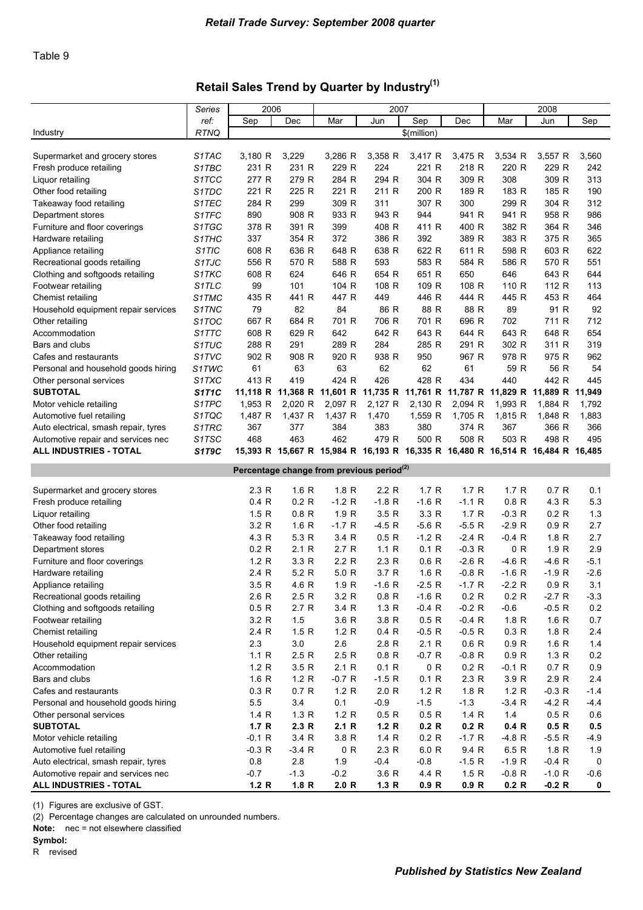Table 9

## Retail Sales Trend by Quarter by Industry(1)

| Industry | Series ref: RTNQ | 2006 Sep | 2006 Dec | 2007 Mar | 2007 Jun | 2007 Sep | 2007 Dec | 2008 Mar | 2008 Jun | 2008 Sep |
|---|---|---|---|---|---|---|---|---|---|---|
| | | $(million) | | | | | | | | |
| Supermarket and grocery stores | S1TAC | 3,180 R | 3,229 | 3,286 R | 3,358 R | 3,417 R | 3,475 R | 3,534 R | 3,557 R | 3,560 |
| Fresh produce retailing | S1TBC | 231 R | 231 R | 229 R | 224 | 221 R | 218 R | 220 R | 229 R | 242 |
| Liquor retailing | S1TCC | 277 R | 279 R | 284 R | 294 R | 304 R | 309 R | 308 | 309 R | 313 |
| Other food retailing | S1TDC | 221 R | 225 R | 221 R | 211 R | 200 R | 189 R | 183 R | 185 R | 190 |
| Takeaway food retailing | S1TEC | 284 R | 299 | 309 R | 311 | 307 R | 300 | 299 R | 304 R | 312 |
| Department stores | S1TFC | 890 | 908 R | 933 R | 943 R | 944 | 941 R | 941 R | 958 R | 986 |
| Furniture and floor coverings | S1TGC | 378 R | 391 R | 399 | 408 R | 411 R | 400 R | 382 R | 364 R | 346 |
| Hardware retailing | S1THC | 337 | 354 R | 372 | 386 R | 392 | 389 R | 383 R | 375 R | 365 |
| Appliance retailing | S1TIC | 608 R | 636 R | 648 R | 638 R | 622 R | 611 R | 598 R | 603 R | 622 |
| Recreational goods retailing | S1TJC | 556 R | 570 R | 588 R | 593 | 583 R | 584 R | 586 R | 570 R | 551 |
| Clothing and softgoods retailing | S1TKC | 608 R | 624 | 646 R | 654 R | 651 R | 650 | 646 | 643 R | 644 |
| Footwear retailing | S1TLC | 99 | 101 | 104 R | 108 R | 109 R | 108 R | 110 R | 112 R | 113 |
| Chemist retailing | S1TMC | 435 R | 441 R | 447 R | 449 | 446 R | 444 R | 445 R | 453 R | 464 |
| Household equipment repair services | S1TNC | 79 | 82 | 84 | 86 R | 88 R | 88 R | 89 | 91 R | 92 |
| Other retailing | S1TOC | 667 R | 684 R | 701 R | 706 R | 701 R | 696 R | 702 | 711 R | 712 |
| Accommodation | S1TTC | 608 R | 629 R | 642 | 642 R | 643 R | 644 R | 643 R | 648 R | 654 |
| Bars and clubs | S1TUC | 288 R | 291 | 289 R | 284 | 285 R | 291 R | 302 R | 311 R | 319 |
| Cafes and restaurants | S1TVC | 902 R | 908 R | 920 R | 938 R | 950 | 967 R | 978 R | 975 R | 962 |
| Personal and household goods hiring | S1TWC | 61 | 63 | 63 | 62 | 62 | 61 | 59 R | 56 R | 54 |
| Other personal services | S1TXC | 413 R | 419 | 424 R | 426 | 428 R | 434 | 440 | 442 R | 445 |
| **SUBTOTAL** | **S1T1C** | **11,118 R** | **11,368 R** | **11,601 R** | **11,735 R** | **11,761 R** | **11,787 R** | **11,829 R** | **11,889 R** | **11,949** |
| Motor vehicle retailing | S1TPC | 1,953 R | 2,020 R | 2,097 R | 2,127 R | 2,130 R | 2,094 R | 1,993 R | 1,884 R | 1,792 |
| Automotive fuel retailing | S1TQC | 1,487 R | 1,437 R | 1,437 R | 1,470 | 1,559 R | 1,705 R | 1,815 R | 1,848 R | 1,883 |
| Auto electrical, smash repair, tyres | S1TRC | 367 | 377 | 384 | 383 | 380 | 374 R | 367 | 366 R | 366 |
| Automotive repair and services nec | S1TSC | 468 | 463 | 462 | 479 R | 500 R | 508 R | 503 R | 498 R | 495 |
| **ALL INDUSTRIES - TOTAL** | **S1T9C** | **15,393 R** | **15,667 R** | **15,984 R** | **16,193 R** | **16,335 R** | **16,480 R** | **16,514 R** | **16,484 R** | **16,485** |
| | | **Percentage change from previous period(2)** | | | | | | | | |
| Supermarket and grocery stores | | 2.3 R | 1.6 R | 1.8 R | 2.2 R | 1.7 R | 1.7 R | 1.7 R | 0.7 R | 0.1 |
| Fresh produce retailing | | 0.4 R | 0.2 R | -1.2 R | -1.8 R | -1.6 R | -1.1 R | 0.8 R | 4.3 R | 5.3 |
| Liquor retailing | | 1.5 R | 0.8 R | 1.9 R | 3.5 R | 3.3 R | 1.7 R | -0.3 R | 0.2 R | 1.3 |
| Other food retailing | | 3.2 R | 1.6 R | -1.7 R | -4.5 R | -5.6 R | -5.5 R | -2.9 R | 0.9 R | 2.7 |
| Takeaway food retailing | | 4.3 R | 5.3 R | 3.4 R | 0.5 R | -1.2 R | -2.4 R | -0.4 R | 1.8 R | 2.7 |
| Department stores | | 0.2 R | 2.1 R | 2.7 R | 1.1 R | 0.1 R | -0.3 R | 0 R | 1.9 R | 2.9 |
| Furniture and floor coverings | | 1.2 R | 3.3 R | 2.2 R | 2.3 R | 0.6 R | -2.6 R | -4.6 R | -4.6 R | -5.1 |
| Hardware retailing | | 2.4 R | 5.2 R | 5.0 R | 3.7 R | 1.6 R | -0.8 R | -1.6 R | -1.9 R | -2.6 |
| Appliance retailing | | 3.5 R | 4.6 R | 1.9 R | -1.6 R | -2.5 R | -1.7 R | -2.2 R | 0.9 R | 3.1 |
| Recreational goods retailing | | 2.6 R | 2.5 R | 3.2 R | 0.8 R | -1.6 R | 0.2 R | 0.2 R | -2.7 R | -3.3 |
| Clothing and softgoods retailing | | 0.5 R | 2.7 R | 3.4 R | 1.3 R | -0.4 R | -0.2 R | -0.6 | -0.5 R | 0.2 |
| Footwear retailing | | 3.2 R | 1.5 | 3.6 R | 3.8 R | 0.5 R | -0.4 R | 1.8 R | 1.6 R | 0.7 |
| Chemist retailing | | 2.4 R | 1.5 R | 1.2 R | 0.4 R | -0.5 R | -0.5 R | 0.3 R | 1.8 R | 2.4 |
| Household equipment repair services | | 2.3 | 3.0 | 2.6 | 2.8 R | 2.1 R | 0.6 R | 0.9 R | 1.6 R | 1.4 |
| Other retailing | | 1.1 R | 2.5 R | 2.5 R | 0.8 R | -0.7 R | -0.8 R | 0.9 R | 1.3 R | 0.2 |
| Accommodation | | 1.2 R | 3.5 R | 2.1 R | 0.1 R | 0 R | 0.2 R | -0.1 R | 0.7 R | 0.9 |
| Bars and clubs | | 1.6 R | 1.2 R | -0.7 R | -1.5 R | 0.1 R | 2.3 R | 3.9 R | 2.9 R | 2.4 |
| Cafes and restaurants | | 0.3 R | 0.7 R | 1.2 R | 2.0 R | 1.2 R | 1.8 R | 1.2 R | -0.3 R | -1.4 |
| Personal and household goods hiring | | 5.5 | 3.4 | 0.1 | -0.9 | -1.5 | -1.3 | -3.4 R | -4.2 R | -4.4 |
| Other personal services | | 1.4 R | 1.3 R | 1.2 R | 0.5 R | 0.5 R | 1.4 R | 1.4 | 0.5 R | 0.6 |
| **SUBTOTAL** | | **1.7 R** | **2.3 R** | **2.1 R** | **1.2 R** | **0.2 R** | **0.2 R** | **0.4 R** | **0.5 R** | **0.5** |
| Motor vehicle retailing | | -0.1 R | 3.4 R | 3.8 R | 1.4 R | 0.2 R | -1.7 R | -4.8 R | -5.5 R | -4.9 |
| Automotive fuel retailing | | -0.3 R | -3.4 R | 0 R | 2.3 R | 6.0 R | 9.4 R | 6.5 R | 1.8 R | 1.9 |
| Auto electrical, smash repair, tyres | | 0.8 | 2.8 | 1.9 | -0.4 | -0.8 | -1.5 R | -1.9 R | -0.4 R | 0 |
| Automotive repair and services nec | | -0.7 | -1.3 | -0.2 | 3.6 R | 4.4 R | 1.5 R | -0.8 R | -1.0 R | -0.6 |
| **ALL INDUSTRIES - TOTAL** | | **1.2 R** | **1.8 R** | **2.0 R** | **1.3 R** | **0.9 R** | **0.9 R** | **0.2 R** | **-0.2 R** | **0** |

(1) Figures are exclusive of GST.

(2) Percentage changes are calculated on unrounded numbers.

**Note:** nec = not elsewhere classified

**Symbol:**

R revised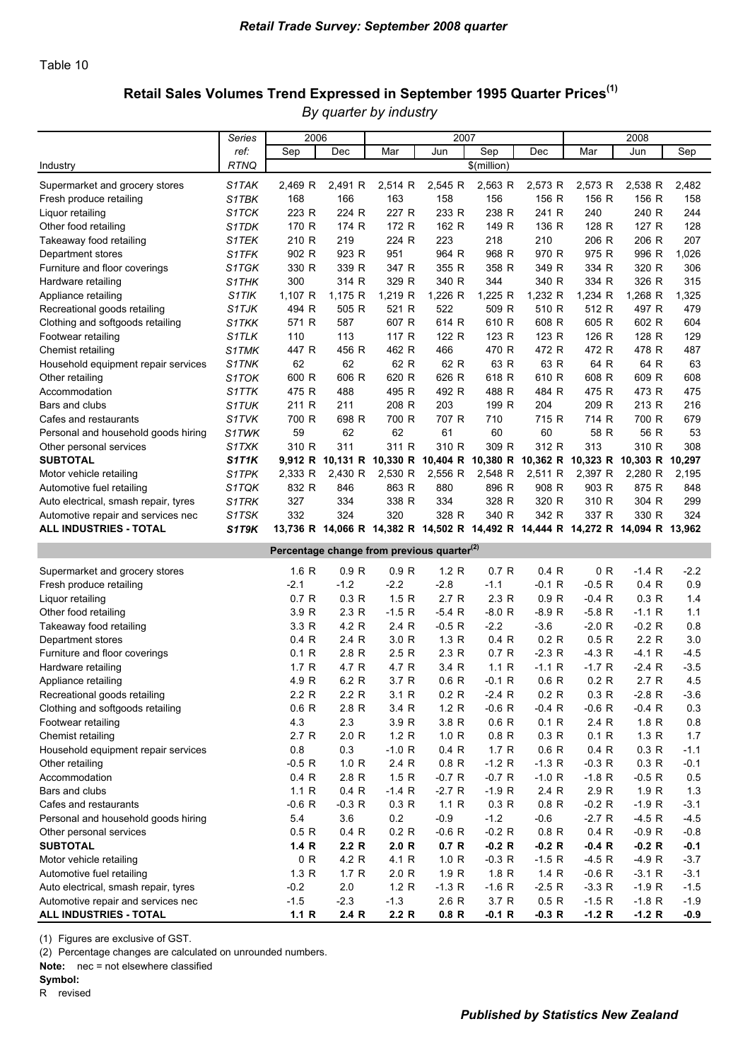Table 10

## Retail Sales Volumes Trend Expressed in September 1995 Quarter Prices(1)

*By quarter by industry*

| Industry | Series ref: RTNQ | 2006 Sep | 2006 Dec | 2007 Mar | 2007 Jun | 2007 Sep | 2007 Dec | 2008 Mar | 2008 Jun | 2008 Sep |
|---|---|---|---|---|---|---|---|---|---|---|
| | | $(million) | | | | | | | | |
| Supermarket and grocery stores | S1TAK | 2,469 R | 2,491 R | 2,514 R | 2,545 R | 2,563 R | 2,573 R | 2,573 R | 2,538 R | 2,482 |
| Fresh produce retailing | S1TBK | 168 | 166 | 163 | 158 | 156 | 156 R | 156 R | 156 R | 158 |
| Liquor retailing | S1TCK | 223 R | 224 R | 227 R | 233 R | 238 R | 241 R | 240 | 240 R | 244 |
| Other food retailing | S1TDK | 170 R | 174 R | 172 R | 162 R | 149 R | 136 R | 128 R | 127 R | 128 |
| Takeaway food retailing | S1TEK | 210 R | 219 | 224 R | 223 | 218 | 210 | 206 R | 206 R | 207 |
| Department stores | S1TFK | 902 R | 923 R | 951 | 964 R | 968 R | 970 R | 975 R | 996 R | 1,026 |
| Furniture and floor coverings | S1TGK | 330 R | 339 R | 347 R | 355 R | 358 R | 349 R | 334 R | 320 R | 306 |
| Hardware retailing | S1THK | 300 | 314 R | 329 R | 340 R | 344 | 340 R | 334 R | 326 R | 315 |
| Appliance retailing | S1TIK | 1,107 R | 1,175 R | 1,219 R | 1,226 R | 1,225 R | 1,232 R | 1,234 R | 1,268 R | 1,325 |
| Recreational goods retailing | S1TJK | 494 R | 505 R | 521 R | 522 | 509 R | 510 R | 512 R | 497 R | 479 |
| Clothing and softgoods retailing | S1TKK | 571 R | 587 | 607 R | 614 R | 610 R | 608 R | 605 R | 602 R | 604 |
| Footwear retailing | S1TLK | 110 | 113 | 117 R | 122 R | 123 R | 123 R | 126 R | 128 R | 129 |
| Chemist retailing | S1TMK | 447 R | 456 R | 462 R | 466 | 470 R | 472 R | 472 R | 478 R | 487 |
| Household equipment repair services | S1TNK | 62 | 62 | 62 R | 62 R | 63 R | 63 R | 64 R | 64 R | 63 |
| Other retailing | S1TOK | 600 R | 606 R | 620 R | 626 R | 618 R | 610 R | 608 R | 609 R | 608 |
| Accommodation | S1TTK | 475 R | 488 | 495 R | 492 R | 488 R | 484 R | 475 R | 473 R | 475 |
| Bars and clubs | S1TUK | 211 R | 211 | 208 R | 203 | 199 R | 204 | 209 R | 213 R | 216 |
| Cafes and restaurants | S1TVK | 700 R | 698 R | 700 R | 707 R | 710 | 715 R | 714 R | 700 R | 679 |
| Personal and household goods hiring | S1TWK | 59 | 62 | 62 | 61 | 60 | 60 | 58 R | 56 R | 53 |
| Other personal services | S1TXK | 310 R | 311 | 311 R | 310 R | 309 R | 312 R | 313 | 310 R | 308 |
| **SUBTOTAL** | **S1T1K** | **9,912 R** | **10,131 R** | **10,330 R** | **10,404 R** | **10,380 R** | **10,362 R** | **10,323 R** | **10,303 R** | **10,297** |
| Motor vehicle retailing | S1TPK | 2,333 R | 2,430 R | 2,530 R | 2,556 R | 2,548 R | 2,511 R | 2,397 R | 2,280 R | 2,195 |
| Automotive fuel retailing | S1TQK | 832 R | 846 | 863 R | 880 | 896 R | 908 R | 903 R | 875 R | 848 |
| Auto electrical, smash repair, tyres | S1TRK | 327 | 334 | 338 R | 334 | 328 R | 320 R | 310 R | 304 R | 299 |
| Automotive repair and services nec | S1TSK | 332 | 324 | 320 | 328 R | 340 R | 342 R | 337 R | 330 R | 324 |
| **ALL INDUSTRIES - TOTAL** | **S1T9K** | **13,736 R** | **14,066 R** | **14,382 R** | **14,502 R** | **14,492 R** | **14,444 R** | **14,272 R** | **14,094 R** | **13,962** |
| | | **Percentage change from previous quarter(2)** | | | | | | | | |
| Supermarket and grocery stores | | 1.6 R | 0.9 R | 0.9 R | 1.2 R | 0.7 R | 0.4 R | 0 R | -1.4 R | -2.2 |
| Fresh produce retailing | | -2.1 | -1.2 | -2.2 | -2.8 | -1.1 | -0.1 R | -0.5 R | 0.4 R | 0.9 |
| Liquor retailing | | 0.7 R | 0.3 R | 1.5 R | 2.7 R | 2.3 R | 0.9 R | -0.4 R | 0.3 R | 1.4 |
| Other food retailing | | 3.9 R | 2.3 R | -1.5 R | -5.4 R | -8.0 R | -8.9 R | -5.8 R | -1.1 R | 1.1 |
| Takeaway food retailing | | 3.3 R | 4.2 R | 2.4 R | -0.5 R | -2.2 | -3.6 | -2.0 R | -0.2 R | 0.8 |
| Department stores | | 0.4 R | 2.4 R | 3.0 R | 1.3 R | 0.4 R | 0.2 R | 0.5 R | 2.2 R | 3.0 |
| Furniture and floor coverings | | 0.1 R | 2.8 R | 2.5 R | 2.3 R | 0.7 R | -2.3 R | -4.3 R | -4.1 R | -4.5 |
| Hardware retailing | | 1.7 R | 4.7 R | 4.7 R | 3.4 R | 1.1 R | -1.1 R | -1.7 R | -2.4 R | -3.5 |
| Appliance retailing | | 4.9 R | 6.2 R | 3.7 R | 0.6 R | -0.1 R | 0.6 R | 0.2 R | 2.7 R | 4.5 |
| Recreational goods retailing | | 2.2 R | 2.2 R | 3.1 R | 0.2 R | -2.4 R | 0.2 R | 0.3 R | -2.8 R | -3.6 |
| Clothing and softgoods retailing | | 0.6 R | 2.8 R | 3.4 R | 1.2 R | -0.6 R | -0.4 R | -0.6 R | -0.4 R | 0.3 |
| Footwear retailing | | 4.3 | 2.3 | 3.9 R | 3.8 R | 0.6 R | 0.1 R | 2.4 R | 1.8 R | 0.8 |
| Chemist retailing | | 2.7 R | 2.0 R | 1.2 R | 1.0 R | 0.8 R | 0.3 R | 0.1 R | 1.3 R | 1.7 |
| Household equipment repair services | | 0.8 | 0.3 | -1.0 R | 0.4 R | 1.7 R | 0.6 R | 0.4 R | 0.3 R | -1.1 |
| Other retailing | | -0.5 R | 1.0 R | 2.4 R | 0.8 R | -1.2 R | -1.3 R | -0.3 R | 0.3 R | -0.1 |
| Accommodation | | 0.4 R | 2.8 R | 1.5 R | -0.7 R | -0.7 R | -1.0 R | -1.8 R | -0.5 R | 0.5 |
| Bars and clubs | | 1.1 R | 0.4 R | -1.4 R | -2.7 R | -1.9 R | 2.4 R | 2.9 R | 1.9 R | 1.3 |
| Cafes and restaurants | | -0.6 R | -0.3 R | 0.3 R | 1.1 R | 0.3 R | 0.8 R | -0.2 R | -1.9 R | -3.1 |
| Personal and household goods hiring | | 5.4 | 3.6 | 0.2 | -0.9 | -1.2 | -0.6 | -2.7 R | -4.5 R | -4.5 |
| Other personal services | | 0.5 R | 0.4 R | 0.2 R | -0.6 R | -0.2 R | 0.8 R | 0.4 R | -0.9 R | -0.8 |
| **SUBTOTAL** | | **1.4 R** | **2.2 R** | **2.0 R** | **0.7 R** | **-0.2 R** | **-0.2 R** | **-0.4 R** | **-0.2 R** | **-0.1** |
| Motor vehicle retailing | | 0 R | 4.2 R | 4.1 R | 1.0 R | -0.3 R | -1.5 R | -4.5 R | -4.9 R | -3.7 |
| Automotive fuel retailing | | 1.3 R | 1.7 R | 2.0 R | 1.9 R | 1.8 R | 1.4 R | -0.6 R | -3.1 R | -3.1 |
| Auto electrical, smash repair, tyres | | -0.2 | 2.0 | 1.2 R | -1.3 R | -1.6 R | -2.5 R | -3.3 R | -1.9 R | -1.5 |
| Automotive repair and services nec | | -1.5 | -2.3 | -1.3 | 2.6 R | 3.7 R | 0.5 R | -1.5 R | -1.8 R | -1.9 |
| **ALL INDUSTRIES - TOTAL** | | **1.1 R** | **2.4 R** | **2.2 R** | **0.8 R** | **-0.1 R** | **-0.3 R** | **-1.2 R** | **-1.2 R** | **-0.9** |

(1) Figures are exclusive of GST.

(2) Percentage changes are calculated on unrounded numbers.

**Note:** nec = not elsewhere classified

**Symbol:**

R revised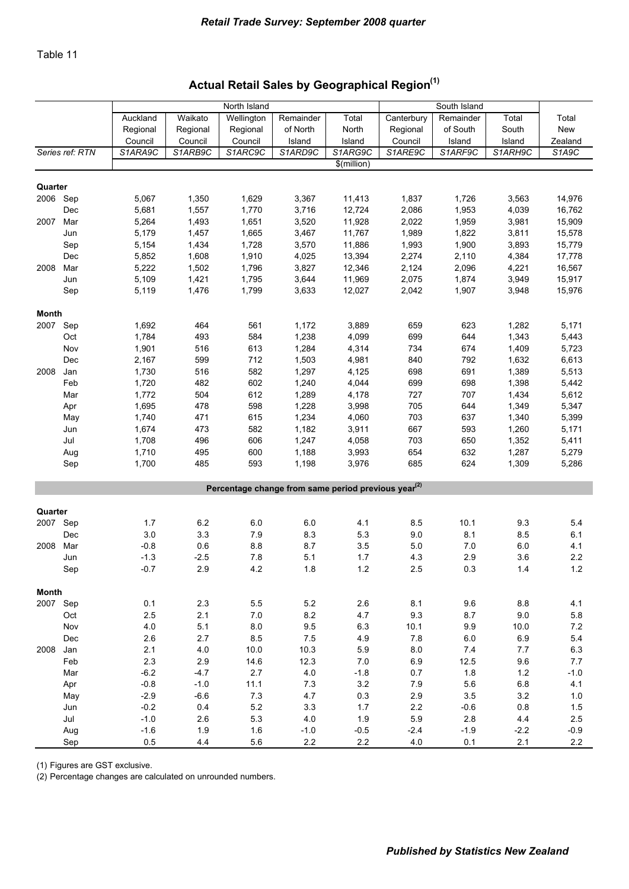Table 11

## Actual Retail Sales by Geographical Region(1)

| | | North Island | | | | | South Island | | | |
|---|---|---|---|---|---|---|---|---|---|---|
| | | Auckland Regional Council | Waikato Regional Council | Wellington Regional Council | Remainder of North Island | Total North Island | Canterbury Regional Council | Remainder of South Island | Total South Island | Total New Zealand |
| *Series ref: RTN* | | *S1ARA9C* | *S1ARB9C* | *S1ARC9C* | *S1ARD9C* | *S1ARG9C* | *S1ARE9C* | *S1ARF9C* | *S1ARH9C* | *S1A9C* |
| | | | | | | $(million) | | | | |
| **Quarter** | | | | | | | | | | |
| 2006 | Sep | 5,067 | 1,350 | 1,629 | 3,367 | 11,413 | 1,837 | 1,726 | 3,563 | 14,976 |
| | Dec | 5,681 | 1,557 | 1,770 | 3,716 | 12,724 | 2,086 | 1,953 | 4,039 | 16,762 |
| 2007 | Mar | 5,264 | 1,493 | 1,651 | 3,520 | 11,928 | 2,022 | 1,959 | 3,981 | 15,909 |
| | Jun | 5,179 | 1,457 | 1,665 | 3,467 | 11,767 | 1,989 | 1,822 | 3,811 | 15,578 |
| | Sep | 5,154 | 1,434 | 1,728 | 3,570 | 11,886 | 1,993 | 1,900 | 3,893 | 15,779 |
| | Dec | 5,852 | 1,608 | 1,910 | 4,025 | 13,394 | 2,274 | 2,110 | 4,384 | 17,778 |
| 2008 | Mar | 5,222 | 1,502 | 1,796 | 3,827 | 12,346 | 2,124 | 2,096 | 4,221 | 16,567 |
| | Jun | 5,109 | 1,421 | 1,795 | 3,644 | 11,969 | 2,075 | 1,874 | 3,949 | 15,917 |
| | Sep | 5,119 | 1,476 | 1,799 | 3,633 | 12,027 | 2,042 | 1,907 | 3,948 | 15,976 |
| **Month** | | | | | | | | | | |
| 2007 | Sep | 1,692 | 464 | 561 | 1,172 | 3,889 | 659 | 623 | 1,282 | 5,171 |
| | Oct | 1,784 | 493 | 584 | 1,238 | 4,099 | 699 | 644 | 1,343 | 5,443 |
| | Nov | 1,901 | 516 | 613 | 1,284 | 4,314 | 734 | 674 | 1,409 | 5,723 |
| | Dec | 2,167 | 599 | 712 | 1,503 | 4,981 | 840 | 792 | 1,632 | 6,613 |
| 2008 | Jan | 1,730 | 516 | 582 | 1,297 | 4,125 | 698 | 691 | 1,389 | 5,513 |
| | Feb | 1,720 | 482 | 602 | 1,240 | 4,044 | 699 | 698 | 1,398 | 5,442 |
| | Mar | 1,772 | 504 | 612 | 1,289 | 4,178 | 727 | 707 | 1,434 | 5,612 |
| | Apr | 1,695 | 478 | 598 | 1,228 | 3,998 | 705 | 644 | 1,349 | 5,347 |
| | May | 1,740 | 471 | 615 | 1,234 | 4,060 | 703 | 637 | 1,340 | 5,399 |
| | Jun | 1,674 | 473 | 582 | 1,182 | 3,911 | 667 | 593 | 1,260 | 5,171 |
| | Jul | 1,708 | 496 | 606 | 1,247 | 4,058 | 703 | 650 | 1,352 | 5,411 |
| | Aug | 1,710 | 495 | 600 | 1,188 | 3,993 | 654 | 632 | 1,287 | 5,279 |
| | Sep | 1,700 | 485 | 593 | 1,198 | 3,976 | 685 | 624 | 1,309 | 5,286 |
| **Percentage change from same period previous year(2)** | | | | | | | | | | |
| **Quarter** | | | | | | | | | | |
| 2007 | Sep | 1.7 | 6.2 | 6.0 | 6.0 | 4.1 | 8.5 | 10.1 | 9.3 | 5.4 |
| | Dec | 3.0 | 3.3 | 7.9 | 8.3 | 5.3 | 9.0 | 8.1 | 8.5 | 6.1 |
| 2008 | Mar | -0.8 | 0.6 | 8.8 | 8.7 | 3.5 | 5.0 | 7.0 | 6.0 | 4.1 |
| | Jun | -1.3 | -2.5 | 7.8 | 5.1 | 1.7 | 4.3 | 2.9 | 3.6 | 2.2 |
| | Sep | -0.7 | 2.9 | 4.2 | 1.8 | 1.2 | 2.5 | 0.3 | 1.4 | 1.2 |
| **Month** | | | | | | | | | | |
| 2007 | Sep | 0.1 | 2.3 | 5.5 | 5.2 | 2.6 | 8.1 | 9.6 | 8.8 | 4.1 |
| | Oct | 2.5 | 2.1 | 7.0 | 8.2 | 4.7 | 9.3 | 8.7 | 9.0 | 5.8 |
| | Nov | 4.0 | 5.1 | 8.0 | 9.5 | 6.3 | 10.1 | 9.9 | 10.0 | 7.2 |
| | Dec | 2.6 | 2.7 | 8.5 | 7.5 | 4.9 | 7.8 | 6.0 | 6.9 | 5.4 |
| 2008 | Jan | 2.1 | 4.0 | 10.0 | 10.3 | 5.9 | 8.0 | 7.4 | 7.7 | 6.3 |
| | Feb | 2.3 | 2.9 | 14.6 | 12.3 | 7.0 | 6.9 | 12.5 | 9.6 | 7.7 |
| | Mar | -6.2 | -4.7 | 2.7 | 4.0 | -1.8 | 0.7 | 1.8 | 1.2 | -1.0 |
| | Apr | -0.8 | -1.0 | 11.1 | 7.3 | 3.2 | 7.9 | 5.6 | 6.8 | 4.1 |
| | May | -2.9 | -6.6 | 7.3 | 4.7 | 0.3 | 2.9 | 3.5 | 3.2 | 1.0 |
| | Jun | -0.2 | 0.4 | 5.2 | 3.3 | 1.7 | 2.2 | -0.6 | 0.8 | 1.5 |
| | Jul | -1.0 | 2.6 | 5.3 | 4.0 | 1.9 | 5.9 | 2.8 | 4.4 | 2.5 |
| | Aug | -1.6 | 1.9 | 1.6 | -1.0 | -0.5 | -2.4 | -1.9 | -2.2 | -0.9 |
| | Sep | 0.5 | 4.4 | 5.6 | 2.2 | 2.2 | 4.0 | 0.1 | 2.1 | 2.2 |

(1) Figures are GST exclusive.

(2) Percentage changes are calculated on unrounded numbers.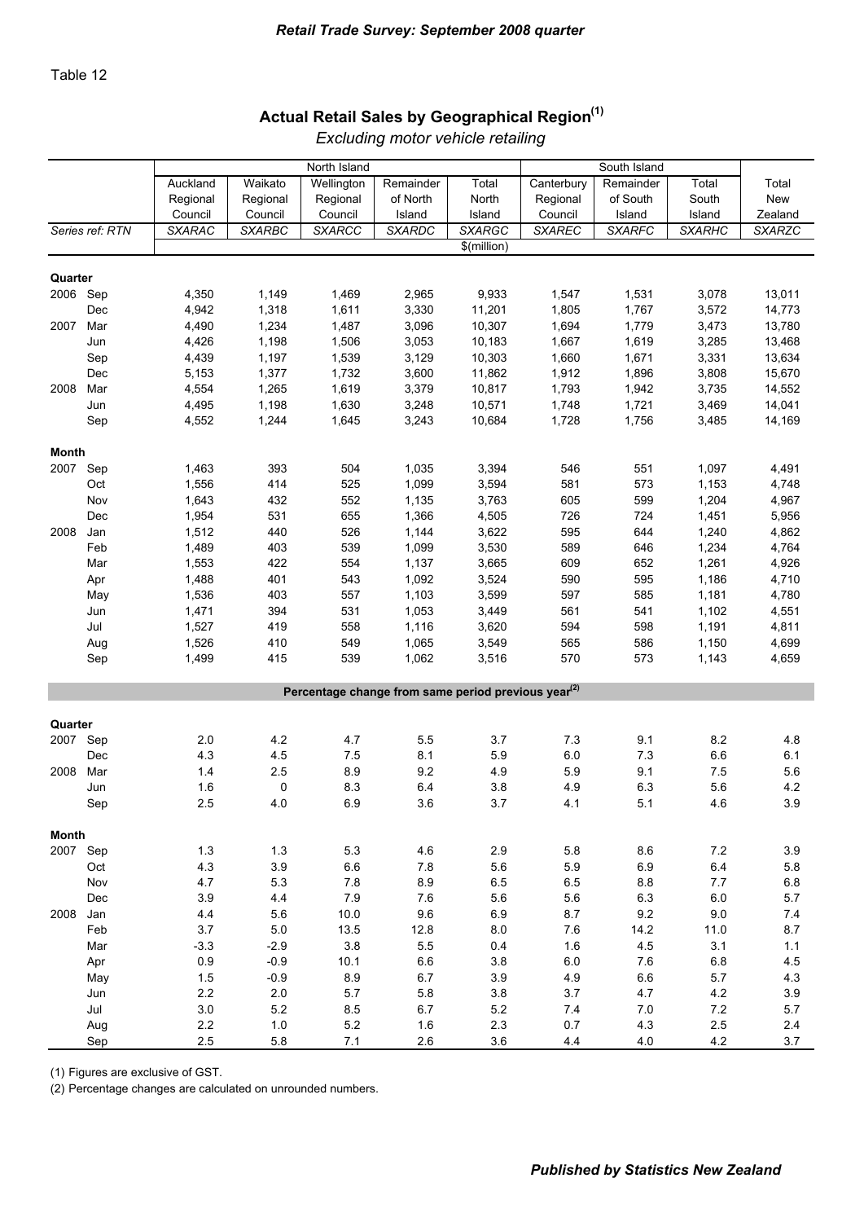Table 12

## Actual Retail Sales by Geographical Region(1)

*Excluding motor vehicle retailing*

| | | North Island | | | | | South Island | | | |
|---|---|---|---|---|---|---|---|---|---|---|
| | | Auckland Regional Council | Waikato Regional Council | Wellington Regional Council | Remainder of North Island | Total North Island | Canterbury Regional Council | Remainder of South Island | Total South Island | Total New Zealand |
| *Series ref: RTN* | | *SXARAC* | *SXARBC* | *SXARCC* | *SXARDC* | *SXARGC* | *SXAREC* | *SXARFC* | *SXARHC* | *SXARZC* |
| | | | | | | $(million) | | | | |
| **Quarter** | | | | | | | | | | |
| 2006 | Sep | 4,350 | 1,149 | 1,469 | 2,965 | 9,933 | 1,547 | 1,531 | 3,078 | 13,011 |
| | Dec | 4,942 | 1,318 | 1,611 | 3,330 | 11,201 | 1,805 | 1,767 | 3,572 | 14,773 |
| 2007 | Mar | 4,490 | 1,234 | 1,487 | 3,096 | 10,307 | 1,694 | 1,779 | 3,473 | 13,780 |
| | Jun | 4,426 | 1,198 | 1,506 | 3,053 | 10,183 | 1,667 | 1,619 | 3,285 | 13,468 |
| | Sep | 4,439 | 1,197 | 1,539 | 3,129 | 10,303 | 1,660 | 1,671 | 3,331 | 13,634 |
| | Dec | 5,153 | 1,377 | 1,732 | 3,600 | 11,862 | 1,912 | 1,896 | 3,808 | 15,670 |
| 2008 | Mar | 4,554 | 1,265 | 1,619 | 3,379 | 10,817 | 1,793 | 1,942 | 3,735 | 14,552 |
| | Jun | 4,495 | 1,198 | 1,630 | 3,248 | 10,571 | 1,748 | 1,721 | 3,469 | 14,041 |
| | Sep | 4,552 | 1,244 | 1,645 | 3,243 | 10,684 | 1,728 | 1,756 | 3,485 | 14,169 |
| **Month** | | | | | | | | | | |
| 2007 | Sep | 1,463 | 393 | 504 | 1,035 | 3,394 | 546 | 551 | 1,097 | 4,491 |
| | Oct | 1,556 | 414 | 525 | 1,099 | 3,594 | 581 | 573 | 1,153 | 4,748 |
| | Nov | 1,643 | 432 | 552 | 1,135 | 3,763 | 605 | 599 | 1,204 | 4,967 |
| | Dec | 1,954 | 531 | 655 | 1,366 | 4,505 | 726 | 724 | 1,451 | 5,956 |
| 2008 | Jan | 1,512 | 440 | 526 | 1,144 | 3,622 | 595 | 644 | 1,240 | 4,862 |
| | Feb | 1,489 | 403 | 539 | 1,099 | 3,530 | 589 | 646 | 1,234 | 4,764 |
| | Mar | 1,553 | 422 | 554 | 1,137 | 3,665 | 609 | 652 | 1,261 | 4,926 |
| | Apr | 1,488 | 401 | 543 | 1,092 | 3,524 | 590 | 595 | 1,186 | 4,710 |
| | May | 1,536 | 403 | 557 | 1,103 | 3,599 | 597 | 585 | 1,181 | 4,780 |
| | Jun | 1,471 | 394 | 531 | 1,053 | 3,449 | 561 | 541 | 1,102 | 4,551 |
| | Jul | 1,527 | 419 | 558 | 1,116 | 3,620 | 594 | 598 | 1,191 | 4,811 |
| | Aug | 1,526 | 410 | 549 | 1,065 | 3,549 | 565 | 586 | 1,150 | 4,699 |
| | Sep | 1,499 | 415 | 539 | 1,062 | 3,516 | 570 | 573 | 1,143 | 4,659 |
| | | **Percentage change from same period previous year(2)** | | | | | | | | |
| **Quarter** | | | | | | | | | | |
| 2007 | Sep | 2.0 | 4.2 | 4.7 | 5.5 | 3.7 | 7.3 | 9.1 | 8.2 | 4.8 |
| | Dec | 4.3 | 4.5 | 7.5 | 8.1 | 5.9 | 6.0 | 7.3 | 6.6 | 6.1 |
| 2008 | Mar | 1.4 | 2.5 | 8.9 | 9.2 | 4.9 | 5.9 | 9.1 | 7.5 | 5.6 |
| | Jun | 1.6 | 0 | 8.3 | 6.4 | 3.8 | 4.9 | 6.3 | 5.6 | 4.2 |
| | Sep | 2.5 | 4.0 | 6.9 | 3.6 | 3.7 | 4.1 | 5.1 | 4.6 | 3.9 |
| **Month** | | | | | | | | | | |
| 2007 | Sep | 1.3 | 1.3 | 5.3 | 4.6 | 2.9 | 5.8 | 8.6 | 7.2 | 3.9 |
| | Oct | 4.3 | 3.9 | 6.6 | 7.8 | 5.6 | 5.9 | 6.9 | 6.4 | 5.8 |
| | Nov | 4.7 | 5.3 | 7.8 | 8.9 | 6.5 | 6.5 | 8.8 | 7.7 | 6.8 |
| | Dec | 3.9 | 4.4 | 7.9 | 7.6 | 5.6 | 5.6 | 6.3 | 6.0 | 5.7 |
| 2008 | Jan | 4.4 | 5.6 | 10.0 | 9.6 | 6.9 | 8.7 | 9.2 | 9.0 | 7.4 |
| | Feb | 3.7 | 5.0 | 13.5 | 12.8 | 8.0 | 7.6 | 14.2 | 11.0 | 8.7 |
| | Mar | -3.3 | -2.9 | 3.8 | 5.5 | 0.4 | 1.6 | 4.5 | 3.1 | 1.1 |
| | Apr | 0.9 | -0.9 | 10.1 | 6.6 | 3.8 | 6.0 | 7.6 | 6.8 | 4.5 |
| | May | 1.5 | -0.9 | 8.9 | 6.7 | 3.9 | 4.9 | 6.6 | 5.7 | 4.3 |
| | Jun | 2.2 | 2.0 | 5.7 | 5.8 | 3.8 | 3.7 | 4.7 | 4.2 | 3.9 |
| | Jul | 3.0 | 5.2 | 8.5 | 6.7 | 5.2 | 7.4 | 7.0 | 7.2 | 5.7 |
| | Aug | 2.2 | 1.0 | 5.2 | 1.6 | 2.3 | 0.7 | 4.3 | 2.5 | 2.4 |
| | Sep | 2.5 | 5.8 | 7.1 | 2.6 | 3.6 | 4.4 | 4.0 | 4.2 | 3.7 |

(1) Figures are exclusive of GST.

(2) Percentage changes are calculated on unrounded numbers.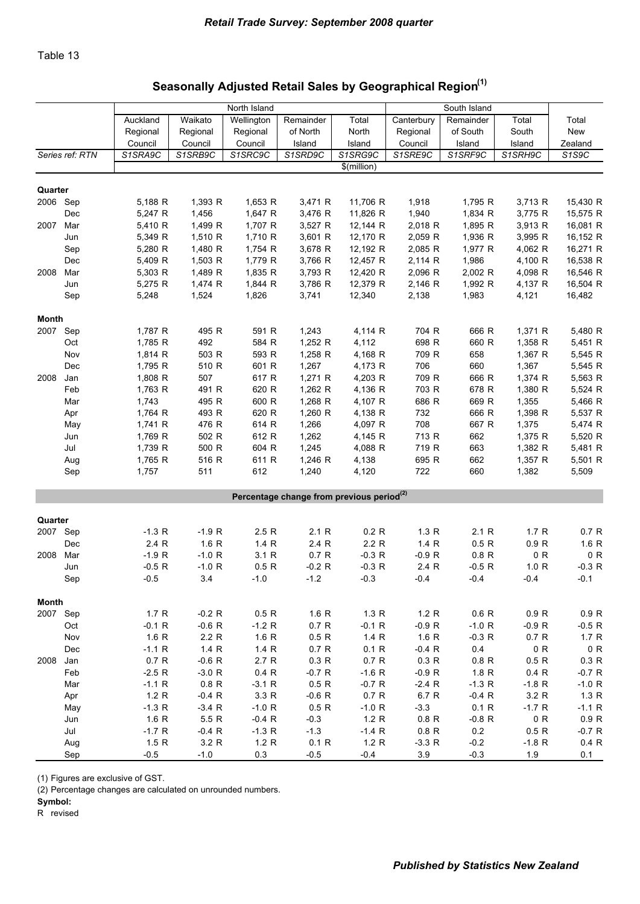Table 13

## Seasonally Adjusted Retail Sales by Geographical Region(1)

| | | North Island | | | | | South Island | | | |
|---|---|---|---|---|---|---|---|---|---|---|
| | | Auckland Regional Council | Waikato Regional Council | Wellington Regional Council | Remainder of North Island | Total North Island | Canterbury Regional Council | Remainder of South Island | Total South Island | Total New Zealand |
| Series ref: RTN | | S1SRA9C | S1SRB9C | S1SRC9C | S1SRD9C | S1SRG9C | S1SRE9C | S1SRF9C | S1SRH9C | S1S9C |
| | | | | | | $(million) | | | | |
| **Quarter** | | | | | | | | | | |
| 2006 | Sep | 5,188 R | 1,393 R | 1,653 R | 3,471 R | 11,706 R | 1,918 | 1,795 R | 3,713 R | 15,430 R |
| | Dec | 5,247 R | 1,456 | 1,647 R | 3,476 R | 11,826 R | 1,940 | 1,834 R | 3,775 R | 15,575 R |
| 2007 | Mar | 5,410 R | 1,499 R | 1,707 R | 3,527 R | 12,144 R | 2,018 R | 1,895 R | 3,913 R | 16,081 R |
| | Jun | 5,349 R | 1,510 R | 1,710 R | 3,601 R | 12,170 R | 2,059 R | 1,936 R | 3,995 R | 16,152 R |
| | Sep | 5,280 R | 1,480 R | 1,754 R | 3,678 R | 12,192 R | 2,085 R | 1,977 R | 4,062 R | 16,271 R |
| | Dec | 5,409 R | 1,503 R | 1,779 R | 3,766 R | 12,457 R | 2,114 R | 1,986 | 4,100 R | 16,538 R |
| 2008 | Mar | 5,303 R | 1,489 R | 1,835 R | 3,793 R | 12,420 R | 2,096 R | 2,002 R | 4,098 R | 16,546 R |
| | Jun | 5,275 R | 1,474 R | 1,844 R | 3,786 R | 12,379 R | 2,146 R | 1,992 R | 4,137 R | 16,504 R |
| | Sep | 5,248 | 1,524 | 1,826 | 3,741 | 12,340 | 2,138 | 1,983 | 4,121 | 16,482 |
| **Month** | | | | | | | | | | |
| 2007 | Sep | 1,787 R | 495 R | 591 R | 1,243 | 4,114 R | 704 R | 666 R | 1,371 R | 5,480 R |
| | Oct | 1,785 R | 492 | 584 R | 1,252 R | 4,112 | 698 R | 660 R | 1,358 R | 5,451 R |
| | Nov | 1,814 R | 503 R | 593 R | 1,258 R | 4,168 R | 709 R | 658 | 1,367 R | 5,545 R |
| | Dec | 1,795 R | 510 R | 601 R | 1,267 | 4,173 R | 706 | 660 | 1,367 | 5,545 R |
| 2008 | Jan | 1,808 R | 507 | 617 R | 1,271 R | 4,203 R | 709 R | 666 R | 1,374 R | 5,563 R |
| | Feb | 1,763 R | 491 R | 620 R | 1,262 R | 4,136 R | 703 R | 678 R | 1,380 R | 5,524 R |
| | Mar | 1,743 | 495 R | 600 R | 1,268 R | 4,107 R | 686 R | 669 R | 1,355 | 5,466 R |
| | Apr | 1,764 R | 493 R | 620 R | 1,260 R | 4,138 R | 732 | 666 R | 1,398 R | 5,537 R |
| | May | 1,741 R | 476 R | 614 R | 1,266 | 4,097 R | 708 | 667 R | 1,375 | 5,474 R |
| | Jun | 1,769 R | 502 R | 612 R | 1,262 | 4,145 R | 713 R | 662 | 1,375 R | 5,520 R |
| | Jul | 1,739 R | 500 R | 604 R | 1,245 | 4,088 R | 719 R | 663 | 1,382 R | 5,481 R |
| | Aug | 1,765 R | 516 R | 611 R | 1,246 R | 4,138 | 695 R | 662 | 1,357 R | 5,501 R |
| | Sep | 1,757 | 511 | 612 | 1,240 | 4,120 | 722 | 660 | 1,382 | 5,509 |
| | | | | | | **Percentage change from previous period(2)** | | | | |
| **Quarter** | | | | | | | | | | |
| 2007 | Sep | -1.3 R | -1.9 R | 2.5 R | 2.1 R | 0.2 R | 1.3 R | 2.1 R | 1.7 R | 0.7 R |
| | Dec | 2.4 R | 1.6 R | 1.4 R | 2.4 R | 2.2 R | 1.4 R | 0.5 R | 0.9 R | 1.6 R |
| 2008 | Mar | -1.9 R | -1.0 R | 3.1 R | 0.7 R | -0.3 R | -0.9 R | 0.8 R | 0 R | 0 R |
| | Jun | -0.5 R | -1.0 R | 0.5 R | -0.2 R | -0.3 R | 2.4 R | -0.5 R | 1.0 R | -0.3 R |
| | Sep | -0.5 | 3.4 | -1.0 | -1.2 | -0.3 | -0.4 | -0.4 | -0.4 | -0.1 |
| **Month** | | | | | | | | | | |
| 2007 | Sep | 1.7 R | -0.2 R | 0.5 R | 1.6 R | 1.3 R | 1.2 R | 0.6 R | 0.9 R | 0.9 R |
| | Oct | -0.1 R | -0.6 R | -1.2 R | 0.7 R | -0.1 R | -0.9 R | -1.0 R | -0.9 R | -0.5 R |
| | Nov | 1.6 R | 2.2 R | 1.6 R | 0.5 R | 1.4 R | 1.6 R | -0.3 R | 0.7 R | 1.7 R |
| | Dec | -1.1 R | 1.4 R | 1.4 R | 0.7 R | 0.1 R | -0.4 R | 0.4 | 0 R | 0 R |
| 2008 | Jan | 0.7 R | -0.6 R | 2.7 R | 0.3 R | 0.7 R | 0.3 R | 0.8 R | 0.5 R | 0.3 R |
| | Feb | -2.5 R | -3.0 R | 0.4 R | -0.7 R | -1.6 R | -0.9 R | 1.8 R | 0.4 R | -0.7 R |
| | Mar | -1.1 R | 0.8 R | -3.1 R | 0.5 R | -0.7 R | -2.4 R | -1.3 R | -1.8 R | -1.0 R |
| | Apr | 1.2 R | -0.4 R | 3.3 R | -0.6 R | 0.7 R | 6.7 R | -0.4 R | 3.2 R | 1.3 R |
| | May | -1.3 R | -3.4 R | -1.0 R | 0.5 R | -1.0 R | -3.3 | 0.1 R | -1.7 R | -1.1 R |
| | Jun | 1.6 R | 5.5 R | -0.4 R | -0.3 | 1.2 R | 0.8 R | -0.8 R | 0 R | 0.9 R |
| | Jul | -1.7 R | -0.4 R | -1.3 R | -1.3 | -1.4 R | 0.8 R | 0.2 | 0.5 R | -0.7 R |
| | Aug | 1.5 R | 3.2 R | 1.2 R | 0.1 R | 1.2 R | -3.3 R | -0.2 | -1.8 R | 0.4 R |
| | Sep | -0.5 | -1.0 | 0.3 | -0.5 | -0.4 | 3.9 | -0.3 | 1.9 | 0.1 |

(1) Figures are exclusive of GST.

(2) Percentage changes are calculated on unrounded numbers.

**Symbol:**

R revised

*Published by Statistics New Zealand*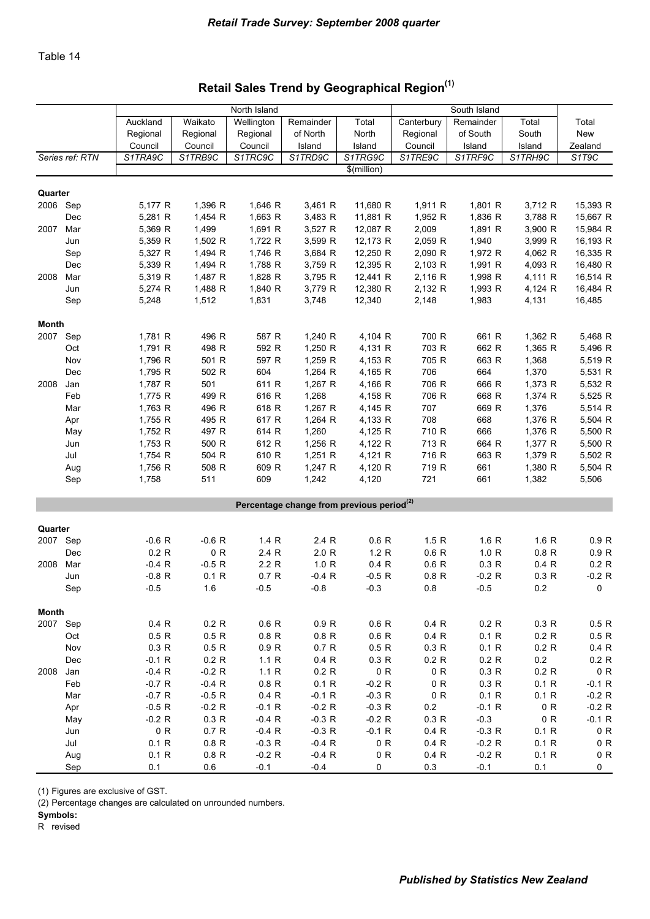Table 14

## Retail Sales Trend by Geographical Region[1]

| | | North Island | | | | | South Island | | | |
|---|---|---|---|---|---|---|---|---|---|---|
| | | Auckland Regional Council | Waikato Regional Council | Wellington Regional Council | Remainder of North Island | Total North Island | Canterbury Regional Council | Remainder of South Island | Total South Island | Total New Zealand |
| Series ref: RTN | | S1TRA9C | S1TRB9C | S1TRC9C | S1TRD9C | S1TRG9C | S1TRE9C | S1TRF9C | S1TRH9C | S1T9C |
| | | | | | | $(million) | | | | |
| **Quarter** | | | | | | | | | | |
| 2006 | Sep | 5,177 R | 1,396 R | 1,646 R | 3,461 R | 11,680 R | 1,911 R | 1,801 R | 3,712 R | 15,393 R |
| | Dec | 5,281 R | 1,454 R | 1,663 R | 3,483 R | 11,881 R | 1,952 R | 1,836 R | 3,788 R | 15,667 R |
| 2007 | Mar | 5,369 R | 1,499 | 1,691 R | 3,527 R | 12,087 R | 2,009 | 1,891 R | 3,900 R | 15,984 R |
| | Jun | 5,359 R | 1,502 R | 1,722 R | 3,599 R | 12,173 R | 2,059 R | 1,940 | 3,999 R | 16,193 R |
| | Sep | 5,327 R | 1,494 R | 1,746 R | 3,684 R | 12,250 R | 2,090 R | 1,972 R | 4,062 R | 16,335 R |
| | Dec | 5,339 R | 1,494 R | 1,788 R | 3,759 R | 12,395 R | 2,103 R | 1,991 R | 4,093 R | 16,480 R |
| 2008 | Mar | 5,319 R | 1,487 R | 1,828 R | 3,795 R | 12,441 R | 2,116 R | 1,998 R | 4,111 R | 16,514 R |
| | Jun | 5,274 R | 1,488 R | 1,840 R | 3,779 R | 12,380 R | 2,132 R | 1,993 R | 4,124 R | 16,484 R |
| | Sep | 5,248 | 1,512 | 1,831 | 3,748 | 12,340 | 2,148 | 1,983 | 4,131 | 16,485 |
| **Month** | | | | | | | | | | |
| 2007 | Sep | 1,781 R | 496 R | 587 R | 1,240 R | 4,104 R | 700 R | 661 R | 1,362 R | 5,468 R |
| | Oct | 1,791 R | 498 R | 592 R | 1,250 R | 4,131 R | 703 R | 662 R | 1,365 R | 5,496 R |
| | Nov | 1,796 R | 501 R | 597 R | 1,259 R | 4,153 R | 705 R | 663 R | 1,368 | 5,519 R |
| | Dec | 1,795 R | 502 R | 604 | 1,264 R | 4,165 R | 706 | 664 | 1,370 | 5,531 R |
| 2008 | Jan | 1,787 R | 501 | 611 R | 1,267 R | 4,166 R | 706 R | 666 R | 1,373 R | 5,532 R |
| | Feb | 1,775 R | 499 R | 616 R | 1,268 | 4,158 R | 706 R | 668 R | 1,374 R | 5,525 R |
| | Mar | 1,763 R | 496 R | 618 R | 1,267 R | 4,145 R | 707 | 669 R | 1,376 | 5,514 R |
| | Apr | 1,755 R | 495 R | 617 R | 1,264 R | 4,133 R | 708 | 668 | 1,376 R | 5,504 R |
| | May | 1,752 R | 497 R | 614 R | 1,260 | 4,125 R | 710 R | 666 | 1,376 R | 5,500 R |
| | Jun | 1,753 R | 500 R | 612 R | 1,256 R | 4,122 R | 713 R | 664 R | 1,377 R | 5,500 R |
| | Jul | 1,754 R | 504 R | 610 R | 1,251 R | 4,121 R | 716 R | 663 R | 1,379 R | 5,502 R |
| | Aug | 1,756 R | 508 R | 609 R | 1,247 R | 4,120 R | 719 R | 661 | 1,380 R | 5,504 R |
| | Sep | 1,758 | 511 | 609 | 1,242 | 4,120 | 721 | 661 | 1,382 | 5,506 |
| | | | | | | **Percentage change from previous period[2]** | | | | |
| **Quarter** | | | | | | | | | | |
| 2007 | Sep | -0.6 R | -0.6 R | 1.4 R | 2.4 R | 0.6 R | 1.5 R | 1.6 R | 1.6 R | 0.9 R |
| | Dec | 0.2 R | 0 R | 2.4 R | 2.0 R | 1.2 R | 0.6 R | 1.0 R | 0.8 R | 0.9 R |
| 2008 | Mar | -0.4 R | -0.5 R | 2.2 R | 1.0 R | 0.4 R | 0.6 R | 0.3 R | 0.4 R | 0.2 R |
| | Jun | -0.8 R | 0.1 R | 0.7 R | -0.4 R | -0.5 R | 0.8 R | -0.2 R | 0.3 R | -0.2 R |
| | Sep | -0.5 | 1.6 | -0.5 | -0.8 | -0.3 | 0.8 | -0.5 | 0.2 | 0 |
| **Month** | | | | | | | | | | |
| 2007 | Sep | 0.4 R | 0.2 R | 0.6 R | 0.9 R | 0.6 R | 0.4 R | 0.2 R | 0.3 R | 0.5 R |
| | Oct | 0.5 R | 0.5 R | 0.8 R | 0.8 R | 0.6 R | 0.4 R | 0.1 R | 0.2 R | 0.5 R |
| | Nov | 0.3 R | 0.5 R | 0.9 R | 0.7 R | 0.5 R | 0.3 R | 0.1 R | 0.2 R | 0.4 R |
| | Dec | -0.1 R | 0.2 R | 1.1 R | 0.4 R | 0.3 R | 0.2 R | 0.2 R | 0.2 | 0.2 R |
| 2008 | Jan | -0.4 R | -0.2 R | 1.1 R | 0.2 R | 0 R | 0 R | 0.3 R | 0.2 R | 0 R |
| | Feb | -0.7 R | -0.4 R | 0.8 R | 0.1 R | -0.2 R | 0 R | 0.3 R | 0.1 R | -0.1 R |
| | Mar | -0.7 R | -0.5 R | 0.4 R | -0.1 R | -0.3 R | 0 R | 0.1 R | 0.1 R | -0.2 R |
| | Apr | -0.5 R | -0.2 R | -0.1 R | -0.2 R | -0.3 R | 0.2 | -0.1 R | 0 R | -0.2 R |
| | May | -0.2 R | 0.3 R | -0.4 R | -0.3 R | -0.2 R | 0.3 R | -0.3 | 0 R | -0.1 R |
| | Jun | 0 R | 0.7 R | -0.4 R | -0.3 R | -0.1 R | 0.4 R | -0.3 R | 0.1 R | 0 R |
| | Jul | 0.1 R | 0.8 R | -0.3 R | -0.4 R | 0 R | 0.4 R | -0.2 R | 0.1 R | 0 R |
| | Aug | 0.1 R | 0.8 R | -0.2 R | -0.4 R | 0 R | 0.4 R | -0.2 R | 0.1 R | 0 R |
| | Sep | 0.1 | 0.6 | -0.1 | -0.4 | 0 | 0.3 | -0.1 | 0.1 | 0 |

(1) Figures are exclusive of GST.

(2) Percentage changes are calculated on unrounded numbers.

**Symbols:**

R revised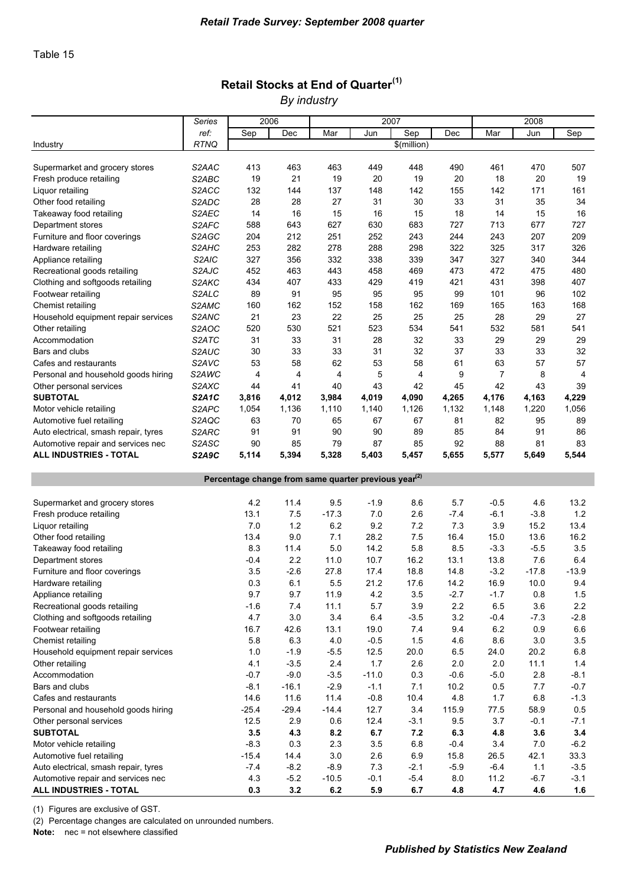Table 15

## Retail Stocks at End of Quarter(1)

*By industry*

| Industry | Series ref: RTNQ | 2006 Sep | 2006 Dec | 2007 Mar | 2007 Jun | 2007 Sep | 2007 Dec | 2008 Mar | 2008 Jun | 2008 Sep |
|---|---|---|---|---|---|---|---|---|---|---|
| | | $(million) | | | | | | | | |
| Supermarket and grocery stores | S2AAC | 413 | 463 | 463 | 449 | 448 | 490 | 461 | 470 | 507 |
| Fresh produce retailing | S2ABC | 19 | 21 | 19 | 20 | 19 | 20 | 18 | 20 | 19 |
| Liquor retailing | S2ACC | 132 | 144 | 137 | 148 | 142 | 155 | 142 | 171 | 161 |
| Other food retailing | S2ADC | 28 | 28 | 27 | 31 | 30 | 33 | 31 | 35 | 34 |
| Takeaway food retailing | S2AEC | 14 | 16 | 15 | 16 | 15 | 18 | 14 | 15 | 16 |
| Department stores | S2AFC | 588 | 643 | 627 | 630 | 683 | 727 | 713 | 677 | 727 |
| Furniture and floor coverings | S2AGC | 204 | 212 | 251 | 252 | 243 | 244 | 243 | 207 | 209 |
| Hardware retailing | S2AHC | 253 | 282 | 278 | 288 | 298 | 322 | 325 | 317 | 326 |
| Appliance retailing | S2AIC | 327 | 356 | 332 | 338 | 339 | 347 | 327 | 340 | 344 |
| Recreational goods retailing | S2AJC | 452 | 463 | 443 | 458 | 469 | 473 | 472 | 475 | 480 |
| Clothing and softgoods retailing | S2AKC | 434 | 407 | 433 | 429 | 419 | 421 | 431 | 398 | 407 |
| Footwear retailing | S2ALC | 89 | 91 | 95 | 95 | 95 | 99 | 101 | 96 | 102 |
| Chemist retailing | S2AMC | 160 | 162 | 152 | 158 | 162 | 169 | 165 | 163 | 168 |
| Household equipment repair services | S2ANC | 21 | 23 | 22 | 25 | 25 | 25 | 28 | 29 | 27 |
| Other retailing | S2AOC | 520 | 530 | 521 | 523 | 534 | 541 | 532 | 581 | 541 |
| Accommodation | S2ATC | 31 | 33 | 31 | 28 | 32 | 33 | 29 | 29 | 29 |
| Bars and clubs | S2AUC | 30 | 33 | 33 | 31 | 32 | 37 | 33 | 33 | 32 |
| Cafes and restaurants | S2AVC | 53 | 58 | 62 | 53 | 58 | 61 | 63 | 57 | 57 |
| Personal and household goods hiring | S2AWC | 4 | 4 | 4 | 5 | 4 | 9 | 7 | 8 | 4 |
| Other personal services | S2AXC | 44 | 41 | 40 | 43 | 42 | 45 | 42 | 43 | 39 |
| **SUBTOTAL** | ***S2A1C*** | **3,816** | **4,012** | **3,984** | **4,019** | **4,090** | **4,265** | **4,176** | **4,163** | **4,229** |
| Motor vehicle retailing | S2APC | 1,054 | 1,136 | 1,110 | 1,140 | 1,126 | 1,132 | 1,148 | 1,220 | 1,056 |
| Automotive fuel retailing | S2AQC | 63 | 70 | 65 | 67 | 67 | 81 | 82 | 95 | 89 |
| Auto electrical, smash repair, tyres | S2ARC | 91 | 91 | 90 | 90 | 89 | 85 | 84 | 91 | 86 |
| Automotive repair and services nec | S2ASC | 90 | 85 | 79 | 87 | 85 | 92 | 88 | 81 | 83 |
| **ALL INDUSTRIES - TOTAL** | ***S2A9C*** | **5,114** | **5,394** | **5,328** | **5,403** | **5,457** | **5,655** | **5,577** | **5,649** | **5,544** |
| | | Percentage change from same quarter previous year(2) | | | | | | | | |
| Supermarket and grocery stores | | 4.2 | 11.4 | 9.5 | -1.9 | 8.6 | 5.7 | -0.5 | 4.6 | 13.2 |
| Fresh produce retailing | | 13.1 | 7.5 | -17.3 | 7.0 | 2.6 | -7.4 | -6.1 | -3.8 | 1.2 |
| Liquor retailing | | 7.0 | 1.2 | 6.2 | 9.2 | 7.2 | 7.3 | 3.9 | 15.2 | 13.4 |
| Other food retailing | | 13.4 | 9.0 | 7.1 | 28.2 | 7.5 | 16.4 | 15.0 | 13.6 | 16.2 |
| Takeaway food retailing | | 8.3 | 11.4 | 5.0 | 14.2 | 5.8 | 8.5 | -3.3 | -5.5 | 3.5 |
| Department stores | | -0.4 | 2.2 | 11.0 | 10.7 | 16.2 | 13.1 | 13.8 | 7.6 | 6.4 |
| Furniture and floor coverings | | 3.5 | -2.6 | 27.8 | 17.4 | 18.8 | 14.8 | -3.2 | -17.8 | -13.9 |
| Hardware retailing | | 0.3 | 6.1 | 5.5 | 21.2 | 17.6 | 14.2 | 16.9 | 10.0 | 9.4 |
| Appliance retailing | | 9.7 | 9.7 | 11.9 | 4.2 | 3.5 | -2.7 | -1.7 | 0.8 | 1.5 |
| Recreational goods retailing | | -1.6 | 7.4 | 11.1 | 5.7 | 3.9 | 2.2 | 6.5 | 3.6 | 2.2 |
| Clothing and softgoods retailing | | 4.7 | 3.0 | 3.4 | 6.4 | -3.5 | 3.2 | -0.4 | -7.3 | -2.8 |
| Footwear retailing | | 16.7 | 42.6 | 13.1 | 19.0 | 7.4 | 9.4 | 6.2 | 0.9 | 6.6 |
| Chemist retailing | | 5.8 | 6.3 | 4.0 | -0.5 | 1.5 | 4.6 | 8.6 | 3.0 | 3.5 |
| Household equipment repair services | | 1.0 | -1.9 | -5.5 | 12.5 | 20.0 | 6.5 | 24.0 | 20.2 | 6.8 |
| Other retailing | | 4.1 | -3.5 | 2.4 | 1.7 | 2.6 | 2.0 | 2.0 | 11.1 | 1.4 |
| Accommodation | | -0.7 | -9.0 | -3.5 | -11.0 | 0.3 | -0.6 | -5.0 | 2.8 | -8.1 |
| Bars and clubs | | -8.1 | -16.1 | -2.9 | -1.1 | 7.1 | 10.2 | 0.5 | 7.7 | -0.7 |
| Cafes and restaurants | | 14.6 | 11.6 | 11.4 | -0.8 | 10.4 | 4.8 | 1.7 | 6.8 | -1.3 |
| Personal and household goods hiring | | -25.4 | -29.4 | -14.4 | 12.7 | 3.4 | 115.9 | 77.5 | 58.9 | 0.5 |
| Other personal services | | 12.5 | 2.9 | 0.6 | 12.4 | -3.1 | 9.5 | 3.7 | -0.1 | -7.1 |
| **SUBTOTAL** | | **3.5** | **4.3** | **8.2** | **6.7** | **7.2** | **6.3** | **4.8** | **3.6** | **3.4** |
| Motor vehicle retailing | | -8.3 | 0.3 | 2.3 | 3.5 | 6.8 | -0.4 | 3.4 | 7.0 | -6.2 |
| Automotive fuel retailing | | -15.4 | 14.4 | 3.0 | 2.6 | 6.9 | 15.8 | 26.5 | 42.1 | 33.3 |
| Auto electrical, smash repair, tyres | | -7.4 | -8.2 | -8.9 | 7.3 | -2.1 | -5.9 | -6.4 | 1.1 | -3.5 |
| Automotive repair and services nec | | 4.3 | -5.2 | -10.5 | -0.1 | -5.4 | 8.0 | 11.2 | -6.7 | -3.1 |
| **ALL INDUSTRIES - TOTAL** | | **0.3** | **3.2** | **6.2** | **5.9** | **6.7** | **4.8** | **4.7** | **4.6** | **1.6** |

(1) Figures are exclusive of GST.

(2) Percentage changes are calculated on unrounded numbers.

**Note:** nec = not elsewhere classified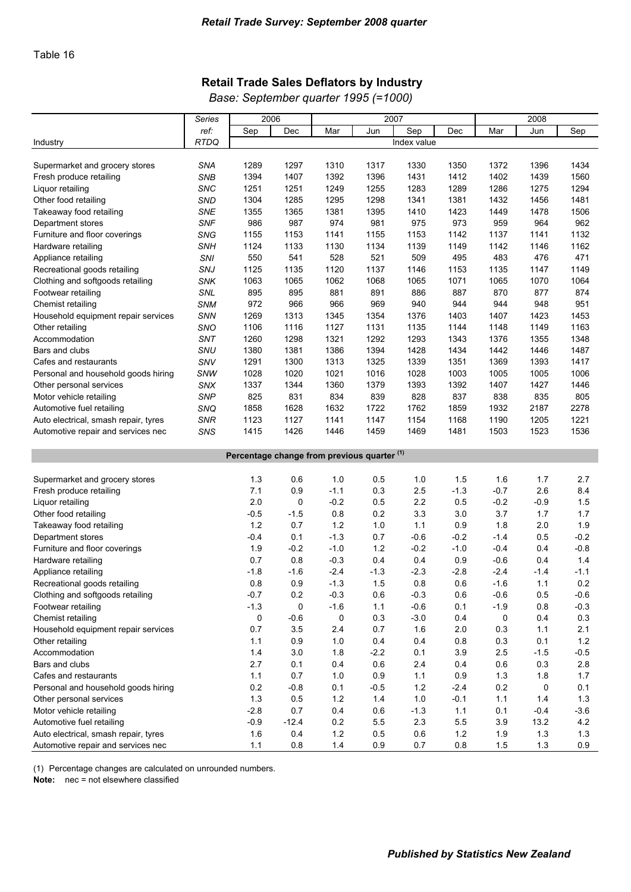Table 16

## Retail Trade Sales Deflators by Industry

*Base: September quarter 1995 (=1000)*

| Industry | Series ref: RTDQ | 2006 Sep | 2006 Dec | 2007 Mar | 2007 Jun | 2007 Sep | 2007 Dec | 2008 Mar | 2008 Jun | 2008 Sep |
|---|---|---|---|---|---|---|---|---|---|---|
| | | Index value | | | | | | | | |
| Supermarket and grocery stores | SNA | 1289 | 1297 | 1310 | 1317 | 1330 | 1350 | 1372 | 1396 | 1434 |
| Fresh produce retailing | SNB | 1394 | 1407 | 1392 | 1396 | 1431 | 1412 | 1402 | 1439 | 1560 |
| Liquor retailing | SNC | 1251 | 1251 | 1249 | 1255 | 1283 | 1289 | 1286 | 1275 | 1294 |
| Other food retailing | SND | 1304 | 1285 | 1295 | 1298 | 1341 | 1381 | 1432 | 1456 | 1481 |
| Takeaway food retailing | SNE | 1355 | 1365 | 1381 | 1395 | 1410 | 1423 | 1449 | 1478 | 1506 |
| Department stores | SNF | 986 | 987 | 974 | 981 | 975 | 973 | 959 | 964 | 962 |
| Furniture and floor coverings | SNG | 1155 | 1153 | 1141 | 1155 | 1153 | 1142 | 1137 | 1141 | 1132 |
| Hardware retailing | SNH | 1124 | 1133 | 1130 | 1134 | 1139 | 1149 | 1142 | 1146 | 1162 |
| Appliance retailing | SNI | 550 | 541 | 528 | 521 | 509 | 495 | 483 | 476 | 471 |
| Recreational goods retailing | SNJ | 1125 | 1135 | 1120 | 1137 | 1146 | 1153 | 1135 | 1147 | 1149 |
| Clothing and softgoods retailing | SNK | 1063 | 1065 | 1062 | 1068 | 1065 | 1071 | 1065 | 1070 | 1064 |
| Footwear retailing | SNL | 895 | 895 | 881 | 891 | 886 | 887 | 870 | 877 | 874 |
| Chemist retailing | SNM | 972 | 966 | 966 | 969 | 940 | 944 | 944 | 948 | 951 |
| Household equipment repair services | SNN | 1269 | 1313 | 1345 | 1354 | 1376 | 1403 | 1407 | 1423 | 1453 |
| Other retailing | SNO | 1106 | 1116 | 1127 | 1131 | 1135 | 1144 | 1148 | 1149 | 1163 |
| Accommodation | SNT | 1260 | 1298 | 1321 | 1292 | 1293 | 1343 | 1376 | 1355 | 1348 |
| Bars and clubs | SNU | 1380 | 1381 | 1386 | 1394 | 1428 | 1434 | 1442 | 1446 | 1487 |
| Cafes and restaurants | SNV | 1291 | 1300 | 1313 | 1325 | 1339 | 1351 | 1369 | 1393 | 1417 |
| Personal and household goods hiring | SNW | 1028 | 1020 | 1021 | 1016 | 1028 | 1003 | 1005 | 1005 | 1006 |
| Other personal services | SNX | 1337 | 1344 | 1360 | 1379 | 1393 | 1392 | 1407 | 1427 | 1446 |
| Motor vehicle retailing | SNP | 825 | 831 | 834 | 839 | 828 | 837 | 838 | 835 | 805 |
| Automotive fuel retailing | SNQ | 1858 | 1628 | 1632 | 1722 | 1762 | 1859 | 1932 | 2187 | 2278 |
| Auto electrical, smash repair, tyres | SNR | 1123 | 1127 | 1141 | 1147 | 1154 | 1168 | 1190 | 1205 | 1221 |
| Automotive repair and services nec | SNS | 1415 | 1426 | 1446 | 1459 | 1469 | 1481 | 1503 | 1523 | 1536 |
| | | Percentage change from previous quarter [(1)] | | | | | | | | |
| Supermarket and grocery stores | | 1.3 | 0.6 | 1.0 | 0.5 | 1.0 | 1.5 | 1.6 | 1.7 | 2.7 |
| Fresh produce retailing | | 7.1 | 0.9 | -1.1 | 0.3 | 2.5 | -1.3 | -0.7 | 2.6 | 8.4 |
| Liquor retailing | | 2.0 | 0 | -0.2 | 0.5 | 2.2 | 0.5 | -0.2 | -0.9 | 1.5 |
| Other food retailing | | -0.5 | -1.5 | 0.8 | 0.2 | 3.3 | 3.0 | 3.7 | 1.7 | 1.7 |
| Takeaway food retailing | | 1.2 | 0.7 | 1.2 | 1.0 | 1.1 | 0.9 | 1.8 | 2.0 | 1.9 |
| Department stores | | -0.4 | 0.1 | -1.3 | 0.7 | -0.6 | -0.2 | -1.4 | 0.5 | -0.2 |
| Furniture and floor coverings | | 1.9 | -0.2 | -1.0 | 1.2 | -0.2 | -1.0 | -0.4 | 0.4 | -0.8 |
| Hardware retailing | | 0.7 | 0.8 | -0.3 | 0.4 | 0.4 | 0.9 | -0.6 | 0.4 | 1.4 |
| Appliance retailing | | -1.8 | -1.6 | -2.4 | -1.3 | -2.3 | -2.8 | -2.4 | -1.4 | -1.1 |
| Recreational goods retailing | | 0.8 | 0.9 | -1.3 | 1.5 | 0.8 | 0.6 | -1.6 | 1.1 | 0.2 |
| Clothing and softgoods retailing | | -0.7 | 0.2 | -0.3 | 0.6 | -0.3 | 0.6 | -0.6 | 0.5 | -0.6 |
| Footwear retailing | | -1.3 | 0 | -1.6 | 1.1 | -0.6 | 0.1 | -1.9 | 0.8 | -0.3 |
| Chemist retailing | | 0 | -0.6 | 0 | 0.3 | -3.0 | 0.4 | 0 | 0.4 | 0.3 |
| Household equipment repair services | | 0.7 | 3.5 | 2.4 | 0.7 | 1.6 | 2.0 | 0.3 | 1.1 | 2.1 |
| Other retailing | | 1.1 | 0.9 | 1.0 | 0.4 | 0.4 | 0.8 | 0.3 | 0.1 | 1.2 |
| Accommodation | | 1.4 | 3.0 | 1.8 | -2.2 | 0.1 | 3.9 | 2.5 | -1.5 | -0.5 |
| Bars and clubs | | 2.7 | 0.1 | 0.4 | 0.6 | 2.4 | 0.4 | 0.6 | 0.3 | 2.8 |
| Cafes and restaurants | | 1.1 | 0.7 | 1.0 | 0.9 | 1.1 | 0.9 | 1.3 | 1.8 | 1.7 |
| Personal and household goods hiring | | 0.2 | -0.8 | 0.1 | -0.5 | 1.2 | -2.4 | 0.2 | 0 | 0.1 |
| Other personal services | | 1.3 | 0.5 | 1.2 | 1.4 | 1.0 | -0.1 | 1.1 | 1.4 | 1.3 |
| Motor vehicle retailing | | -2.8 | 0.7 | 0.4 | 0.6 | -1.3 | 1.1 | 0.1 | -0.4 | -3.6 |
| Automotive fuel retailing | | -0.9 | -12.4 | 0.2 | 5.5 | 2.3 | 5.5 | 3.9 | 13.2 | 4.2 |
| Auto electrical, smash repair, tyres | | 1.6 | 0.4 | 1.2 | 0.5 | 0.6 | 1.2 | 1.9 | 1.3 | 1.3 |
| Automotive repair and services nec | | 1.1 | 0.8 | 1.4 | 0.9 | 0.7 | 0.8 | 1.5 | 1.3 | 0.9 |

(1) Percentage changes are calculated on unrounded numbers.

**Note:** nec = not elsewhere classified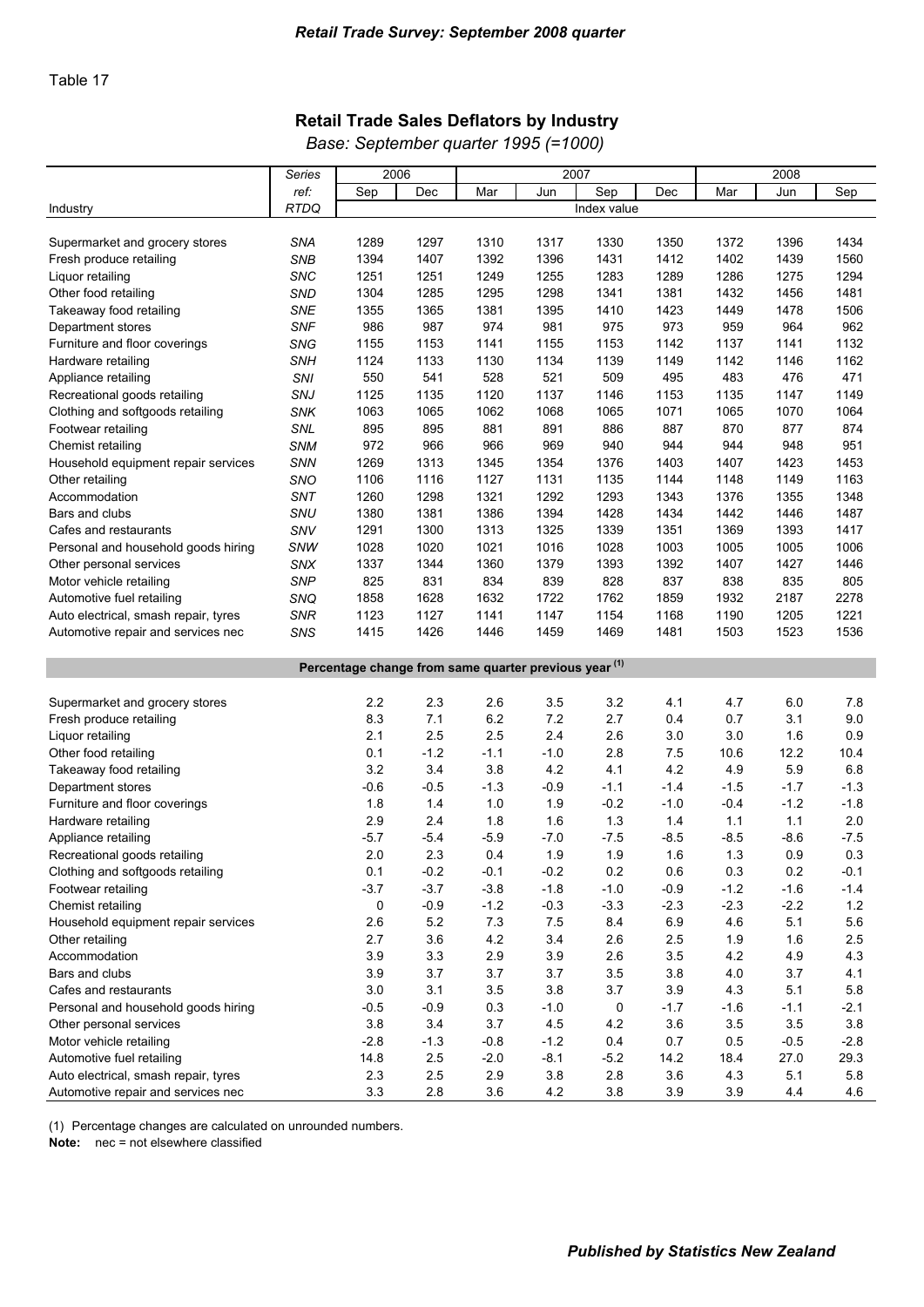Table 17

## Retail Trade Sales Deflators by Industry

*Base: September quarter 1995 (=1000)*

| Industry | Series ref: RTDQ | 2006 Sep | 2006 Dec | 2007 Mar | 2007 Jun | 2007 Sep | 2007 Dec | 2008 Mar | 2008 Jun | 2008 Sep |
|---|---|---|---|---|---|---|---|---|---|---|
| | | Index value | | | | | | | | |
| Supermarket and grocery stores | SNA | 1289 | 1297 | 1310 | 1317 | 1330 | 1350 | 1372 | 1396 | 1434 |
| Fresh produce retailing | SNB | 1394 | 1407 | 1392 | 1396 | 1431 | 1412 | 1402 | 1439 | 1560 |
| Liquor retailing | SNC | 1251 | 1251 | 1249 | 1255 | 1283 | 1289 | 1286 | 1275 | 1294 |
| Other food retailing | SND | 1304 | 1285 | 1295 | 1298 | 1341 | 1381 | 1432 | 1456 | 1481 |
| Takeaway food retailing | SNE | 1355 | 1365 | 1381 | 1395 | 1410 | 1423 | 1449 | 1478 | 1506 |
| Department stores | SNF | 986 | 987 | 974 | 981 | 975 | 973 | 959 | 964 | 962 |
| Furniture and floor coverings | SNG | 1155 | 1153 | 1141 | 1155 | 1153 | 1142 | 1137 | 1141 | 1132 |
| Hardware retailing | SNH | 1124 | 1133 | 1130 | 1134 | 1139 | 1149 | 1142 | 1146 | 1162 |
| Appliance retailing | SNI | 550 | 541 | 528 | 521 | 509 | 495 | 483 | 476 | 471 |
| Recreational goods retailing | SNJ | 1125 | 1135 | 1120 | 1137 | 1146 | 1153 | 1135 | 1147 | 1149 |
| Clothing and softgoods retailing | SNK | 1063 | 1065 | 1062 | 1068 | 1065 | 1071 | 1065 | 1070 | 1064 |
| Footwear retailing | SNL | 895 | 895 | 881 | 891 | 886 | 887 | 870 | 877 | 874 |
| Chemist retailing | SNM | 972 | 966 | 966 | 969 | 940 | 944 | 944 | 948 | 951 |
| Household equipment repair services | SNN | 1269 | 1313 | 1345 | 1354 | 1376 | 1403 | 1407 | 1423 | 1453 |
| Other retailing | SNO | 1106 | 1116 | 1127 | 1131 | 1135 | 1144 | 1148 | 1149 | 1163 |
| Accommodation | SNT | 1260 | 1298 | 1321 | 1292 | 1293 | 1343 | 1376 | 1355 | 1348 |
| Bars and clubs | SNU | 1380 | 1381 | 1386 | 1394 | 1428 | 1434 | 1442 | 1446 | 1487 |
| Cafes and restaurants | SNV | 1291 | 1300 | 1313 | 1325 | 1339 | 1351 | 1369 | 1393 | 1417 |
| Personal and household goods hiring | SNW | 1028 | 1020 | 1021 | 1016 | 1028 | 1003 | 1005 | 1005 | 1006 |
| Other personal services | SNX | 1337 | 1344 | 1360 | 1379 | 1393 | 1392 | 1407 | 1427 | 1446 |
| Motor vehicle retailing | SNP | 825 | 831 | 834 | 839 | 828 | 837 | 838 | 835 | 805 |
| Automotive fuel retailing | SNQ | 1858 | 1628 | 1632 | 1722 | 1762 | 1859 | 1932 | 2187 | 2278 |
| Auto electrical, smash repair, tyres | SNR | 1123 | 1127 | 1141 | 1147 | 1154 | 1168 | 1190 | 1205 | 1221 |
| Automotive repair and services nec | SNS | 1415 | 1426 | 1446 | 1459 | 1469 | 1481 | 1503 | 1523 | 1536 |
| | | Percentage change from same quarter previous year [1] | | | | | | | | |
| Supermarket and grocery stores | | 2.2 | 2.3 | 2.6 | 3.5 | 3.2 | 4.1 | 4.7 | 6.0 | 7.8 |
| Fresh produce retailing | | 8.3 | 7.1 | 6.2 | 7.2 | 2.7 | 0.4 | 0.7 | 3.1 | 9.0 |
| Liquor retailing | | 2.1 | 2.5 | 2.5 | 2.4 | 2.6 | 3.0 | 3.0 | 1.6 | 0.9 |
| Other food retailing | | 0.1 | -1.2 | -1.1 | -1.0 | 2.8 | 7.5 | 10.6 | 12.2 | 10.4 |
| Takeaway food retailing | | 3.2 | 3.4 | 3.8 | 4.2 | 4.1 | 4.2 | 4.9 | 5.9 | 6.8 |
| Department stores | | -0.6 | -0.5 | -1.3 | -0.9 | -1.1 | -1.4 | -1.5 | -1.7 | -1.3 |
| Furniture and floor coverings | | 1.8 | 1.4 | 1.0 | 1.9 | -0.2 | -1.0 | -0.4 | -1.2 | -1.8 |
| Hardware retailing | | 2.9 | 2.4 | 1.8 | 1.6 | 1.3 | 1.4 | 1.1 | 1.1 | 2.0 |
| Appliance retailing | | -5.7 | -5.4 | -5.9 | -7.0 | -7.5 | -8.5 | -8.5 | -8.6 | -7.5 |
| Recreational goods retailing | | 2.0 | 2.3 | 0.4 | 1.9 | 1.9 | 1.6 | 1.3 | 0.9 | 0.3 |
| Clothing and softgoods retailing | | 0.1 | -0.2 | -0.1 | -0.2 | 0.2 | 0.6 | 0.3 | 0.2 | -0.1 |
| Footwear retailing | | -3.7 | -3.7 | -3.8 | -1.8 | -1.0 | -0.9 | -1.2 | -1.6 | -1.4 |
| Chemist retailing | | 0 | -0.9 | -1.2 | -0.3 | -3.3 | -2.3 | -2.3 | -2.2 | 1.2 |
| Household equipment repair services | | 2.6 | 5.2 | 7.3 | 7.5 | 8.4 | 6.9 | 4.6 | 5.1 | 5.6 |
| Other retailing | | 2.7 | 3.6 | 4.2 | 3.4 | 2.6 | 2.5 | 1.9 | 1.6 | 2.5 |
| Accommodation | | 3.9 | 3.3 | 2.9 | 3.9 | 2.6 | 3.5 | 4.2 | 4.9 | 4.3 |
| Bars and clubs | | 3.9 | 3.7 | 3.7 | 3.7 | 3.5 | 3.8 | 4.0 | 3.7 | 4.1 |
| Cafes and restaurants | | 3.0 | 3.1 | 3.5 | 3.8 | 3.7 | 3.9 | 4.3 | 5.1 | 5.8 |
| Personal and household goods hiring | | -0.5 | -0.9 | 0.3 | -1.0 | 0 | -1.7 | -1.6 | -1.1 | -2.1 |
| Other personal services | | 3.8 | 3.4 | 3.7 | 4.5 | 4.2 | 3.6 | 3.5 | 3.5 | 3.8 |
| Motor vehicle retailing | | -2.8 | -1.3 | -0.8 | -1.2 | 0.4 | 0.7 | 0.5 | -0.5 | -2.8 |
| Automotive fuel retailing | | 14.8 | 2.5 | -2.0 | -8.1 | -5.2 | 14.2 | 18.4 | 27.0 | 29.3 |
| Auto electrical, smash repair, tyres | | 2.3 | 2.5 | 2.9 | 3.8 | 2.8 | 3.6 | 4.3 | 5.1 | 5.8 |
| Automotive repair and services nec | | 3.3 | 2.8 | 3.6 | 4.2 | 3.8 | 3.9 | 3.9 | 4.4 | 4.6 |

(1) Percentage changes are calculated on unrounded numbers.

**Note:** nec = not elsewhere classified